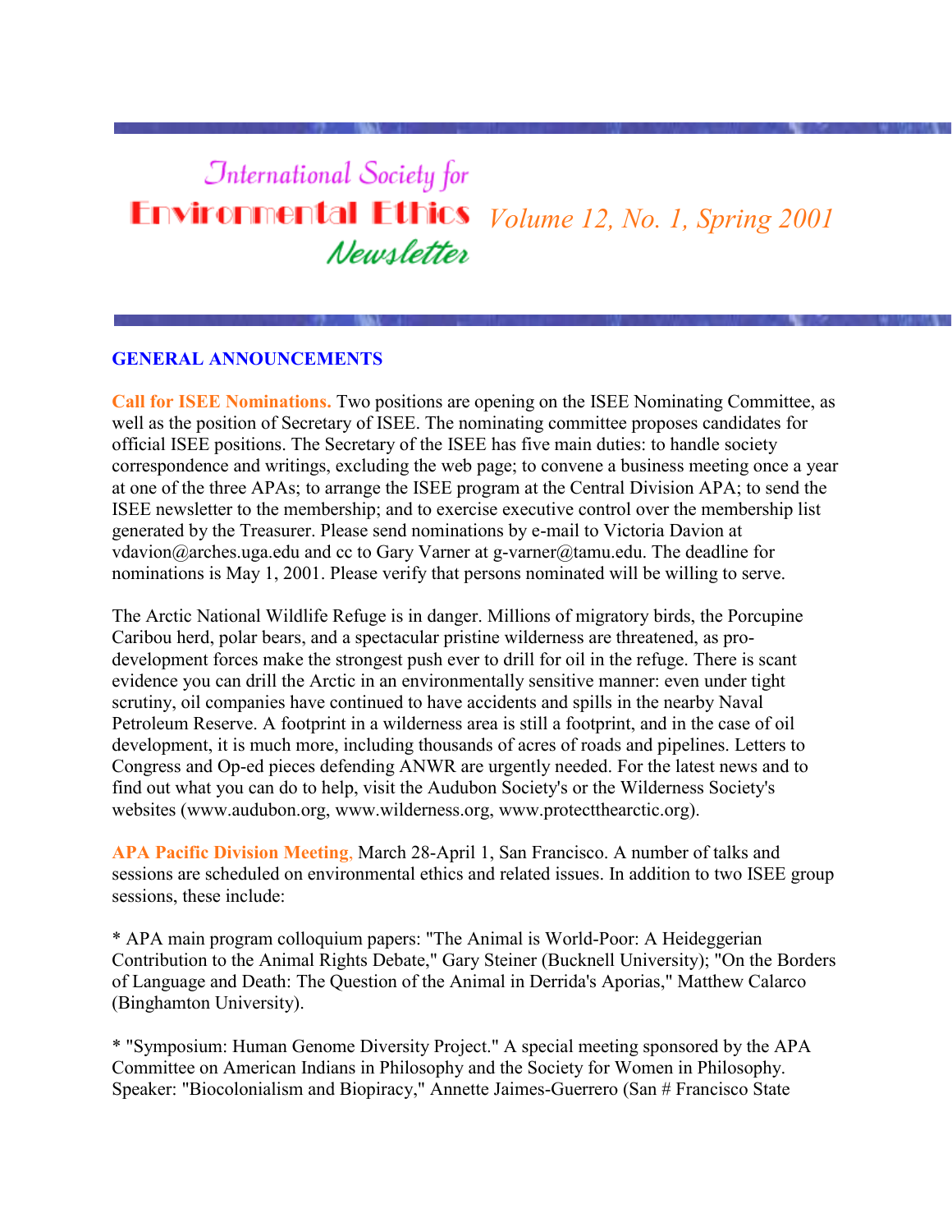# International Society for Environmental Ethics Newsletter

*Volume 12, No. 1, Spring 2001*

## GENERAL ANNOUNCEMENTS

**Call for ISEE Nominations.** Two positions are opening on the ISEE Nominating Committee, as well as the position of Secretary of ISEE. The nominating committee proposes candidates for official ISEE positions. The Secretary of the ISEE has five main duties: to handle society correspondence and writings, excluding the web page; to convene a business meeting once a year at one of the three APAs; to arrange the ISEE program at the Central Division APA; to send the ISEE newsletter to the membership; and to exercise executive control over the membership list generated by the Treasurer. Please send nominations by e-mail to Victoria Davion at vdavion@arches.uga.edu and cc to Gary Varner at g-varner@tamu.edu. The deadline for nominations is May 1, 2001. Please verify that persons nominated will be willing to serve.

The Arctic National Wildlife Refuge is in danger. Millions of migratory birds, the Porcupine Caribou herd, polar bears, and a spectacular pristine wilderness are threatened, as pro-development forces make the strongest push ever to drill for oil in the refuge. There is scant evidence you can drill the Arctic in an environmentally sensitive manner: even under tight scrutiny, oil companies have continued to have accidents and spills in the nearby Naval Petroleum Reserve. A footprint in a wilderness area is still a footprint, and in the case of oil development, it is much more, including thousands of acres of roads and pipelines. Letters to Congress and Op-ed pieces defending ANWR are urgently needed. For the latest news and to find out what you can do to help, visit the Audubon Society's or the Wilderness Society's websites (www.audubon.org, www.wilderness.org, www.protectthearctic.org).

**APA Pacific Division Meeting,** March 28-April 1, San Francisco. A number of talks and sessions are scheduled on environmental ethics and related issues. In addition to two ISEE group sessions, these include:

* APA main program colloquium papers: "The Animal is World-Poor: A Heideggerian Contribution to the Animal Rights Debate," Gary Steiner (Bucknell University); "On the Borders of Language and Death: The Question of the Animal in Derrida's Aporias," Matthew Calarco (Binghamton University).

* "Symposium: Human Genome Diversity Project." A special meeting sponsored by the APA Committee on American Indians in Philosophy and the Society for Women in Philosophy. Speaker: "Biocolonialism and Biopiracy," Annette Jaimes-Guerrero (San # Francisco State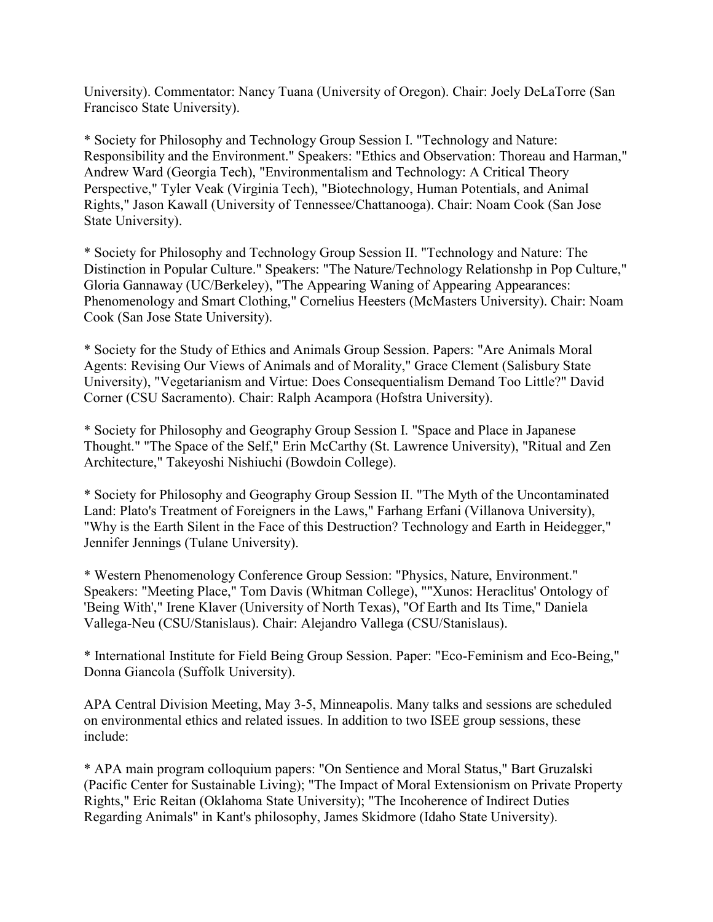University). Commentator: Nancy Tuana (University of Oregon). Chair: Joely DeLaTorre (San Francisco State University).

* Society for Philosophy and Technology Group Session I. "Technology and Nature: Responsibility and the Environment." Speakers: "Ethics and Observation: Thoreau and Harman," Andrew Ward (Georgia Tech), "Environmentalism and Technology: A Critical Theory Perspective," Tyler Veak (Virginia Tech), "Biotechnology, Human Potentials, and Animal Rights," Jason Kawall (University of Tennessee/Chattanooga). Chair: Noam Cook (San Jose State University).

* Society for Philosophy and Technology Group Session II. "Technology and Nature: The Distinction in Popular Culture." Speakers: "The Nature/Technology Relationshp in Pop Culture," Gloria Gannaway (UC/Berkeley), "The Appearing Waning of Appearing Appearances: Phenomenology and Smart Clothing," Cornelius Heesters (McMasters University). Chair: Noam Cook (San Jose State University).

* Society for the Study of Ethics and Animals Group Session. Papers: "Are Animals Moral Agents: Revising Our Views of Animals and of Morality," Grace Clement (Salisbury State University), "Vegetarianism and Virtue: Does Consequentialism Demand Too Little?" David Corner (CSU Sacramento). Chair: Ralph Acampora (Hofstra University).

* Society for Philosophy and Geography Group Session I. "Space and Place in Japanese Thought." "The Space of the Self," Erin McCarthy (St. Lawrence University), "Ritual and Zen Architecture," Takeyoshi Nishiuchi (Bowdoin College).

* Society for Philosophy and Geography Group Session II. "The Myth of the Uncontaminated Land: Plato's Treatment of Foreigners in the Laws," Farhang Erfani (Villanova University), "Why is the Earth Silent in the Face of this Destruction? Technology and Earth in Heidegger," Jennifer Jennings (Tulane University).

* Western Phenomenology Conference Group Session: "Physics, Nature, Environment." Speakers: "Meeting Place," Tom Davis (Whitman College), ""Xunos: Heraclitus' Ontology of 'Being With'," Irene Klaver (University of North Texas), "Of Earth and Its Time," Daniela Vallega-Neu (CSU/Stanislaus). Chair: Alejandro Vallega (CSU/Stanislaus).

* International Institute for Field Being Group Session. Paper: "Eco-Feminism and Eco-Being," Donna Giancola (Suffolk University).

APA Central Division Meeting, May 3-5, Minneapolis. Many talks and sessions are scheduled on environmental ethics and related issues. In addition to two ISEE group sessions, these include:

* APA main program colloquium papers: "On Sentience and Moral Status," Bart Gruzalski (Pacific Center for Sustainable Living); "The Impact of Moral Extensionism on Private Property Rights," Eric Reitan (Oklahoma State University); "The Incoherence of Indirect Duties Regarding Animals" in Kant's philosophy, James Skidmore (Idaho State University).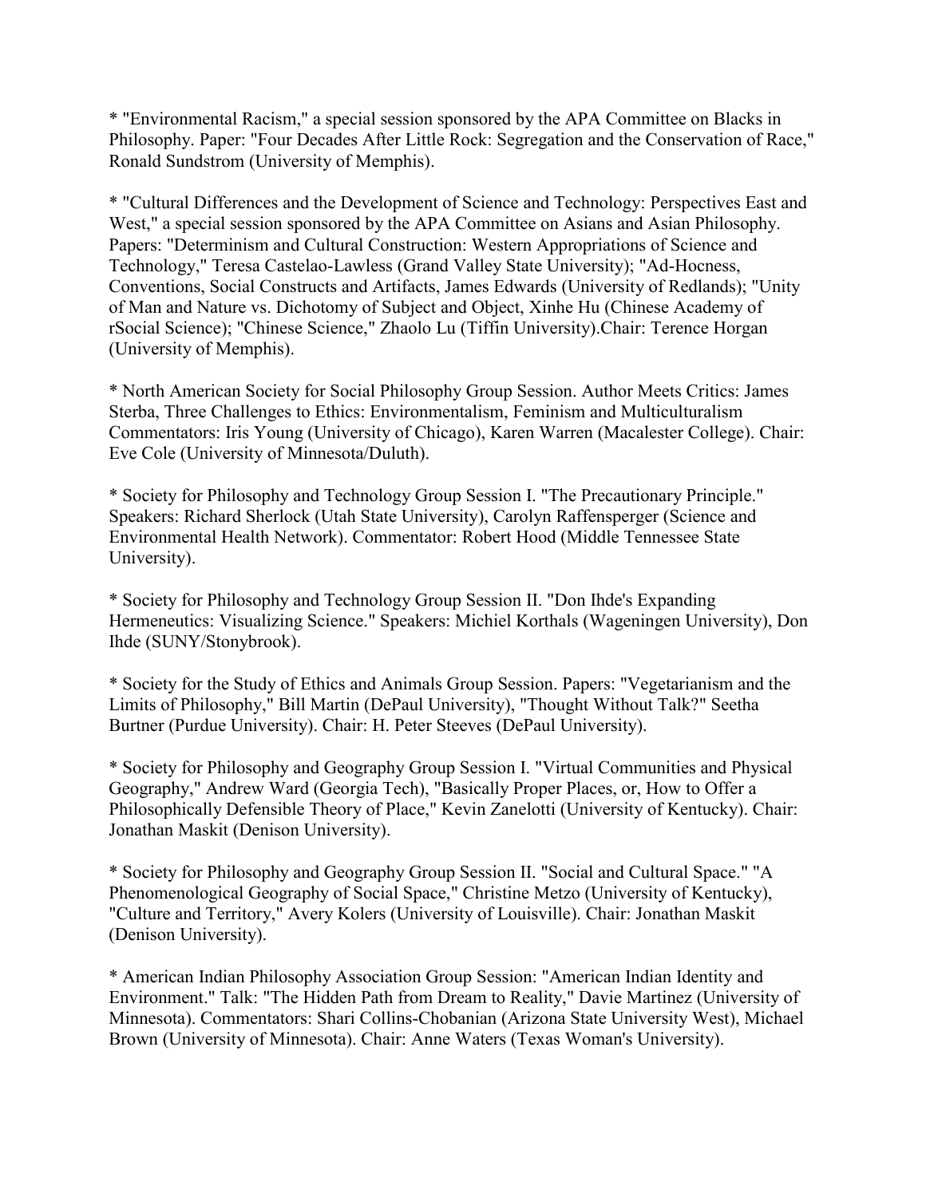* "Environmental Racism," a special session sponsored by the APA Committee on Blacks in Philosophy. Paper: "Four Decades After Little Rock: Segregation and the Conservation of Race," Ronald Sundstrom (University of Memphis).

* "Cultural Differences and the Development of Science and Technology: Perspectives East and West," a special session sponsored by the APA Committee on Asians and Asian Philosophy. Papers: "Determinism and Cultural Construction: Western Appropriations of Science and Technology," Teresa Castelao-Lawless (Grand Valley State University); "Ad-Hocness, Conventions, Social Constructs and Artifacts, James Edwards (University of Redlands); "Unity of Man and Nature vs. Dichotomy of Subject and Object, Xinhe Hu (Chinese Academy of rSocial Science); "Chinese Science," Zhaolo Lu (Tiffin University).Chair: Terence Horgan (University of Memphis).

* North American Society for Social Philosophy Group Session. Author Meets Critics: James Sterba, Three Challenges to Ethics: Environmentalism, Feminism and Multiculturalism Commentators: Iris Young (University of Chicago), Karen Warren (Macalester College). Chair: Eve Cole (University of Minnesota/Duluth).

* Society for Philosophy and Technology Group Session I. "The Precautionary Principle." Speakers: Richard Sherlock (Utah State University), Carolyn Raffensperger (Science and Environmental Health Network). Commentator: Robert Hood (Middle Tennessee State University).

* Society for Philosophy and Technology Group Session II. "Don Ihde's Expanding Hermeneutics: Visualizing Science." Speakers: Michiel Korthals (Wageningen University), Don Ihde (SUNY/Stonybrook).

* Society for the Study of Ethics and Animals Group Session. Papers: "Vegetarianism and the Limits of Philosophy," Bill Martin (DePaul University), "Thought Without Talk?" Seetha Burtner (Purdue University). Chair: H. Peter Steeves (DePaul University).

* Society for Philosophy and Geography Group Session I. "Virtual Communities and Physical Geography," Andrew Ward (Georgia Tech), "Basically Proper Places, or, How to Offer a Philosophically Defensible Theory of Place," Kevin Zanelotti (University of Kentucky). Chair: Jonathan Maskit (Denison University).

* Society for Philosophy and Geography Group Session II. "Social and Cultural Space." "A Phenomenological Geography of Social Space," Christine Metzo (University of Kentucky), "Culture and Territory," Avery Kolers (University of Louisville). Chair: Jonathan Maskit (Denison University).

* American Indian Philosophy Association Group Session: "American Indian Identity and Environment." Talk: "The Hidden Path from Dream to Reality," Davie Martinez (University of Minnesota). Commentators: Shari Collins-Chobanian (Arizona State University West), Michael Brown (University of Minnesota). Chair: Anne Waters (Texas Woman's University).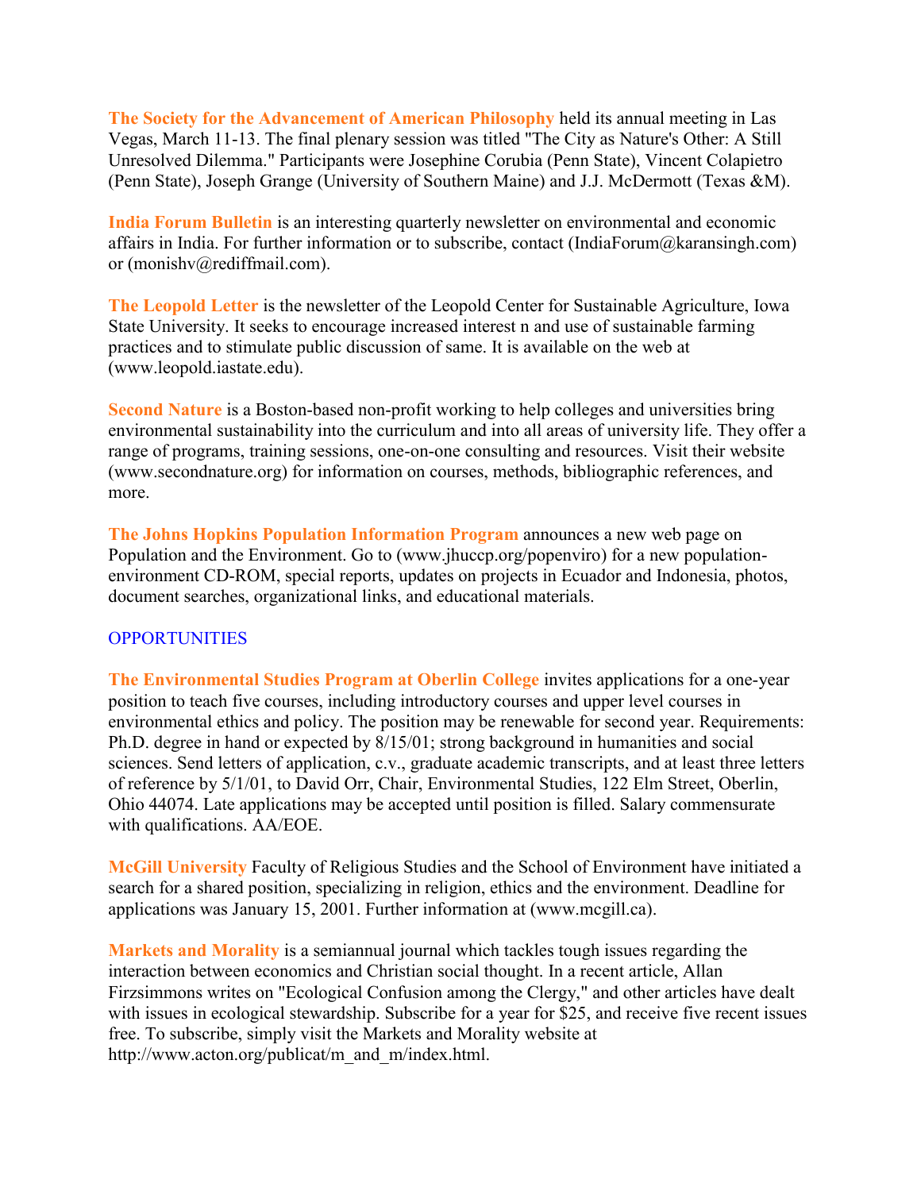**The Society for the Advancement of American Philosophy** held its annual meeting in Las Vegas, March 11-13. The final plenary session was titled "The City as Nature's Other: A Still Unresolved Dilemma." Participants were Josephine Corubia (Penn State), Vincent Colapietro (Penn State), Joseph Grange (University of Southern Maine) and J.J. McDermott (Texas &M).

**India Forum Bulletin** is an interesting quarterly newsletter on environmental and economic affairs in India. For further information or to subscribe, contact (IndiaForum@karansingh.com) or (monishv@rediffmail.com).

**The Leopold Letter** is the newsletter of the Leopold Center for Sustainable Agriculture, Iowa State University. It seeks to encourage increased interest n and use of sustainable farming practices and to stimulate public discussion of same. It is available on the web at (www.leopold.iastate.edu).

**Second Nature** is a Boston-based non-profit working to help colleges and universities bring environmental sustainability into the curriculum and into all areas of university life. They offer a range of programs, training sessions, one-on-one consulting and resources. Visit their website (www.secondnature.org) for information on courses, methods, bibliographic references, and more.

**The Johns Hopkins Population Information Program** announces a new web page on Population and the Environment. Go to (www.jhuccp.org/popenviro) for a new population-environment CD-ROM, special reports, updates on projects in Ecuador and Indonesia, photos, document searches, organizational links, and educational materials.

## OPPORTUNITIES

**The Environmental Studies Program at Oberlin College** invites applications for a one-year position to teach five courses, including introductory courses and upper level courses in environmental ethics and policy. The position may be renewable for second year. Requirements: Ph.D. degree in hand or expected by 8/15/01; strong background in humanities and social sciences. Send letters of application, c.v., graduate academic transcripts, and at least three letters of reference by 5/1/01, to David Orr, Chair, Environmental Studies, 122 Elm Street, Oberlin, Ohio 44074. Late applications may be accepted until position is filled. Salary commensurate with qualifications. AA/EOE.

**McGill University** Faculty of Religious Studies and the School of Environment have initiated a search for a shared position, specializing in religion, ethics and the environment. Deadline for applications was January 15, 2001. Further information at (www.mcgill.ca).

**Markets and Morality** is a semiannual journal which tackles tough issues regarding the interaction between economics and Christian social thought. In a recent article, Allan Firzsimmons writes on "Ecological Confusion among the Clergy," and other articles have dealt with issues in ecological stewardship. Subscribe for a year for $25, and receive five recent issues free. To subscribe, simply visit the Markets and Morality website at http://www.acton.org/publicat/m_and_m/index.html.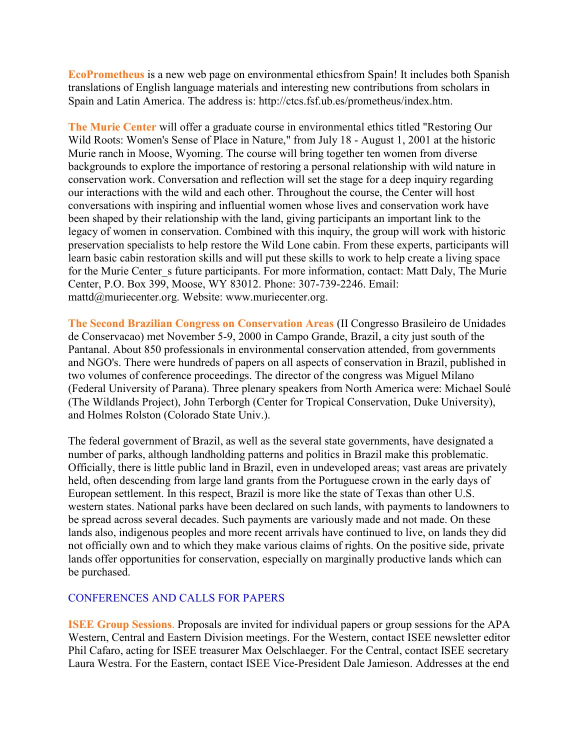**EcoPrometheus** is a new web page on environmental ethicsfrom Spain! It includes both Spanish translations of English language materials and interesting new contributions from scholars in Spain and Latin America. The address is: http://ctcs.fsf.ub.es/prometheus/index.htm.

**The Murie Center** will offer a graduate course in environmental ethics titled "Restoring Our Wild Roots: Women's Sense of Place in Nature," from July 18 - August 1, 2001 at the historic Murie ranch in Moose, Wyoming. The course will bring together ten women from diverse backgrounds to explore the importance of restoring a personal relationship with wild nature in conservation work. Conversation and reflection will set the stage for a deep inquiry regarding our interactions with the wild and each other. Throughout the course, the Center will host conversations with inspiring and influential women whose lives and conservation work have been shaped by their relationship with the land, giving participants an important link to the legacy of women in conservation. Combined with this inquiry, the group will work with historic preservation specialists to help restore the Wild Lone cabin. From these experts, participants will learn basic cabin restoration skills and will put these skills to work to help create a living space for the Murie Center_s future participants. For more information, contact: Matt Daly, The Murie Center, P.O. Box 399, Moose, WY 83012. Phone: 307-739-2246. Email: mattd@muriecenter.org. Website: www.muriecenter.org.

**The Second Brazilian Congress on Conservation Areas** (II Congresso Brasileiro de Unidades de Conservacao) met November 5-9, 2000 in Campo Grande, Brazil, a city just south of the Pantanal. About 850 professionals in environmental conservation attended, from governments and NGO's. There were hundreds of papers on all aspects of conservation in Brazil, published in two volumes of conference proceedings. The director of the congress was Miguel Milano (Federal University of Parana). Three plenary speakers from North America were: Michael Soulé (The Wildlands Project), John Terborgh (Center for Tropical Conservation, Duke University), and Holmes Rolston (Colorado State Univ.).

The federal government of Brazil, as well as the several state governments, have designated a number of parks, although landholding patterns and politics in Brazil make this problematic. Officially, there is little public land in Brazil, even in undeveloped areas; vast areas are privately held, often descending from large land grants from the Portuguese crown in the early days of European settlement. In this respect, Brazil is more like the state of Texas than other U.S. western states. National parks have been declared on such lands, with payments to landowners to be spread across several decades. Such payments are variously made and not made. On these lands also, indigenous peoples and more recent arrivals have continued to live, on lands they did not officially own and to which they make various claims of rights. On the positive side, private lands offer opportunities for conservation, especially on marginally productive lands which can be purchased.

## CONFERENCES AND CALLS FOR PAPERS

**ISEE Group Sessions.** Proposals are invited for individual papers or group sessions for the APA Western, Central and Eastern Division meetings. For the Western, contact ISEE newsletter editor Phil Cafaro, acting for ISEE treasurer Max Oelschlaeger. For the Central, contact ISEE secretary Laura Westra. For the Eastern, contact ISEE Vice-President Dale Jamieson. Addresses at the end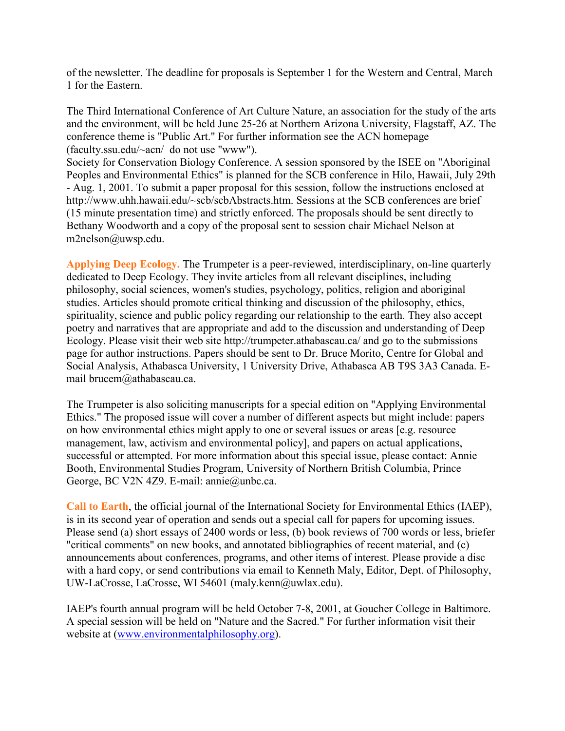of the newsletter. The deadline for proposals is September 1 for the Western and Central, March 1 for the Eastern.

The Third International Conference of Art Culture Nature, an association for the study of the arts and the environment, will be held June 25-26 at Northern Arizona University, Flagstaff, AZ. The conference theme is "Public Art." For further information see the ACN homepage (faculty.ssu.edu/~acn/ do not use "www").
Society for Conservation Biology Conference. A session sponsored by the ISEE on "Aboriginal Peoples and Environmental Ethics" is planned for the SCB conference in Hilo, Hawaii, July 29th - Aug. 1, 2001. To submit a paper proposal for this session, follow the instructions enclosed at http://www.uhh.hawaii.edu/~scb/scbAbstracts.htm. Sessions at the SCB conferences are brief (15 minute presentation time) and strictly enforced. The proposals should be sent directly to Bethany Woodworth and a copy of the proposal sent to session chair Michael Nelson at m2nelson@uwsp.edu.

**Applying Deep Ecology.** The Trumpeter is a peer-reviewed, interdisciplinary, on-line quarterly dedicated to Deep Ecology. They invite articles from all relevant disciplines, including philosophy, social sciences, women's studies, psychology, politics, religion and aboriginal studies. Articles should promote critical thinking and discussion of the philosophy, ethics, spirituality, science and public policy regarding our relationship to the earth. They also accept poetry and narratives that are appropriate and add to the discussion and understanding of Deep Ecology. Please visit their web site http://trumpeter.athabascau.ca/ and go to the submissions page for author instructions. Papers should be sent to Dr. Bruce Morito, Centre for Global and Social Analysis, Athabasca University, 1 University Drive, Athabasca AB T9S 3A3 Canada. E-mail brucem@athabascau.ca.

The Trumpeter is also soliciting manuscripts for a special edition on "Applying Environmental Ethics." The proposed issue will cover a number of different aspects but might include: papers on how environmental ethics might apply to one or several issues or areas [e.g. resource management, law, activism and environmental policy], and papers on actual applications, successful or attempted. For more information about this special issue, please contact: Annie Booth, Environmental Studies Program, University of Northern British Columbia, Prince George, BC V2N 4Z9. E-mail: annie@unbc.ca.

**Call to Earth**, the official journal of the International Society for Environmental Ethics (IAEP), is in its second year of operation and sends out a special call for papers for upcoming issues. Please send (a) short essays of 2400 words or less, (b) book reviews of 700 words or less, briefer "critical comments" on new books, and annotated bibliographies of recent material, and (c) announcements about conferences, programs, and other items of interest. Please provide a disc with a hard copy, or send contributions via email to Kenneth Maly, Editor, Dept. of Philosophy, UW-LaCrosse, LaCrosse, WI 54601 (maly.kenn@uwlax.edu).

IAEP's fourth annual program will be held October 7-8, 2001, at Goucher College in Baltimore. A special session will be held on "Nature and the Sacred." For further information visit their website at (www.environmentalphilosophy.org).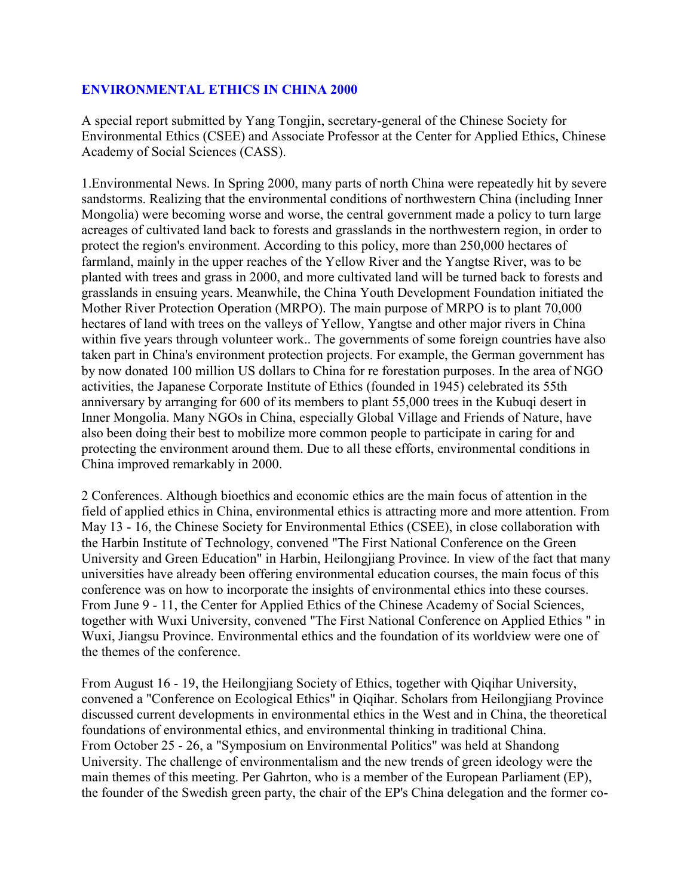## ENVIRONMENTAL ETHICS IN CHINA 2000

A special report submitted by Yang Tongjin, secretary-general of the Chinese Society for Environmental Ethics (CSEE) and Associate Professor at the Center for Applied Ethics, Chinese Academy of Social Sciences (CASS).

1.Environmental News. In Spring 2000, many parts of north China were repeatedly hit by severe sandstorms. Realizing that the environmental conditions of northwestern China (including Inner Mongolia) were becoming worse and worse, the central government made a policy to turn large acreages of cultivated land back to forests and grasslands in the northwestern region, in order to protect the region's environment. According to this policy, more than 250,000 hectares of farmland, mainly in the upper reaches of the Yellow River and the Yangtse River, was to be planted with trees and grass in 2000, and more cultivated land will be turned back to forests and grasslands in ensuing years. Meanwhile, the China Youth Development Foundation initiated the Mother River Protection Operation (MRPO). The main purpose of MRPO is to plant 70,000 hectares of land with trees on the valleys of Yellow, Yangtse and other major rivers in China within five years through volunteer work.. The governments of some foreign countries have also taken part in China's environment protection projects. For example, the German government has by now donated 100 million US dollars to China for re forestation purposes. In the area of NGO activities, the Japanese Corporate Institute of Ethics (founded in 1945) celebrated its 55th anniversary by arranging for 600 of its members to plant 55,000 trees in the Kubuqi desert in Inner Mongolia. Many NGOs in China, especially Global Village and Friends of Nature, have also been doing their best to mobilize more common people to participate in caring for and protecting the environment around them. Due to all these efforts, environmental conditions in China improved remarkably in 2000.

2 Conferences. Although bioethics and economic ethics are the main focus of attention in the field of applied ethics in China, environmental ethics is attracting more and more attention. From May 13 - 16, the Chinese Society for Environmental Ethics (CSEE), in close collaboration with the Harbin Institute of Technology, convened "The First National Conference on the Green University and Green Education" in Harbin, Heilongjiang Province. In view of the fact that many universities have already been offering environmental education courses, the main focus of this conference was on how to incorporate the insights of environmental ethics into these courses. From June 9 - 11, the Center for Applied Ethics of the Chinese Academy of Social Sciences, together with Wuxi University, convened "The First National Conference on Applied Ethics " in Wuxi, Jiangsu Province. Environmental ethics and the foundation of its worldview were one of the themes of the conference.

From August 16 - 19, the Heilongjiang Society of Ethics, together with Qiqihar University, convened a "Conference on Ecological Ethics" in Qiqihar. Scholars from Heilongjiang Province discussed current developments in environmental ethics in the West and in China, the theoretical foundations of environmental ethics, and environmental thinking in traditional China.
From October 25 - 26, a "Symposium on Environmental Politics" was held at Shandong University. The challenge of environmentalism and the new trends of green ideology were the main themes of this meeting. Per Gahrton, who is a member of the European Parliament (EP), the founder of the Swedish green party, the chair of the EP's China delegation and the former co-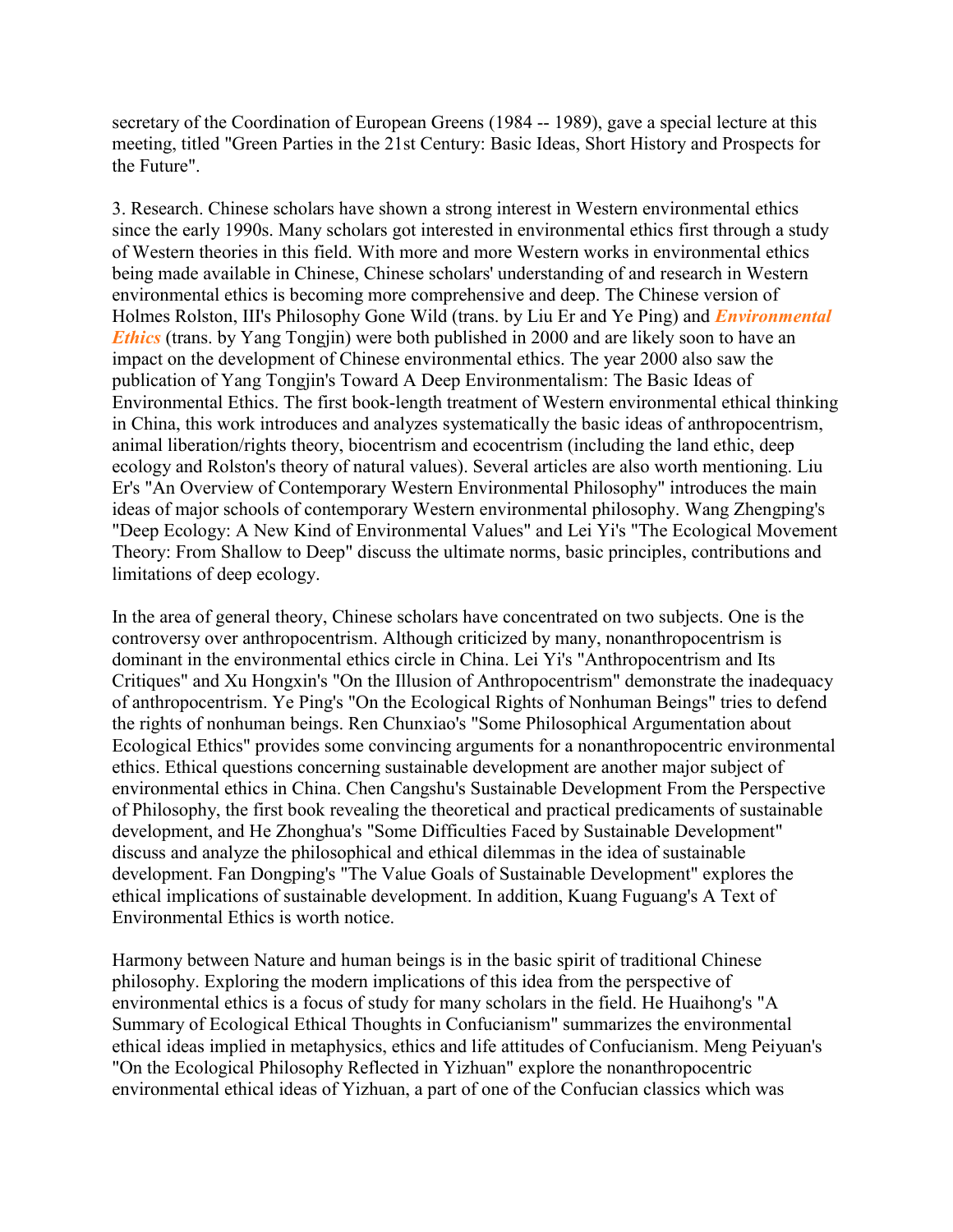secretary of the Coordination of European Greens (1984 -- 1989), gave a special lecture at this meeting, titled "Green Parties in the 21st Century: Basic Ideas, Short History and Prospects for the Future".

3. Research. Chinese scholars have shown a strong interest in Western environmental ethics since the early 1990s. Many scholars got interested in environmental ethics first through a study of Western theories in this field. With more and more Western works in environmental ethics being made available in Chinese, Chinese scholars' understanding of and research in Western environmental ethics is becoming more comprehensive and deep. The Chinese version of Holmes Rolston, III's Philosophy Gone Wild (trans. by Liu Er and Ye Ping) and ***Environmental Ethics*** (trans. by Yang Tongjin) were both published in 2000 and are likely soon to have an impact on the development of Chinese environmental ethics. The year 2000 also saw the publication of Yang Tongjin's Toward A Deep Environmentalism: The Basic Ideas of Environmental Ethics. The first book-length treatment of Western environmental ethical thinking in China, this work introduces and analyzes systematically the basic ideas of anthropocentrism, animal liberation/rights theory, biocentrism and ecocentrism (including the land ethic, deep ecology and Rolston's theory of natural values). Several articles are also worth mentioning. Liu Er's "An Overview of Contemporary Western Environmental Philosophy" introduces the main ideas of major schools of contemporary Western environmental philosophy. Wang Zhengping's "Deep Ecology: A New Kind of Environmental Values" and Lei Yi's "The Ecological Movement Theory: From Shallow to Deep" discuss the ultimate norms, basic principles, contributions and limitations of deep ecology.

In the area of general theory, Chinese scholars have concentrated on two subjects. One is the controversy over anthropocentrism. Although criticized by many, nonanthropocentrism is dominant in the environmental ethics circle in China. Lei Yi's "Anthropocentrism and Its Critiques" and Xu Hongxin's "On the Illusion of Anthropocentrism" demonstrate the inadequacy of anthropocentrism. Ye Ping's "On the Ecological Rights of Nonhuman Beings" tries to defend the rights of nonhuman beings. Ren Chunxiao's "Some Philosophical Argumentation about Ecological Ethics" provides some convincing arguments for a nonanthropocentric environmental ethics. Ethical questions concerning sustainable development are another major subject of environmental ethics in China. Chen Cangshu's Sustainable Development From the Perspective of Philosophy, the first book revealing the theoretical and practical predicaments of sustainable development, and He Zhonghua's "Some Difficulties Faced by Sustainable Development" discuss and analyze the philosophical and ethical dilemmas in the idea of sustainable development. Fan Dongping's "The Value Goals of Sustainable Development" explores the ethical implications of sustainable development. In addition, Kuang Fuguang's A Text of Environmental Ethics is worth notice.

Harmony between Nature and human beings is in the basic spirit of traditional Chinese philosophy. Exploring the modern implications of this idea from the perspective of environmental ethics is a focus of study for many scholars in the field. He Huaihong's "A Summary of Ecological Ethical Thoughts in Confucianism" summarizes the environmental ethical ideas implied in metaphysics, ethics and life attitudes of Confucianism. Meng Peiyuan's "On the Ecological Philosophy Reflected in Yizhuan" explore the nonanthropocentric environmental ethical ideas of Yizhuan, a part of one of the Confucian classics which was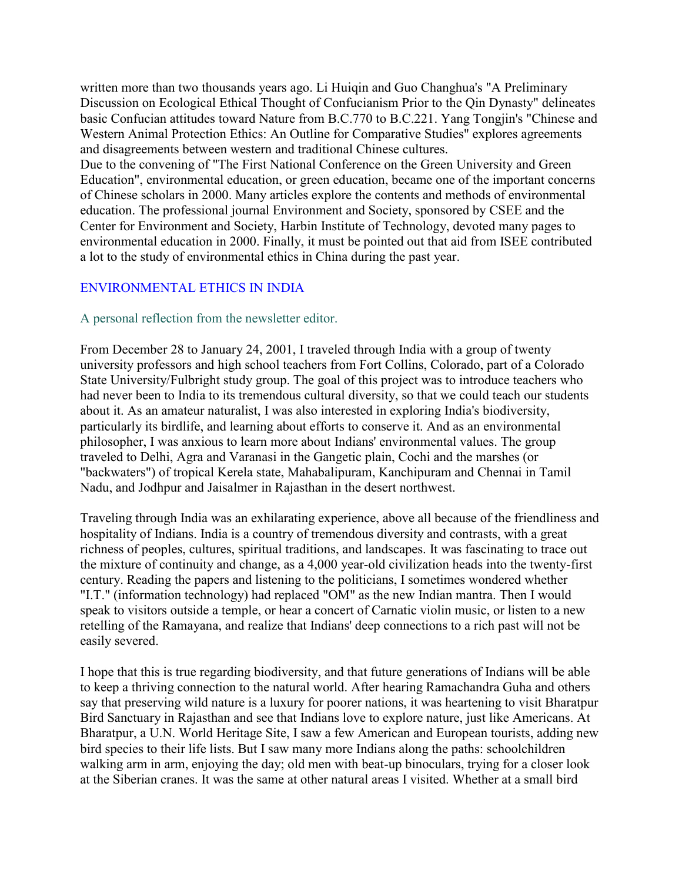written more than two thousands years ago. Li Huiqin and Guo Changhua's "A Preliminary Discussion on Ecological Ethical Thought of Confucianism Prior to the Qin Dynasty" delineates basic Confucian attitudes toward Nature from B.C.770 to B.C.221. Yang Tongjin's "Chinese and Western Animal Protection Ethics: An Outline for Comparative Studies" explores agreements and disagreements between western and traditional Chinese cultures.
Due to the convening of "The First National Conference on the Green University and Green Education", environmental education, or green education, became one of the important concerns of Chinese scholars in 2000. Many articles explore the contents and methods of environmental education. The professional journal Environment and Society, sponsored by CSEE and the Center for Environment and Society, Harbin Institute of Technology, devoted many pages to environmental education in 2000. Finally, it must be pointed out that aid from ISEE contributed a lot to the study of environmental ethics in China during the past year.

## ENVIRONMENTAL ETHICS IN INDIA

### A personal reflection from the newsletter editor.

From December 28 to January 24, 2001, I traveled through India with a group of twenty university professors and high school teachers from Fort Collins, Colorado, part of a Colorado State University/Fulbright study group. The goal of this project was to introduce teachers who had never been to India to its tremendous cultural diversity, so that we could teach our students about it. As an amateur naturalist, I was also interested in exploring India's biodiversity, particularly its birdlife, and learning about efforts to conserve it. And as an environmental philosopher, I was anxious to learn more about Indians' environmental values. The group traveled to Delhi, Agra and Varanasi in the Gangetic plain, Cochi and the marshes (or "backwaters") of tropical Kerela state, Mahabalipuram, Kanchipuram and Chennai in Tamil Nadu, and Jodhpur and Jaisalmer in Rajasthan in the desert northwest.

Traveling through India was an exhilarating experience, above all because of the friendliness and hospitality of Indians. India is a country of tremendous diversity and contrasts, with a great richness of peoples, cultures, spiritual traditions, and landscapes. It was fascinating to trace out the mixture of continuity and change, as a 4,000 year-old civilization heads into the twenty-first century. Reading the papers and listening to the politicians, I sometimes wondered whether "I.T." (information technology) had replaced "OM" as the new Indian mantra. Then I would speak to visitors outside a temple, or hear a concert of Carnatic violin music, or listen to a new retelling of the Ramayana, and realize that Indians' deep connections to a rich past will not be easily severed.

I hope that this is true regarding biodiversity, and that future generations of Indians will be able to keep a thriving connection to the natural world. After hearing Ramachandra Guha and others say that preserving wild nature is a luxury for poorer nations, it was heartening to visit Bharatpur Bird Sanctuary in Rajasthan and see that Indians love to explore nature, just like Americans. At Bharatpur, a U.N. World Heritage Site, I saw a few American and European tourists, adding new bird species to their life lists. But I saw many more Indians along the paths: schoolchildren walking arm in arm, enjoying the day; old men with beat-up binoculars, trying for a closer look at the Siberian cranes. It was the same at other natural areas I visited. Whether at a small bird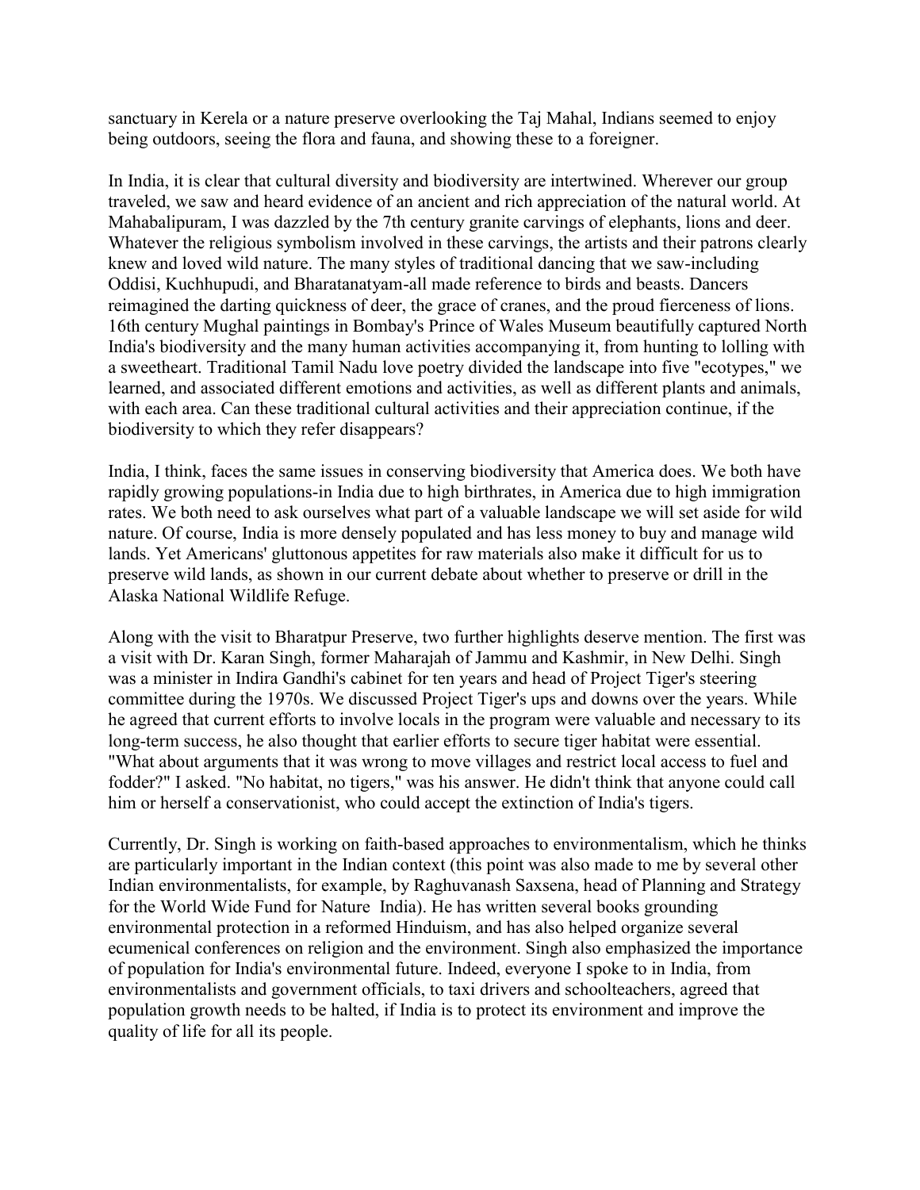sanctuary in Kerela or a nature preserve overlooking the Taj Mahal, Indians seemed to enjoy being outdoors, seeing the flora and fauna, and showing these to a foreigner.

In India, it is clear that cultural diversity and biodiversity are intertwined. Wherever our group traveled, we saw and heard evidence of an ancient and rich appreciation of the natural world. At Mahabalipuram, I was dazzled by the 7th century granite carvings of elephants, lions and deer. Whatever the religious symbolism involved in these carvings, the artists and their patrons clearly knew and loved wild nature. The many styles of traditional dancing that we saw-including Oddisi, Kuchhupudi, and Bharatanatyam-all made reference to birds and beasts. Dancers reimagined the darting quickness of deer, the grace of cranes, and the proud fierceness of lions. 16th century Mughal paintings in Bombay's Prince of Wales Museum beautifully captured North India's biodiversity and the many human activities accompanying it, from hunting to lolling with a sweetheart. Traditional Tamil Nadu love poetry divided the landscape into five "ecotypes," we learned, and associated different emotions and activities, as well as different plants and animals, with each area. Can these traditional cultural activities and their appreciation continue, if the biodiversity to which they refer disappears?

India, I think, faces the same issues in conserving biodiversity that America does. We both have rapidly growing populations-in India due to high birthrates, in America due to high immigration rates. We both need to ask ourselves what part of a valuable landscape we will set aside for wild nature. Of course, India is more densely populated and has less money to buy and manage wild lands. Yet Americans' gluttonous appetites for raw materials also make it difficult for us to preserve wild lands, as shown in our current debate about whether to preserve or drill in the Alaska National Wildlife Refuge.

Along with the visit to Bharatpur Preserve, two further highlights deserve mention. The first was a visit with Dr. Karan Singh, former Maharajah of Jammu and Kashmir, in New Delhi. Singh was a minister in Indira Gandhi's cabinet for ten years and head of Project Tiger's steering committee during the 1970s. We discussed Project Tiger's ups and downs over the years. While he agreed that current efforts to involve locals in the program were valuable and necessary to its long-term success, he also thought that earlier efforts to secure tiger habitat were essential. "What about arguments that it was wrong to move villages and restrict local access to fuel and fodder?" I asked. "No habitat, no tigers," was his answer. He didn't think that anyone could call him or herself a conservationist, who could accept the extinction of India's tigers.

Currently, Dr. Singh is working on faith-based approaches to environmentalism, which he thinks are particularly important in the Indian context (this point was also made to me by several other Indian environmentalists, for example, by Raghuvanash Saxsena, head of Planning and Strategy for the World Wide Fund for Nature India). He has written several books grounding environmental protection in a reformed Hinduism, and has also helped organize several ecumenical conferences on religion and the environment. Singh also emphasized the importance of population for India's environmental future. Indeed, everyone I spoke to in India, from environmentalists and government officials, to taxi drivers and schoolteachers, agreed that population growth needs to be halted, if India is to protect its environment and improve the quality of life for all its people.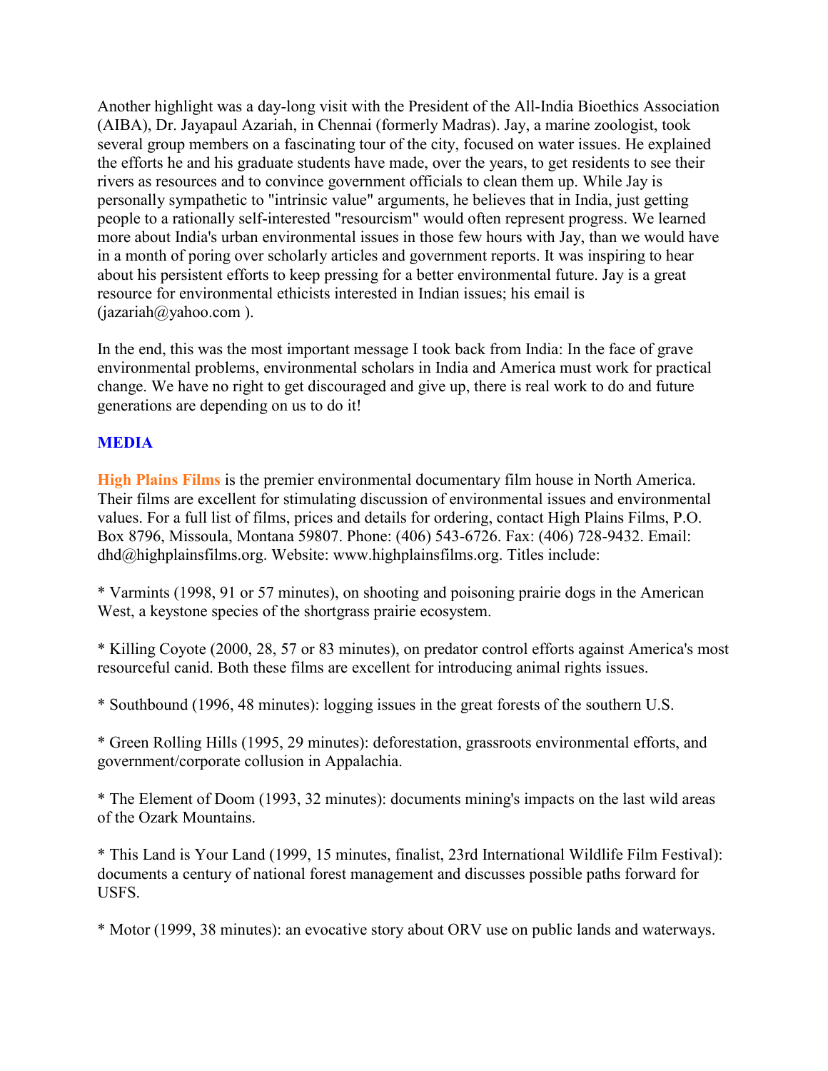Another highlight was a day-long visit with the President of the All-India Bioethics Association (AIBA), Dr. Jayapaul Azariah, in Chennai (formerly Madras). Jay, a marine zoologist, took several group members on a fascinating tour of the city, focused on water issues. He explained the efforts he and his graduate students have made, over the years, to get residents to see their rivers as resources and to convince government officials to clean them up. While Jay is personally sympathetic to "intrinsic value" arguments, he believes that in India, just getting people to a rationally self-interested "resourcism" would often represent progress. We learned more about India's urban environmental issues in those few hours with Jay, than we would have in a month of poring over scholarly articles and government reports. It was inspiring to hear about his persistent efforts to keep pressing for a better environmental future. Jay is a great resource for environmental ethicists interested in Indian issues; his email is (jazariah@yahoo.com ).

In the end, this was the most important message I took back from India: In the face of grave environmental problems, environmental scholars in India and America must work for practical change. We have no right to get discouraged and give up, there is real work to do and future generations are depending on us to do it!

## MEDIA

**High Plains Films** is the premier environmental documentary film house in North America. Their films are excellent for stimulating discussion of environmental issues and environmental values. For a full list of films, prices and details for ordering, contact High Plains Films, P.O. Box 8796, Missoula, Montana 59807. Phone: (406) 543-6726. Fax: (406) 728-9432. Email: dhd@highplainsfilms.org. Website: www.highplainsfilms.org. Titles include:

* Varmints (1998, 91 or 57 minutes), on shooting and poisoning prairie dogs in the American West, a keystone species of the shortgrass prairie ecosystem.

* Killing Coyote (2000, 28, 57 or 83 minutes), on predator control efforts against America's most resourceful canid. Both these films are excellent for introducing animal rights issues.

* Southbound (1996, 48 minutes): logging issues in the great forests of the southern U.S.

* Green Rolling Hills (1995, 29 minutes): deforestation, grassroots environmental efforts, and government/corporate collusion in Appalachia.

* The Element of Doom (1993, 32 minutes): documents mining's impacts on the last wild areas of the Ozark Mountains.

* This Land is Your Land (1999, 15 minutes, finalist, 23rd International Wildlife Film Festival): documents a century of national forest management and discusses possible paths forward for USFS.

* Motor (1999, 38 minutes): an evocative story about ORV use on public lands and waterways.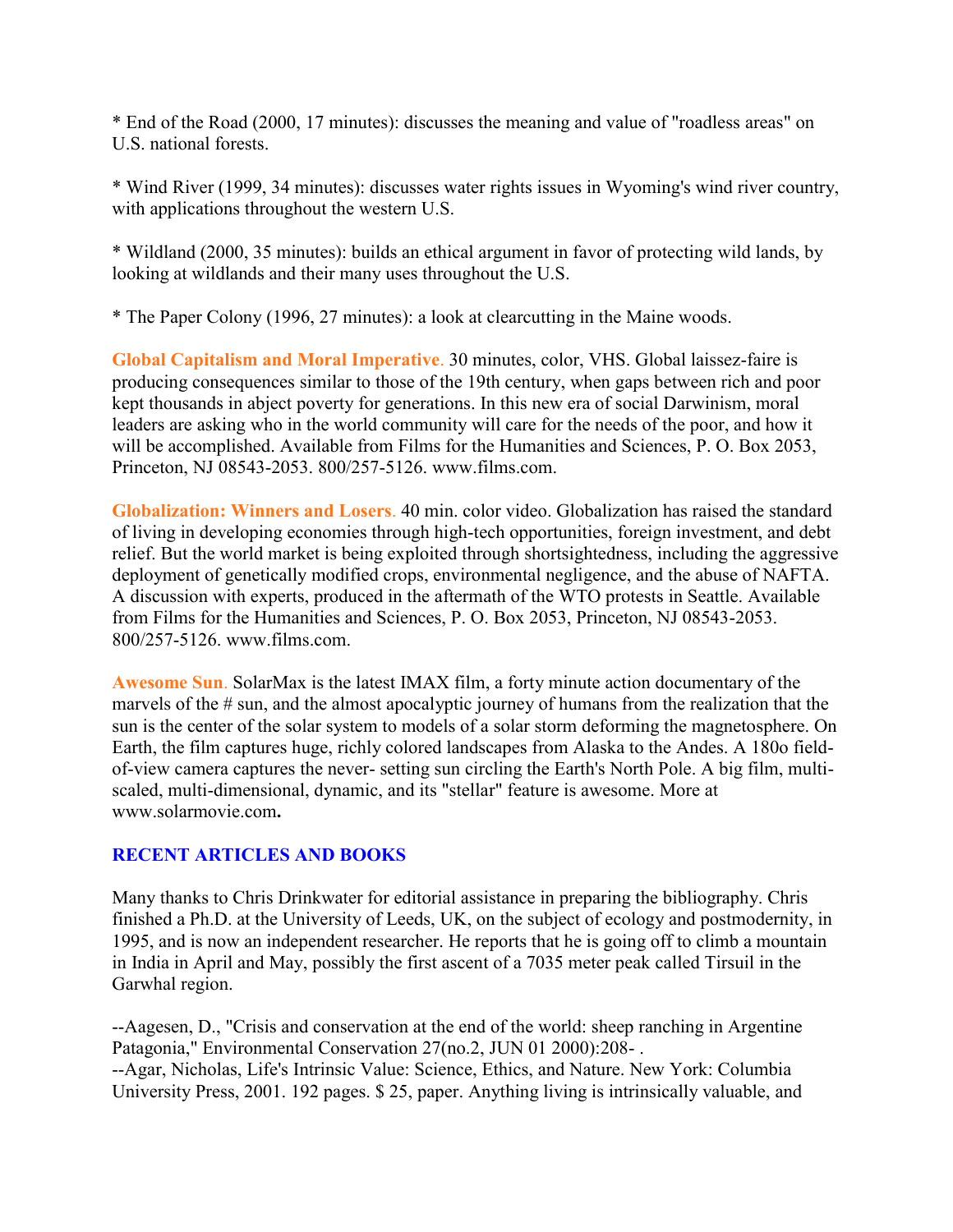* End of the Road (2000, 17 minutes): discusses the meaning and value of "roadless areas" on U.S. national forests.

* Wind River (1999, 34 minutes): discusses water rights issues in Wyoming's wind river country, with applications throughout the western U.S.

* Wildland (2000, 35 minutes): builds an ethical argument in favor of protecting wild lands, by looking at wildlands and their many uses throughout the U.S.

* The Paper Colony (1996, 27 minutes): a look at clearcutting in the Maine woods.

**Global Capitalism and Moral Imperative**. 30 minutes, color, VHS. Global laissez-faire is producing consequences similar to those of the 19th century, when gaps between rich and poor kept thousands in abject poverty for generations. In this new era of social Darwinism, moral leaders are asking who in the world community will care for the needs of the poor, and how it will be accomplished. Available from Films for the Humanities and Sciences, P. O. Box 2053, Princeton, NJ 08543-2053. 800/257-5126. www.films.com.

**Globalization: Winners and Losers**. 40 min. color video. Globalization has raised the standard of living in developing economies through high-tech opportunities, foreign investment, and debt relief. But the world market is being exploited through shortsightedness, including the aggressive deployment of genetically modified crops, environmental negligence, and the abuse of NAFTA. A discussion with experts, produced in the aftermath of the WTO protests in Seattle. Available from Films for the Humanities and Sciences, P. O. Box 2053, Princeton, NJ 08543-2053. 800/257-5126. www.films.com.

**Awesome Sun**. SolarMax is the latest IMAX film, a forty minute action documentary of the marvels of the # sun, and the almost apocalyptic journey of humans from the realization that the sun is the center of the solar system to models of a solar storm deforming the magnetosphere. On Earth, the film captures huge, richly colored landscapes from Alaska to the Andes. A 180o field-of-view camera captures the never- setting sun circling the Earth's North Pole. A big film, multi-scaled, multi-dimensional, dynamic, and its "stellar" feature is awesome. More at www.solarmovie.com**.**

## RECENT ARTICLES AND BOOKS

Many thanks to Chris Drinkwater for editorial assistance in preparing the bibliography. Chris finished a Ph.D. at the University of Leeds, UK, on the subject of ecology and postmodernity, in 1995, and is now an independent researcher. He reports that he is going off to climb a mountain in India in April and May, possibly the first ascent of a 7035 meter peak called Tirsuil in the Garwhal region.

--Aagesen, D., "Crisis and conservation at the end of the world: sheep ranching in Argentine Patagonia," Environmental Conservation 27(no.2, JUN 01 2000):208- .
--Agar, Nicholas, Life's Intrinsic Value: Science, Ethics, and Nature. New York: Columbia University Press, 2001. 192 pages. $ 25, paper. Anything living is intrinsically valuable, and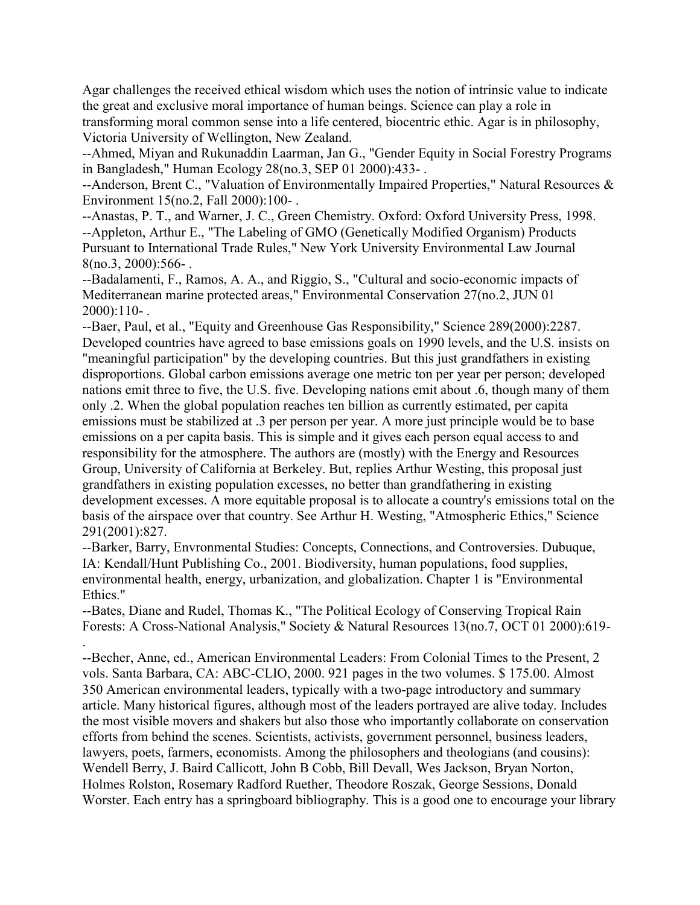Agar challenges the received ethical wisdom which uses the notion of intrinsic value to indicate the great and exclusive moral importance of human beings. Science can play a role in transforming moral common sense into a life centered, biocentric ethic. Agar is in philosophy, Victoria University of Wellington, New Zealand.

--Ahmed, Miyan and Rukunaddin Laarman, Jan G., "Gender Equity in Social Forestry Programs in Bangladesh," Human Ecology 28(no.3, SEP 01 2000):433- .

--Anderson, Brent C., "Valuation of Environmentally Impaired Properties," Natural Resources & Environment 15(no.2, Fall 2000):100- .

--Anastas, P. T., and Warner, J. C., Green Chemistry. Oxford: Oxford University Press, 1998.

--Appleton, Arthur E., "The Labeling of GMO (Genetically Modified Organism) Products Pursuant to International Trade Rules," New York University Environmental Law Journal 8(no.3, 2000):566- .

--Badalamenti, F., Ramos, A. A., and Riggio, S., "Cultural and socio-economic impacts of Mediterranean marine protected areas," Environmental Conservation 27(no.2, JUN 01 2000):110- .

--Baer, Paul, et al., "Equity and Greenhouse Gas Responsibility," Science 289(2000):2287. Developed countries have agreed to base emissions goals on 1990 levels, and the U.S. insists on "meaningful participation" by the developing countries. But this just grandfathers in existing disproportions. Global carbon emissions average one metric ton per year per person; developed nations emit three to five, the U.S. five. Developing nations emit about .6, though many of them only .2. When the global population reaches ten billion as currently estimated, per capita emissions must be stabilized at .3 per person per year. A more just principle would be to base emissions on a per capita basis. This is simple and it gives each person equal access to and responsibility for the atmosphere. The authors are (mostly) with the Energy and Resources Group, University of California at Berkeley. But, replies Arthur Westing, this proposal just grandfathers in existing population excesses, no better than grandfathering in existing development excesses. A more equitable proposal is to allocate a country's emissions total on the basis of the airspace over that country. See Arthur H. Westing, "Atmospheric Ethics," Science 291(2001):827.

--Barker, Barry, Envronmental Studies: Concepts, Connections, and Controversies. Dubuque, IA: Kendall/Hunt Publishing Co., 2001. Biodiversity, human populations, food supplies, environmental health, energy, urbanization, and globalization. Chapter 1 is "Environmental Ethics."

--Bates, Diane and Rudel, Thomas K., "The Political Ecology of Conserving Tropical Rain Forests: A Cross-National Analysis," Society & Natural Resources 13(no.7, OCT 01 2000):619- .

--Becher, Anne, ed., American Environmental Leaders: From Colonial Times to the Present, 2 vols. Santa Barbara, CA: ABC-CLIO, 2000. 921 pages in the two volumes. $ 175.00. Almost 350 American environmental leaders, typically with a two-page introductory and summary article. Many historical figures, although most of the leaders portrayed are alive today. Includes the most visible movers and shakers but also those who importantly collaborate on conservation efforts from behind the scenes. Scientists, activists, government personnel, business leaders, lawyers, poets, farmers, economists. Among the philosophers and theologians (and cousins): Wendell Berry, J. Baird Callicott, John B Cobb, Bill Devall, Wes Jackson, Bryan Norton, Holmes Rolston, Rosemary Radford Ruether, Theodore Roszak, George Sessions, Donald Worster. Each entry has a springboard bibliography. This is a good one to encourage your library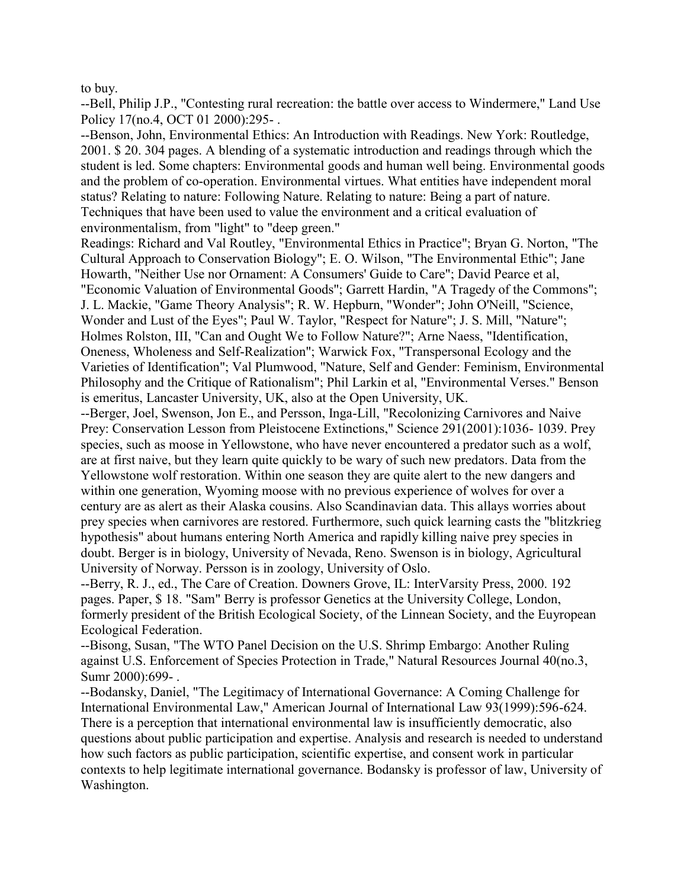to buy.

--Bell, Philip J.P., "Contesting rural recreation: the battle over access to Windermere," Land Use Policy 17(no.4, OCT 01 2000):295- .

--Benson, John, Environmental Ethics: An Introduction with Readings. New York: Routledge, 2001. $ 20. 304 pages. A blending of a systematic introduction and readings through which the student is led. Some chapters: Environmental goods and human well being. Environmental goods and the problem of co-operation. Environmental virtues. What entities have independent moral status? Relating to nature: Following Nature. Relating to nature: Being a part of nature. Techniques that have been used to value the environment and a critical evaluation of environmentalism, from "light" to "deep green."

Readings: Richard and Val Routley, "Environmental Ethics in Practice"; Bryan G. Norton, "The Cultural Approach to Conservation Biology"; E. O. Wilson, "The Environmental Ethic"; Jane Howarth, "Neither Use nor Ornament: A Consumers' Guide to Care"; David Pearce et al, "Economic Valuation of Environmental Goods"; Garrett Hardin, "A Tragedy of the Commons"; J. L. Mackie, "Game Theory Analysis"; R. W. Hepburn, "Wonder"; John O'Neill, "Science, Wonder and Lust of the Eyes"; Paul W. Taylor, "Respect for Nature"; J. S. Mill, "Nature"; Holmes Rolston, III, "Can and Ought We to Follow Nature?"; Arne Naess, "Identification, Oneness, Wholeness and Self-Realization"; Warwick Fox, "Transpersonal Ecology and the Varieties of Identification"; Val Plumwood, "Nature, Self and Gender: Feminism, Environmental Philosophy and the Critique of Rationalism"; Phil Larkin et al, "Environmental Verses." Benson is emeritus, Lancaster University, UK, also at the Open University, UK.

--Berger, Joel, Swenson, Jon E., and Persson, Inga-Lill, "Recolonizing Carnivores and Naive Prey: Conservation Lesson from Pleistocene Extinctions," Science 291(2001):1036- 1039. Prey species, such as moose in Yellowstone, who have never encountered a predator such as a wolf, are at first naive, but they learn quite quickly to be wary of such new predators. Data from the Yellowstone wolf restoration. Within one season they are quite alert to the new dangers and within one generation, Wyoming moose with no previous experience of wolves for over a century are as alert as their Alaska cousins. Also Scandinavian data. This allays worries about prey species when carnivores are restored. Furthermore, such quick learning casts the "blitzkrieg hypothesis" about humans entering North America and rapidly killing naive prey species in doubt. Berger is in biology, University of Nevada, Reno. Swenson is in biology, Agricultural University of Norway. Persson is in zoology, University of Oslo.

--Berry, R. J., ed., The Care of Creation. Downers Grove, IL: InterVarsity Press, 2000. 192 pages. Paper, $ 18. "Sam" Berry is professor Genetics at the University College, London, formerly president of the British Ecological Society, of the Linnean Society, and the Euyropean Ecological Federation.

--Bisong, Susan, "The WTO Panel Decision on the U.S. Shrimp Embargo: Another Ruling against U.S. Enforcement of Species Protection in Trade," Natural Resources Journal 40(no.3, Sumr 2000):699- .

--Bodansky, Daniel, "The Legitimacy of International Governance: A Coming Challenge for International Environmental Law," American Journal of International Law 93(1999):596-624. There is a perception that international environmental law is insufficiently democratic, also questions about public participation and expertise. Analysis and research is needed to understand how such factors as public participation, scientific expertise, and consent work in particular contexts to help legitimate international governance. Bodansky is professor of law, University of Washington.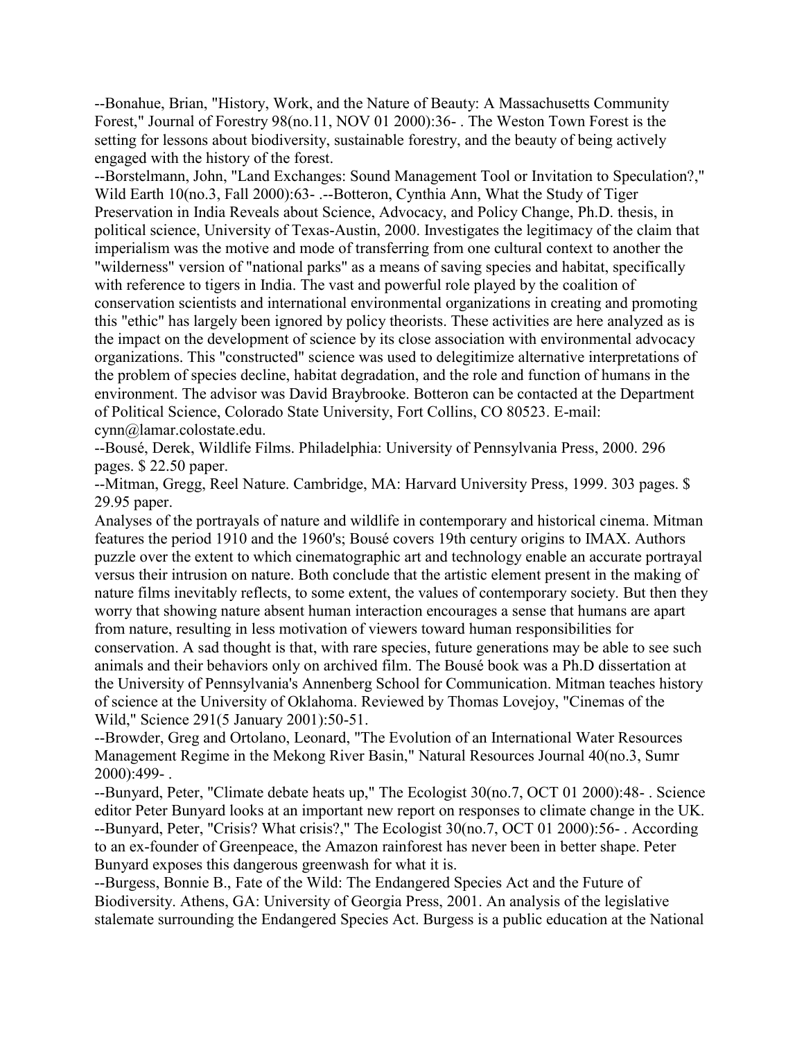--Bonahue, Brian, "History, Work, and the Nature of Beauty: A Massachusetts Community Forest," Journal of Forestry 98(no.11, NOV 01 2000):36- . The Weston Town Forest is the setting for lessons about biodiversity, sustainable forestry, and the beauty of being actively engaged with the history of the forest.

--Borstelmann, John, "Land Exchanges: Sound Management Tool or Invitation to Speculation?," Wild Earth 10(no.3, Fall 2000):63- .--Botteron, Cynthia Ann, What the Study of Tiger Preservation in India Reveals about Science, Advocacy, and Policy Change, Ph.D. thesis, in political science, University of Texas-Austin, 2000. Investigates the legitimacy of the claim that imperialism was the motive and mode of transferring from one cultural context to another the "wilderness" version of "national parks" as a means of saving species and habitat, specifically with reference to tigers in India. The vast and powerful role played by the coalition of conservation scientists and international environmental organizations in creating and promoting this "ethic" has largely been ignored by policy theorists. These activities are here analyzed as is the impact on the development of science by its close association with environmental advocacy organizations. This "constructed" science was used to delegitimize alternative interpretations of the problem of species decline, habitat degradation, and the role and function of humans in the environment. The advisor was David Braybrooke. Botteron can be contacted at the Department of Political Science, Colorado State University, Fort Collins, CO 80523. E-mail: cynn@lamar.colostate.edu.

--Bousé, Derek, Wildlife Films. Philadelphia: University of Pennsylvania Press, 2000. 296 pages. $ 22.50 paper.

--Mitman, Gregg, Reel Nature. Cambridge, MA: Harvard University Press, 1999. 303 pages. $ 29.95 paper.

Analyses of the portrayals of nature and wildlife in contemporary and historical cinema. Mitman features the period 1910 and the 1960's; Bousé covers 19th century origins to IMAX. Authors puzzle over the extent to which cinematographic art and technology enable an accurate portrayal versus their intrusion on nature. Both conclude that the artistic element present in the making of nature films inevitably reflects, to some extent, the values of contemporary society. But then they worry that showing nature absent human interaction encourages a sense that humans are apart from nature, resulting in less motivation of viewers toward human responsibilities for conservation. A sad thought is that, with rare species, future generations may be able to see such animals and their behaviors only on archived film. The Bousé book was a Ph.D dissertation at the University of Pennsylvania's Annenberg School for Communication. Mitman teaches history of science at the University of Oklahoma. Reviewed by Thomas Lovejoy, "Cinemas of the Wild," Science 291(5 January 2001):50-51.

--Browder, Greg and Ortolano, Leonard, "The Evolution of an International Water Resources Management Regime in the Mekong River Basin," Natural Resources Journal 40(no.3, Sumr 2000):499- .

--Bunyard, Peter, "Climate debate heats up," The Ecologist 30(no.7, OCT 01 2000):48- . Science editor Peter Bunyard looks at an important new report on responses to climate change in the UK.

--Bunyard, Peter, "Crisis? What crisis?," The Ecologist 30(no.7, OCT 01 2000):56- . According to an ex-founder of Greenpeace, the Amazon rainforest has never been in better shape. Peter Bunyard exposes this dangerous greenwash for what it is.

--Burgess, Bonnie B., Fate of the Wild: The Endangered Species Act and the Future of Biodiversity. Athens, GA: University of Georgia Press, 2001. An analysis of the legislative stalemate surrounding the Endangered Species Act. Burgess is a public education at the National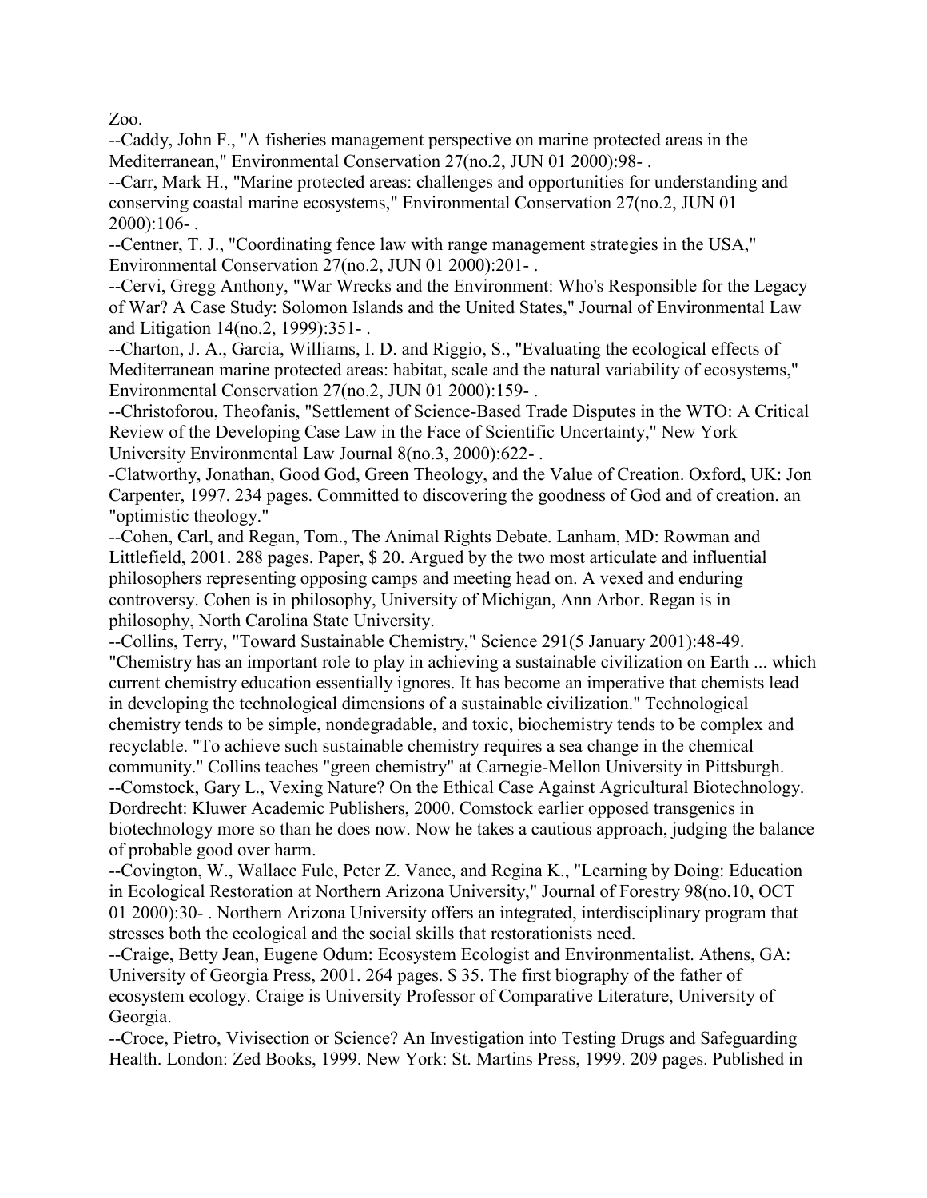Zoo.

--Caddy, John F., "A fisheries management perspective on marine protected areas in the Mediterranean," Environmental Conservation 27(no.2, JUN 01 2000):98- .

--Carr, Mark H., "Marine protected areas: challenges and opportunities for understanding and conserving coastal marine ecosystems," Environmental Conservation 27(no.2, JUN 01 2000):106- .

--Centner, T. J., "Coordinating fence law with range management strategies in the USA," Environmental Conservation 27(no.2, JUN 01 2000):201- .

--Cervi, Gregg Anthony, "War Wrecks and the Environment: Who's Responsible for the Legacy of War? A Case Study: Solomon Islands and the United States," Journal of Environmental Law and Litigation 14(no.2, 1999):351- .

--Charton, J. A., Garcia, Williams, I. D. and Riggio, S., "Evaluating the ecological effects of Mediterranean marine protected areas: habitat, scale and the natural variability of ecosystems," Environmental Conservation 27(no.2, JUN 01 2000):159- .

--Christoforou, Theofanis, "Settlement of Science-Based Trade Disputes in the WTO: A Critical Review of the Developing Case Law in the Face of Scientific Uncertainty," New York University Environmental Law Journal 8(no.3, 2000):622- .

-Clatworthy, Jonathan, Good God, Green Theology, and the Value of Creation. Oxford, UK: Jon Carpenter, 1997. 234 pages. Committed to discovering the goodness of God and of creation. an "optimistic theology."

--Cohen, Carl, and Regan, Tom., The Animal Rights Debate. Lanham, MD: Rowman and Littlefield, 2001. 288 pages. Paper, $ 20. Argued by the two most articulate and influential philosophers representing opposing camps and meeting head on. A vexed and enduring controversy. Cohen is in philosophy, University of Michigan, Ann Arbor. Regan is in philosophy, North Carolina State University.

--Collins, Terry, "Toward Sustainable Chemistry," Science 291(5 January 2001):48-49. "Chemistry has an important role to play in achieving a sustainable civilization on Earth ... which current chemistry education essentially ignores. It has become an imperative that chemists lead in developing the technological dimensions of a sustainable civilization." Technological chemistry tends to be simple, nondegradable, and toxic, biochemistry tends to be complex and recyclable. "To achieve such sustainable chemistry requires a sea change in the chemical community." Collins teaches "green chemistry" at Carnegie-Mellon University in Pittsburgh.

--Comstock, Gary L., Vexing Nature? On the Ethical Case Against Agricultural Biotechnology. Dordrecht: Kluwer Academic Publishers, 2000. Comstock earlier opposed transgenics in biotechnology more so than he does now. Now he takes a cautious approach, judging the balance of probable good over harm.

--Covington, W., Wallace Fule, Peter Z. Vance, and Regina K., "Learning by Doing: Education in Ecological Restoration at Northern Arizona University," Journal of Forestry 98(no.10, OCT 01 2000):30- . Northern Arizona University offers an integrated, interdisciplinary program that stresses both the ecological and the social skills that restorationists need.

--Craige, Betty Jean, Eugene Odum: Ecosystem Ecologist and Environmentalist. Athens, GA: University of Georgia Press, 2001. 264 pages. $ 35. The first biography of the father of ecosystem ecology. Craige is University Professor of Comparative Literature, University of Georgia.

--Croce, Pietro, Vivisection or Science? An Investigation into Testing Drugs and Safeguarding Health. London: Zed Books, 1999. New York: St. Martins Press, 1999. 209 pages. Published in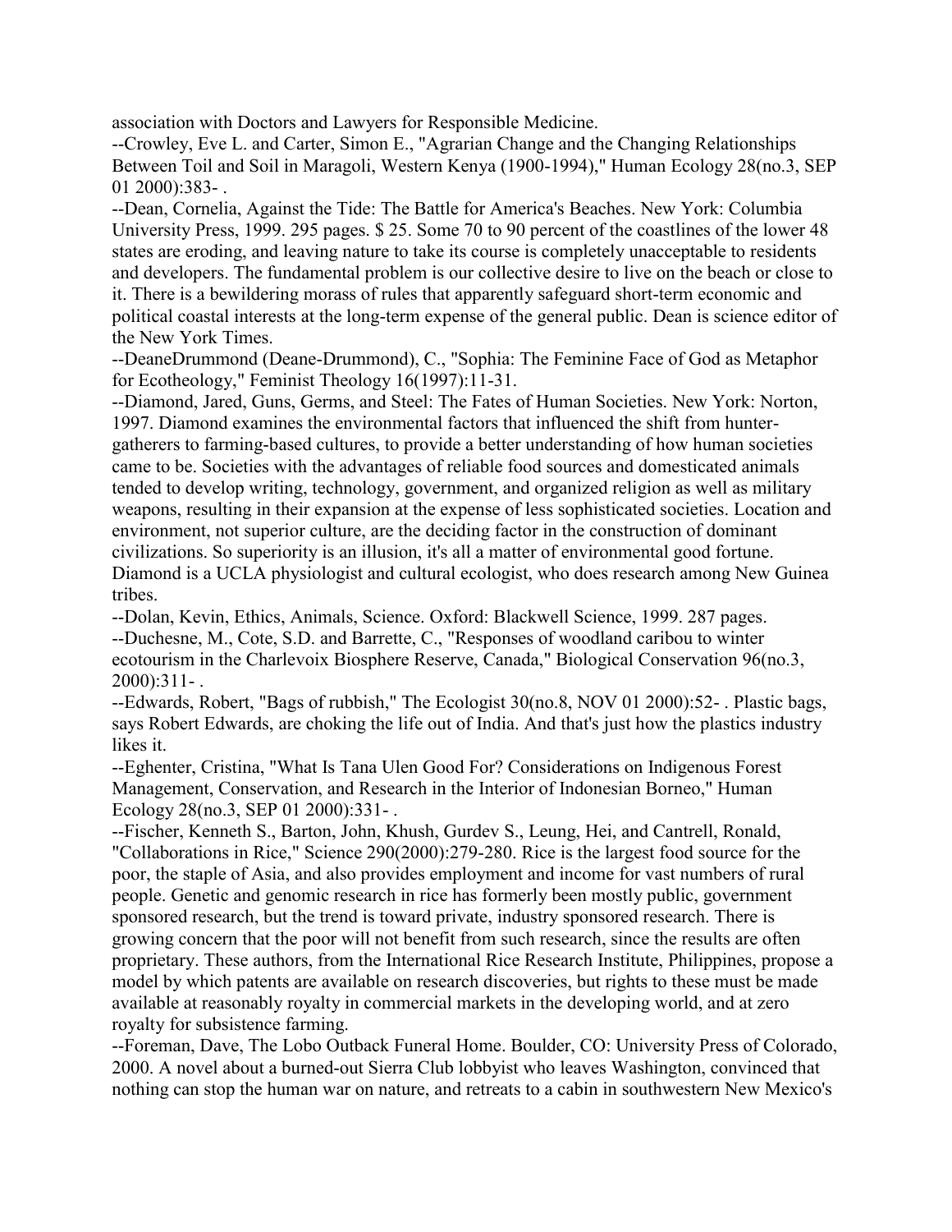association with Doctors and Lawyers for Responsible Medicine.

--Crowley, Eve L. and Carter, Simon E., "Agrarian Change and the Changing Relationships Between Toil and Soil in Maragoli, Western Kenya (1900-1994)," Human Ecology 28(no.3, SEP 01 2000):383- .

--Dean, Cornelia, Against the Tide: The Battle for America's Beaches. New York: Columbia University Press, 1999. 295 pages. $ 25. Some 70 to 90 percent of the coastlines of the lower 48 states are eroding, and leaving nature to take its course is completely unacceptable to residents and developers. The fundamental problem is our collective desire to live on the beach or close to it. There is a bewildering morass of rules that apparently safeguard short-term economic and political coastal interests at the long-term expense of the general public. Dean is science editor of the New York Times.

--DeaneDrummond (Deane-Drummond), C., "Sophia: The Feminine Face of God as Metaphor for Ecotheology," Feminist Theology 16(1997):11-31.

--Diamond, Jared, Guns, Germs, and Steel: The Fates of Human Societies. New York: Norton, 1997. Diamond examines the environmental factors that influenced the shift from hunter-gatherers to farming-based cultures, to provide a better understanding of how human societies came to be. Societies with the advantages of reliable food sources and domesticated animals tended to develop writing, technology, government, and organized religion as well as military weapons, resulting in their expansion at the expense of less sophisticated societies. Location and environment, not superior culture, are the deciding factor in the construction of dominant civilizations. So superiority is an illusion, it's all a matter of environmental good fortune. Diamond is a UCLA physiologist and cultural ecologist, who does research among New Guinea tribes.

--Dolan, Kevin, Ethics, Animals, Science. Oxford: Blackwell Science, 1999. 287 pages.

--Duchesne, M., Cote, S.D. and Barrette, C., "Responses of woodland caribou to winter ecotourism in the Charlevoix Biosphere Reserve, Canada," Biological Conservation 96(no.3, 2000):311- .

--Edwards, Robert, "Bags of rubbish," The Ecologist 30(no.8, NOV 01 2000):52- . Plastic bags, says Robert Edwards, are choking the life out of India. And that's just how the plastics industry likes it.

--Eghenter, Cristina, "What Is Tana Ulen Good For? Considerations on Indigenous Forest Management, Conservation, and Research in the Interior of Indonesian Borneo," Human Ecology 28(no.3, SEP 01 2000):331- .

--Fischer, Kenneth S., Barton, John, Khush, Gurdev S., Leung, Hei, and Cantrell, Ronald, "Collaborations in Rice," Science 290(2000):279-280. Rice is the largest food source for the poor, the staple of Asia, and also provides employment and income for vast numbers of rural people. Genetic and genomic research in rice has formerly been mostly public, government sponsored research, but the trend is toward private, industry sponsored research. There is growing concern that the poor will not benefit from such research, since the results are often proprietary. These authors, from the International Rice Research Institute, Philippines, propose a model by which patents are available on research discoveries, but rights to these must be made available at reasonably royalty in commercial markets in the developing world, and at zero royalty for subsistence farming.

--Foreman, Dave, The Lobo Outback Funeral Home. Boulder, CO: University Press of Colorado, 2000. A novel about a burned-out Sierra Club lobbyist who leaves Washington, convinced that nothing can stop the human war on nature, and retreats to a cabin in southwestern New Mexico's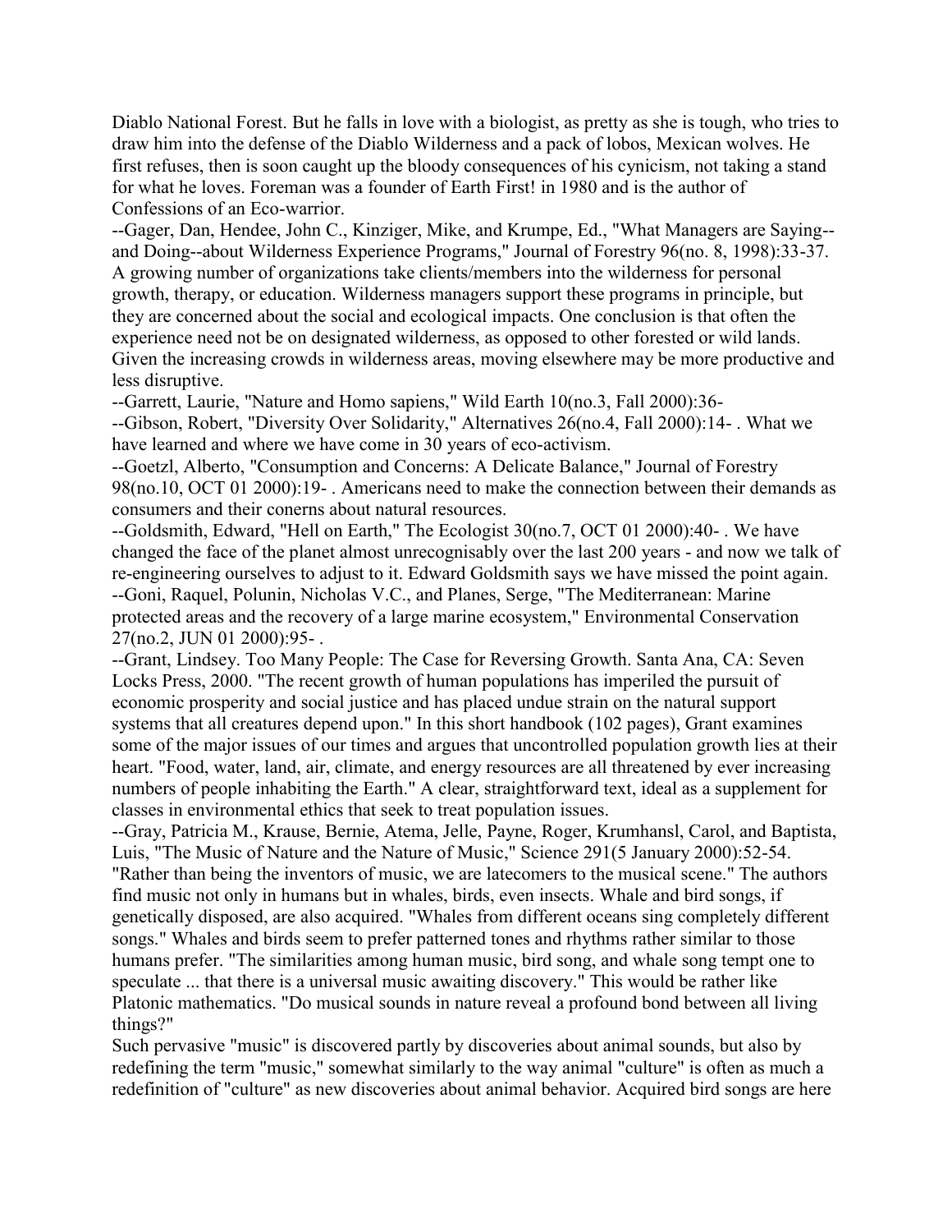Diablo National Forest. But he falls in love with a biologist, as pretty as she is tough, who tries to draw him into the defense of the Diablo Wilderness and a pack of lobos, Mexican wolves. He first refuses, then is soon caught up the bloody consequences of his cynicism, not taking a stand for what he loves. Foreman was a founder of Earth First! in 1980 and is the author of Confessions of an Eco-warrior.

--Gager, Dan, Hendee, John C., Kinziger, Mike, and Krumpe, Ed., "What Managers are Saying--and Doing--about Wilderness Experience Programs," Journal of Forestry 96(no. 8, 1998):33-37. A growing number of organizations take clients/members into the wilderness for personal growth, therapy, or education. Wilderness managers support these programs in principle, but they are concerned about the social and ecological impacts. One conclusion is that often the experience need not be on designated wilderness, as opposed to other forested or wild lands. Given the increasing crowds in wilderness areas, moving elsewhere may be more productive and less disruptive.

--Garrett, Laurie, "Nature and Homo sapiens," Wild Earth 10(no.3, Fall 2000):36-

--Gibson, Robert, "Diversity Over Solidarity," Alternatives 26(no.4, Fall 2000):14- . What we have learned and where we have come in 30 years of eco-activism.

--Goetzl, Alberto, "Consumption and Concerns: A Delicate Balance," Journal of Forestry 98(no.10, OCT 01 2000):19- . Americans need to make the connection between their demands as consumers and their conerns about natural resources.

--Goldsmith, Edward, "Hell on Earth," The Ecologist 30(no.7, OCT 01 2000):40- . We have changed the face of the planet almost unrecognisably over the last 200 years - and now we talk of re-engineering ourselves to adjust to it. Edward Goldsmith says we have missed the point again.

--Goni, Raquel, Polunin, Nicholas V.C., and Planes, Serge, "The Mediterranean: Marine protected areas and the recovery of a large marine ecosystem," Environmental Conservation 27(no.2, JUN 01 2000):95- .

--Grant, Lindsey. Too Many People: The Case for Reversing Growth. Santa Ana, CA: Seven Locks Press, 2000. "The recent growth of human populations has imperiled the pursuit of economic prosperity and social justice and has placed undue strain on the natural support systems that all creatures depend upon." In this short handbook (102 pages), Grant examines some of the major issues of our times and argues that uncontrolled population growth lies at their heart. "Food, water, land, air, climate, and energy resources are all threatened by ever increasing numbers of people inhabiting the Earth." A clear, straightforward text, ideal as a supplement for classes in environmental ethics that seek to treat population issues.

--Gray, Patricia M., Krause, Bernie, Atema, Jelle, Payne, Roger, Krumhansl, Carol, and Baptista, Luis, "The Music of Nature and the Nature of Music," Science 291(5 January 2000):52-54. "Rather than being the inventors of music, we are latecomers to the musical scene." The authors find music not only in humans but in whales, birds, even insects. Whale and bird songs, if genetically disposed, are also acquired. "Whales from different oceans sing completely different songs." Whales and birds seem to prefer patterned tones and rhythms rather similar to those humans prefer. "The similarities among human music, bird song, and whale song tempt one to speculate ... that there is a universal music awaiting discovery." This would be rather like Platonic mathematics. "Do musical sounds in nature reveal a profound bond between all living things?"

Such pervasive "music" is discovered partly by discoveries about animal sounds, but also by redefining the term "music," somewhat similarly to the way animal "culture" is often as much a redefinition of "culture" as new discoveries about animal behavior. Acquired bird songs are here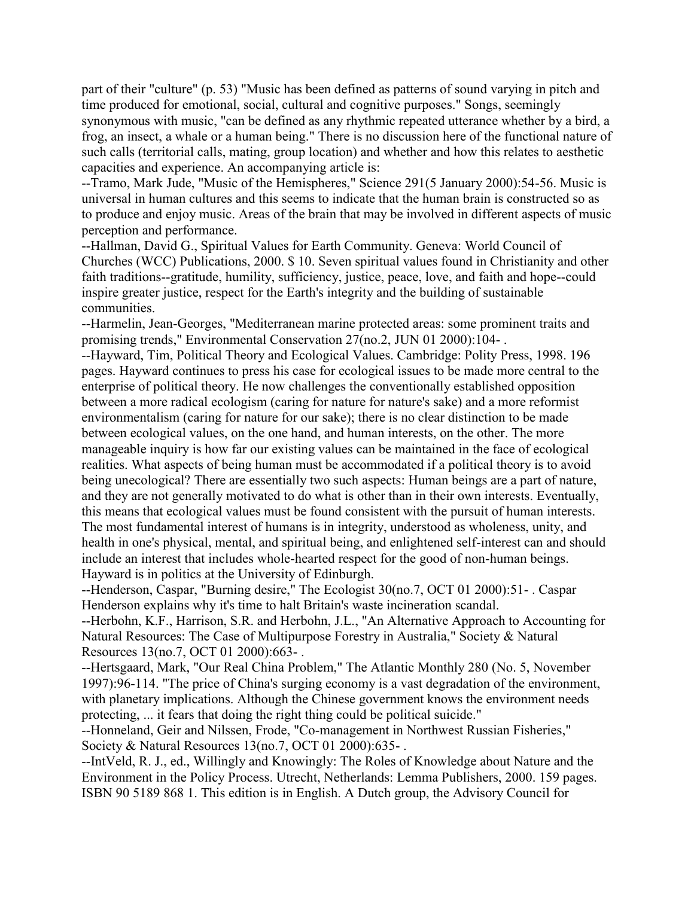part of their "culture" (p. 53) "Music has been defined as patterns of sound varying in pitch and time produced for emotional, social, cultural and cognitive purposes." Songs, seemingly synonymous with music, "can be defined as any rhythmic repeated utterance whether by a bird, a frog, an insect, a whale or a human being." There is no discussion here of the functional nature of such calls (territorial calls, mating, group location) and whether and how this relates to aesthetic capacities and experience. An accompanying article is:

--Tramo, Mark Jude, "Music of the Hemispheres," Science 291(5 January 2000):54-56. Music is universal in human cultures and this seems to indicate that the human brain is constructed so as to produce and enjoy music. Areas of the brain that may be involved in different aspects of music perception and performance.

--Hallman, David G., Spiritual Values for Earth Community. Geneva: World Council of Churches (WCC) Publications, 2000. $ 10. Seven spiritual values found in Christianity and other faith traditions--gratitude, humility, sufficiency, justice, peace, love, and faith and hope--could inspire greater justice, respect for the Earth's integrity and the building of sustainable communities.

--Harmelin, Jean-Georges, "Mediterranean marine protected areas: some prominent traits and promising trends," Environmental Conservation 27(no.2, JUN 01 2000):104- .

--Hayward, Tim, Political Theory and Ecological Values. Cambridge: Polity Press, 1998. 196 pages. Hayward continues to press his case for ecological issues to be made more central to the enterprise of political theory. He now challenges the conventionally established opposition between a more radical ecologism (caring for nature for nature's sake) and a more reformist environmentalism (caring for nature for our sake); there is no clear distinction to be made between ecological values, on the one hand, and human interests, on the other. The more manageable inquiry is how far our existing values can be maintained in the face of ecological realities. What aspects of being human must be accommodated if a political theory is to avoid being unecological? There are essentially two such aspects: Human beings are a part of nature, and they are not generally motivated to do what is other than in their own interests. Eventually, this means that ecological values must be found consistent with the pursuit of human interests. The most fundamental interest of humans is in integrity, understood as wholeness, unity, and health in one's physical, mental, and spiritual being, and enlightened self-interest can and should include an interest that includes whole-hearted respect for the good of non-human beings. Hayward is in politics at the University of Edinburgh.

--Henderson, Caspar, "Burning desire," The Ecologist 30(no.7, OCT 01 2000):51- . Caspar Henderson explains why it's time to halt Britain's waste incineration scandal.

--Herbohn, K.F., Harrison, S.R. and Herbohn, J.L., "An Alternative Approach to Accounting for Natural Resources: The Case of Multipurpose Forestry in Australia," Society & Natural Resources 13(no.7, OCT 01 2000):663- .

--Hertsgaard, Mark, "Our Real China Problem," The Atlantic Monthly 280 (No. 5, November 1997):96-114. "The price of China's surging economy is a vast degradation of the environment, with planetary implications. Although the Chinese government knows the environment needs protecting, ... it fears that doing the right thing could be political suicide."

--Honneland, Geir and Nilssen, Frode, "Co-management in Northwest Russian Fisheries," Society & Natural Resources 13(no.7, OCT 01 2000):635- .

--IntVeld, R. J., ed., Willingly and Knowingly: The Roles of Knowledge about Nature and the Environment in the Policy Process. Utrecht, Netherlands: Lemma Publishers, 2000. 159 pages. ISBN 90 5189 868 1. This edition is in English. A Dutch group, the Advisory Council for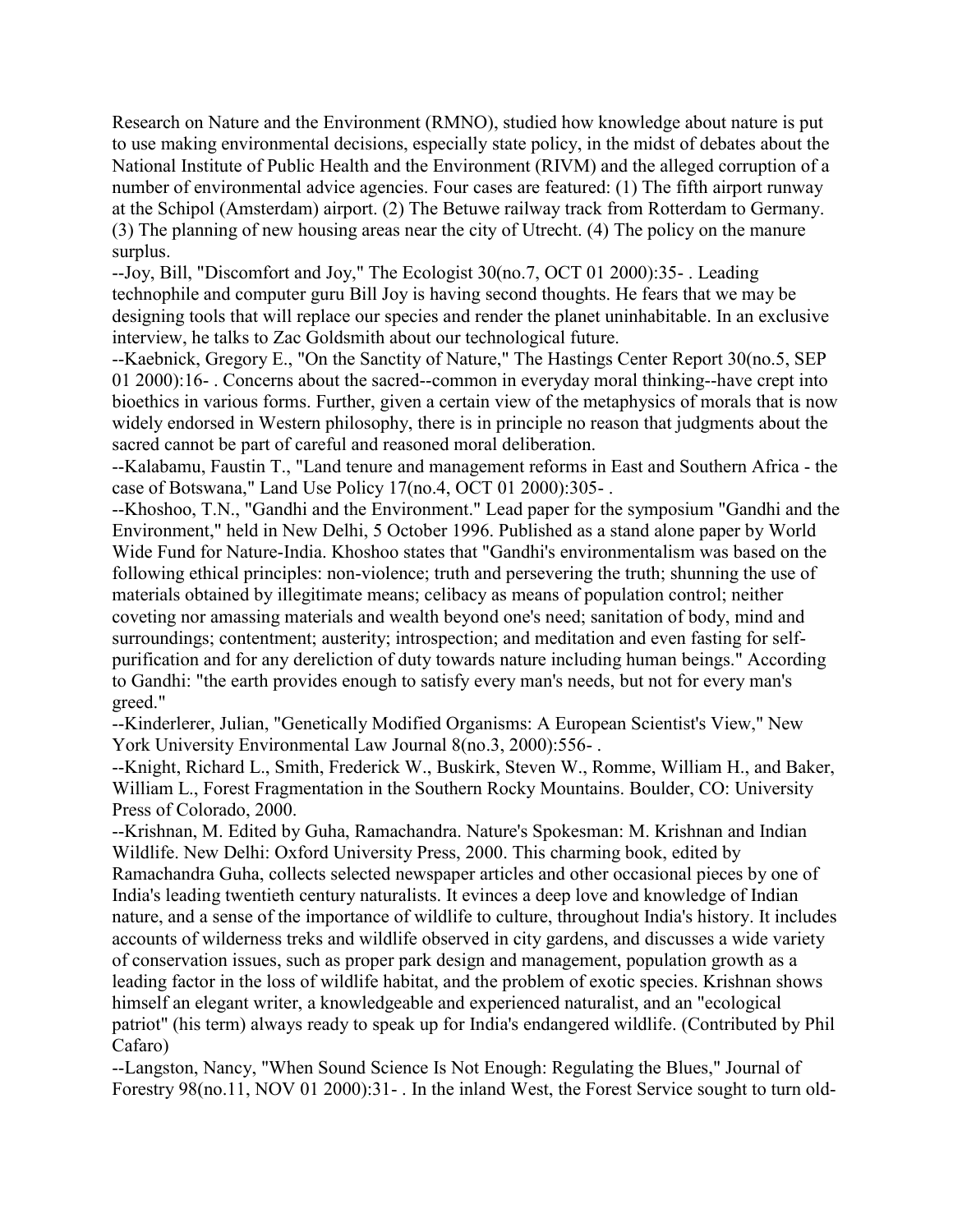Research on Nature and the Environment (RMNO), studied how knowledge about nature is put to use making environmental decisions, especially state policy, in the midst of debates about the National Institute of Public Health and the Environment (RIVM) and the alleged corruption of a number of environmental advice agencies. Four cases are featured: (1) The fifth airport runway at the Schipol (Amsterdam) airport. (2) The Betuwe railway track from Rotterdam to Germany. (3) The planning of new housing areas near the city of Utrecht. (4) The policy on the manure surplus.

--Joy, Bill, "Discomfort and Joy," The Ecologist 30(no.7, OCT 01 2000):35- . Leading technophile and computer guru Bill Joy is having second thoughts. He fears that we may be designing tools that will replace our species and render the planet uninhabitable. In an exclusive interview, he talks to Zac Goldsmith about our technological future.

--Kaebnick, Gregory E., "On the Sanctity of Nature," The Hastings Center Report 30(no.5, SEP 01 2000):16- . Concerns about the sacred--common in everyday moral thinking--have crept into bioethics in various forms. Further, given a certain view of the metaphysics of morals that is now widely endorsed in Western philosophy, there is in principle no reason that judgments about the sacred cannot be part of careful and reasoned moral deliberation.

--Kalabamu, Faustin T., "Land tenure and management reforms in East and Southern Africa - the case of Botswana," Land Use Policy 17(no.4, OCT 01 2000):305- .

--Khoshoo, T.N., "Gandhi and the Environment." Lead paper for the symposium "Gandhi and the Environment," held in New Delhi, 5 October 1996. Published as a stand alone paper by World Wide Fund for Nature-India. Khoshoo states that "Gandhi's environmentalism was based on the following ethical principles: non-violence; truth and persevering the truth; shunning the use of materials obtained by illegitimate means; celibacy as means of population control; neither coveting nor amassing materials and wealth beyond one's need; sanitation of body, mind and surroundings; contentment; austerity; introspection; and meditation and even fasting for self-purification and for any dereliction of duty towards nature including human beings." According to Gandhi: "the earth provides enough to satisfy every man's needs, but not for every man's greed."

--Kinderlerer, Julian, "Genetically Modified Organisms: A European Scientist's View," New York University Environmental Law Journal 8(no.3, 2000):556- .

--Knight, Richard L., Smith, Frederick W., Buskirk, Steven W., Romme, William H., and Baker, William L., Forest Fragmentation in the Southern Rocky Mountains. Boulder, CO: University Press of Colorado, 2000.

--Krishnan, M. Edited by Guha, Ramachandra. Nature's Spokesman: M. Krishnan and Indian Wildlife. New Delhi: Oxford University Press, 2000. This charming book, edited by Ramachandra Guha, collects selected newspaper articles and other occasional pieces by one of India's leading twentieth century naturalists. It evinces a deep love and knowledge of Indian nature, and a sense of the importance of wildlife to culture, throughout India's history. It includes accounts of wilderness treks and wildlife observed in city gardens, and discusses a wide variety of conservation issues, such as proper park design and management, population growth as a leading factor in the loss of wildlife habitat, and the problem of exotic species. Krishnan shows himself an elegant writer, a knowledgeable and experienced naturalist, and an "ecological patriot" (his term) always ready to speak up for India's endangered wildlife. (Contributed by Phil Cafaro)

--Langston, Nancy, "When Sound Science Is Not Enough: Regulating the Blues," Journal of Forestry 98(no.11, NOV 01 2000):31- . In the inland West, the Forest Service sought to turn old-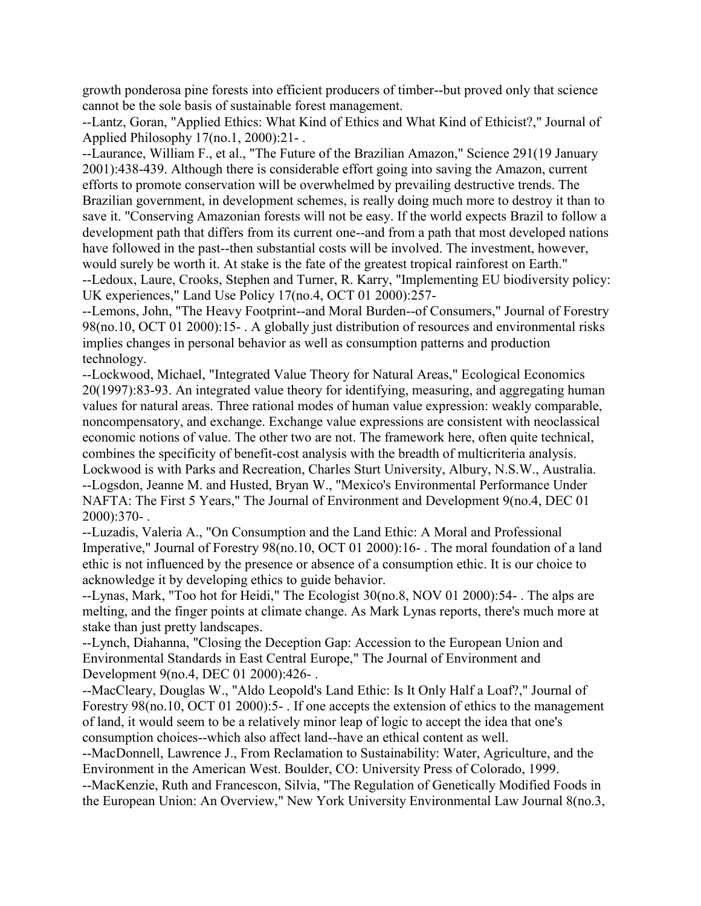growth ponderosa pine forests into efficient producers of timber--but proved only that science cannot be the sole basis of sustainable forest management.

--Lantz, Goran, "Applied Ethics: What Kind of Ethics and What Kind of Ethicist?," Journal of Applied Philosophy 17(no.1, 2000):21- .

--Laurance, William F., et al., "The Future of the Brazilian Amazon," Science 291(19 January 2001):438-439. Although there is considerable effort going into saving the Amazon, current efforts to promote conservation will be overwhelmed by prevailing destructive trends. The Brazilian government, in development schemes, is really doing much more to destroy it than to save it. "Conserving Amazonian forests will not be easy. If the world expects Brazil to follow a development path that differs from its current one--and from a path that most developed nations have followed in the past--then substantial costs will be involved. The investment, however, would surely be worth it. At stake is the fate of the greatest tropical rainforest on Earth."

--Ledoux, Laure, Crooks, Stephen and Turner, R. Karry, "Implementing EU biodiversity policy: UK experiences," Land Use Policy 17(no.4, OCT 01 2000):257-

--Lemons, John, "The Heavy Footprint--and Moral Burden--of Consumers," Journal of Forestry 98(no.10, OCT 01 2000):15- . A globally just distribution of resources and environmental risks implies changes in personal behavior as well as consumption patterns and production technology.

--Lockwood, Michael, "Integrated Value Theory for Natural Areas," Ecological Economics 20(1997):83-93. An integrated value theory for identifying, measuring, and aggregating human values for natural areas. Three rational modes of human value expression: weakly comparable, noncompensatory, and exchange. Exchange value expressions are consistent with neoclassical economic notions of value. The other two are not. The framework here, often quite technical, combines the specificity of benefit-cost analysis with the breadth of multicriteria analysis. Lockwood is with Parks and Recreation, Charles Sturt University, Albury, N.S.W., Australia.

--Logsdon, Jeanne M. and Husted, Bryan W., "Mexico's Environmental Performance Under NAFTA: The First 5 Years," The Journal of Environment and Development 9(no.4, DEC 01 2000):370- .

--Luzadis, Valeria A., "On Consumption and the Land Ethic: A Moral and Professional Imperative," Journal of Forestry 98(no.10, OCT 01 2000):16- . The moral foundation of a land ethic is not influenced by the presence or absence of a consumption ethic. It is our choice to acknowledge it by developing ethics to guide behavior.

--Lynas, Mark, "Too hot for Heidi," The Ecologist 30(no.8, NOV 01 2000):54- . The alps are melting, and the finger points at climate change. As Mark Lynas reports, there's much more at stake than just pretty landscapes.

--Lynch, Diahanna, "Closing the Deception Gap: Accession to the European Union and Environmental Standards in East Central Europe," The Journal of Environment and Development 9(no.4, DEC 01 2000):426- .

--MacCleary, Douglas W., "Aldo Leopold's Land Ethic: Is It Only Half a Loaf?," Journal of Forestry 98(no.10, OCT 01 2000):5- . If one accepts the extension of ethics to the management of land, it would seem to be a relatively minor leap of logic to accept the idea that one's consumption choices--which also affect land--have an ethical content as well.

--MacDonnell, Lawrence J., From Reclamation to Sustainability: Water, Agriculture, and the Environment in the American West. Boulder, CO: University Press of Colorado, 1999.

--MacKenzie, Ruth and Francescon, Silvia, "The Regulation of Genetically Modified Foods in the European Union: An Overview," New York University Environmental Law Journal 8(no.3,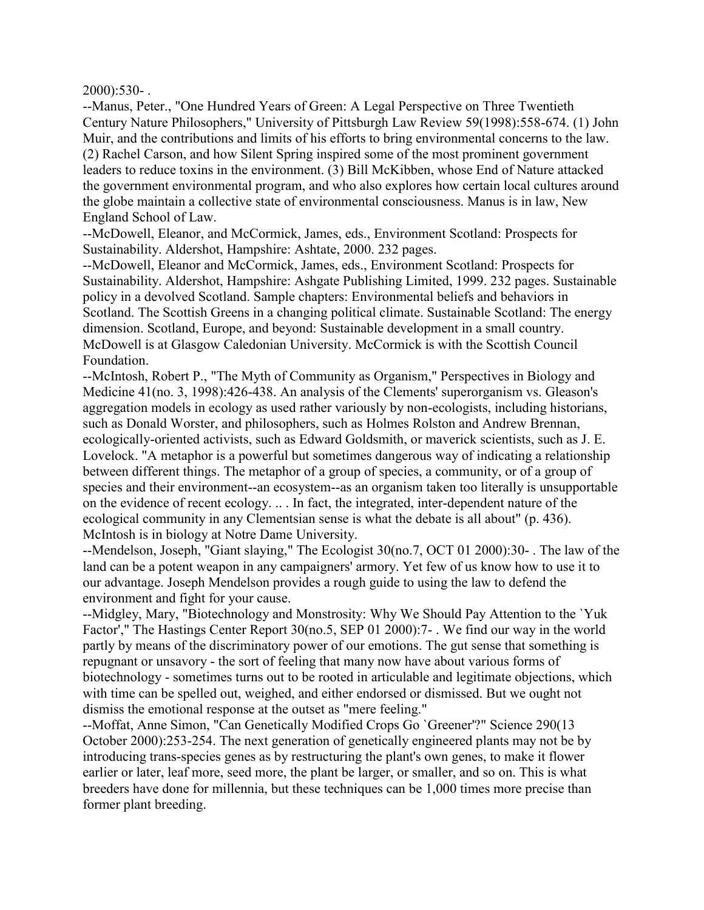2000):530- .

--Manus, Peter., "One Hundred Years of Green: A Legal Perspective on Three Twentieth Century Nature Philosophers," University of Pittsburgh Law Review 59(1998):558-674. (1) John Muir, and the contributions and limits of his efforts to bring environmental concerns to the law. (2) Rachel Carson, and how Silent Spring inspired some of the most prominent government leaders to reduce toxins in the environment. (3) Bill McKibben, whose End of Nature attacked the government environmental program, and who also explores how certain local cultures around the globe maintain a collective state of environmental consciousness. Manus is in law, New England School of Law.

--McDowell, Eleanor, and McCormick, James, eds., Environment Scotland: Prospects for Sustainability. Aldershot, Hampshire: Ashtate, 2000. 232 pages.

--McDowell, Eleanor and McCormick, James, eds., Environment Scotland: Prospects for Sustainability. Aldershot, Hampshire: Ashgate Publishing Limited, 1999. 232 pages. Sustainable policy in a devolved Scotland. Sample chapters: Environmental beliefs and behaviors in Scotland. The Scottish Greens in a changing political climate. Sustainable Scotland: The energy dimension. Scotland, Europe, and beyond: Sustainable development in a small country. McDowell is at Glasgow Caledonian University. McCormick is with the Scottish Council Foundation.

--McIntosh, Robert P., "The Myth of Community as Organism," Perspectives in Biology and Medicine 41(no. 3, 1998):426-438. An analysis of the Clements' superorganism vs. Gleason's aggregation models in ecology as used rather variously by non-ecologists, including historians, such as Donald Worster, and philosophers, such as Holmes Rolston and Andrew Brennan, ecologically-oriented activists, such as Edward Goldsmith, or maverick scientists, such as J. E. Lovelock. "A metaphor is a powerful but sometimes dangerous way of indicating a relationship between different things. The metaphor of a group of species, a community, or of a group of species and their environment--an ecosystem--as an organism taken too literally is unsupportable on the evidence of recent ecology. .. . In fact, the integrated, inter-dependent nature of the ecological community in any Clementsian sense is what the debate is all about" (p. 436). McIntosh is in biology at Notre Dame University.

--Mendelson, Joseph, "Giant slaying," The Ecologist 30(no.7, OCT 01 2000):30- . The law of the land can be a potent weapon in any campaigners' armory. Yet few of us know how to use it to our advantage. Joseph Mendelson provides a rough guide to using the law to defend the environment and fight for your cause.

--Midgley, Mary, "Biotechnology and Monstrosity: Why We Should Pay Attention to the `Yuk Factor'," The Hastings Center Report 30(no.5, SEP 01 2000):7- . We find our way in the world partly by means of the discriminatory power of our emotions. The gut sense that something is repugnant or unsavory - the sort of feeling that many now have about various forms of biotechnology - sometimes turns out to be rooted in articulable and legitimate objections, which with time can be spelled out, weighed, and either endorsed or dismissed. But we ought not dismiss the emotional response at the outset as "mere feeling."

--Moffat, Anne Simon, "Can Genetically Modified Crops Go `Greener'?" Science 290(13 October 2000):253-254. The next generation of genetically engineered plants may not be by introducing trans-species genes as by restructuring the plant's own genes, to make it flower earlier or later, leaf more, seed more, the plant be larger, or smaller, and so on. This is what breeders have done for millennia, but these techniques can be 1,000 times more precise than former plant breeding.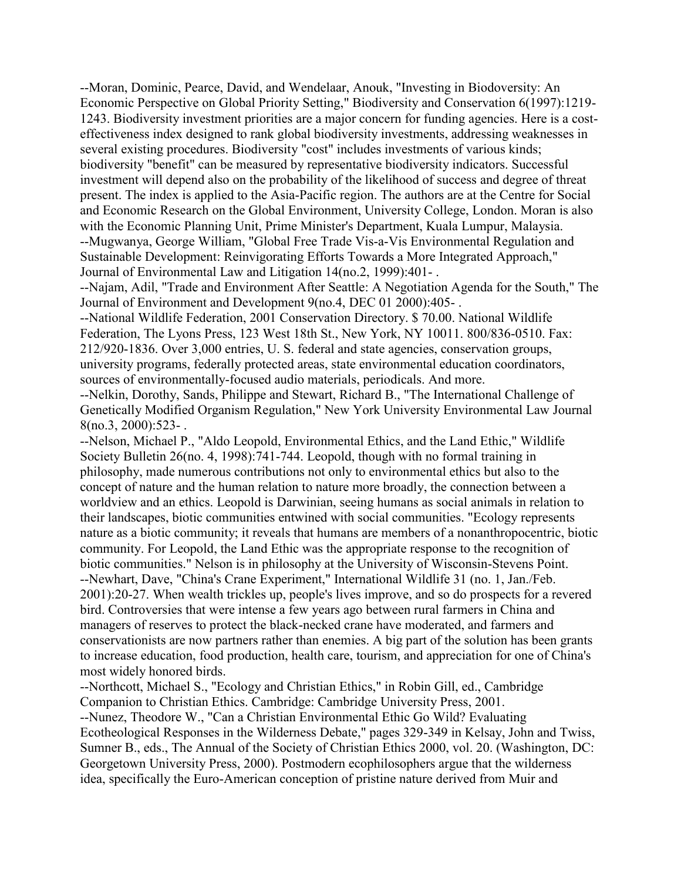--Moran, Dominic, Pearce, David, and Wendelaar, Anouk, "Investing in Biodoversity: An Economic Perspective on Global Priority Setting," Biodiversity and Conservation 6(1997):1219-1243. Biodiversity investment priorities are a major concern for funding agencies. Here is a cost-effectiveness index designed to rank global biodiversity investments, addressing weaknesses in several existing procedures. Biodiversity "cost" includes investments of various kinds; biodiversity "benefit" can be measured by representative biodiversity indicators. Successful investment will depend also on the probability of the likelihood of success and degree of threat present. The index is applied to the Asia-Pacific region. The authors are at the Centre for Social and Economic Research on the Global Environment, University College, London. Moran is also with the Economic Planning Unit, Prime Minister's Department, Kuala Lumpur, Malaysia.

--Mugwanya, George William, "Global Free Trade Vis-a-Vis Environmental Regulation and Sustainable Development: Reinvigorating Efforts Towards a More Integrated Approach," Journal of Environmental Law and Litigation 14(no.2, 1999):401- .

--Najam, Adil, "Trade and Environment After Seattle: A Negotiation Agenda for the South," The Journal of Environment and Development 9(no.4, DEC 01 2000):405- .

--National Wildlife Federation, 2001 Conservation Directory. $ 70.00. National Wildlife Federation, The Lyons Press, 123 West 18th St., New York, NY 10011. 800/836-0510. Fax: 212/920-1836. Over 3,000 entries, U. S. federal and state agencies, conservation groups, university programs, federally protected areas, state environmental education coordinators, sources of environmentally-focused audio materials, periodicals. And more.

--Nelkin, Dorothy, Sands, Philippe and Stewart, Richard B., "The International Challenge of Genetically Modified Organism Regulation," New York University Environmental Law Journal 8(no.3, 2000):523- .

--Nelson, Michael P., "Aldo Leopold, Environmental Ethics, and the Land Ethic," Wildlife Society Bulletin 26(no. 4, 1998):741-744. Leopold, though with no formal training in philosophy, made numerous contributions not only to environmental ethics but also to the concept of nature and the human relation to nature more broadly, the connection between a worldview and an ethics. Leopold is Darwinian, seeing humans as social animals in relation to their landscapes, biotic communities entwined with social communities. "Ecology represents nature as a biotic community; it reveals that humans are members of a nonanthropocentric, biotic community. For Leopold, the Land Ethic was the appropriate response to the recognition of biotic communities." Nelson is in philosophy at the University of Wisconsin-Stevens Point.

--Newhart, Dave, "China's Crane Experiment," International Wildlife 31 (no. 1, Jan./Feb. 2001):20-27. When wealth trickles up, people's lives improve, and so do prospects for a revered bird. Controversies that were intense a few years ago between rural farmers in China and managers of reserves to protect the black-necked crane have moderated, and farmers and conservationists are now partners rather than enemies. A big part of the solution has been grants to increase education, food production, health care, tourism, and appreciation for one of China's most widely honored birds.

--Northcott, Michael S., "Ecology and Christian Ethics," in Robin Gill, ed., Cambridge Companion to Christian Ethics. Cambridge: Cambridge University Press, 2001.

--Nunez, Theodore W., "Can a Christian Environmental Ethic Go Wild? Evaluating Ecotheological Responses in the Wilderness Debate," pages 329-349 in Kelsay, John and Twiss, Sumner B., eds., The Annual of the Society of Christian Ethics 2000, vol. 20. (Washington, DC: Georgetown University Press, 2000). Postmodern ecophilosophers argue that the wilderness idea, specifically the Euro-American conception of pristine nature derived from Muir and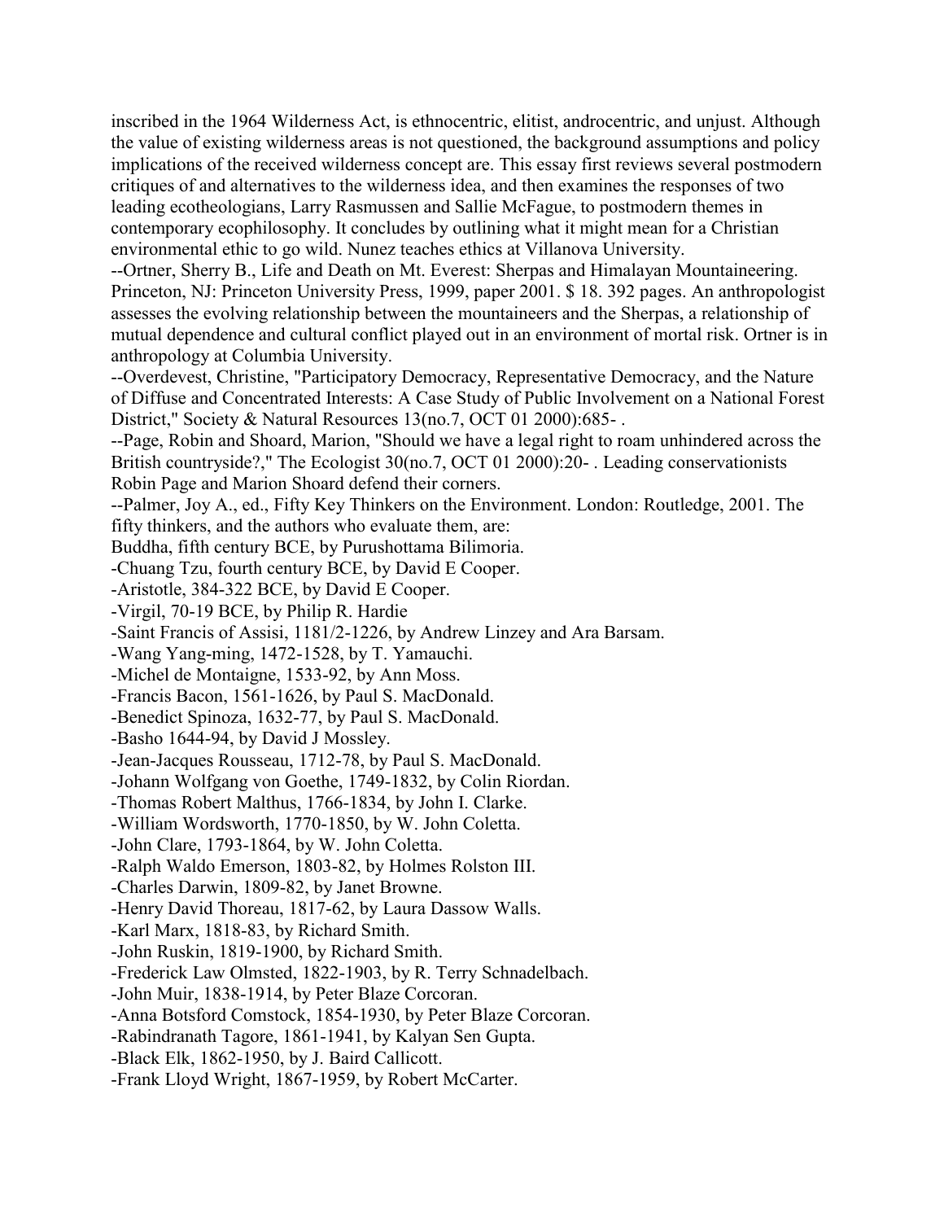inscribed in the 1964 Wilderness Act, is ethnocentric, elitist, androcentric, and unjust. Although the value of existing wilderness areas is not questioned, the background assumptions and policy implications of the received wilderness concept are. This essay first reviews several postmodern critiques of and alternatives to the wilderness idea, and then examines the responses of two leading ecotheologians, Larry Rasmussen and Sallie McFague, to postmodern themes in contemporary ecophilosophy. It concludes by outlining what it might mean for a Christian environmental ethic to go wild. Nunez teaches ethics at Villanova University.

--Ortner, Sherry B., Life and Death on Mt. Everest: Sherpas and Himalayan Mountaineering. Princeton, NJ: Princeton University Press, 1999, paper 2001. $ 18. 392 pages. An anthropologist assesses the evolving relationship between the mountaineers and the Sherpas, a relationship of mutual dependence and cultural conflict played out in an environment of mortal risk. Ortner is in anthropology at Columbia University.

--Overdevest, Christine, "Participatory Democracy, Representative Democracy, and the Nature of Diffuse and Concentrated Interests: A Case Study of Public Involvement on a National Forest District," Society & Natural Resources 13(no.7, OCT 01 2000):685- .

--Page, Robin and Shoard, Marion, "Should we have a legal right to roam unhindered across the British countryside?," The Ecologist 30(no.7, OCT 01 2000):20- . Leading conservationists Robin Page and Marion Shoard defend their corners.

--Palmer, Joy A., ed., Fifty Key Thinkers on the Environment. London: Routledge, 2001. The fifty thinkers, and the authors who evaluate them, are:

Buddha, fifth century BCE, by Purushottama Bilimoria.

-Chuang Tzu, fourth century BCE, by David E Cooper.

-Aristotle, 384-322 BCE, by David E Cooper.

-Virgil, 70-19 BCE, by Philip R. Hardie

-Saint Francis of Assisi, 1181/2-1226, by Andrew Linzey and Ara Barsam.

-Wang Yang-ming, 1472-1528, by T. Yamauchi.

-Michel de Montaigne, 1533-92, by Ann Moss.

-Francis Bacon, 1561-1626, by Paul S. MacDonald.

-Benedict Spinoza, 1632-77, by Paul S. MacDonald.

-Basho 1644-94, by David J Mossley.

-Jean-Jacques Rousseau, 1712-78, by Paul S. MacDonald.

-Johann Wolfgang von Goethe, 1749-1832, by Colin Riordan.

-Thomas Robert Malthus, 1766-1834, by John I. Clarke.

-William Wordsworth, 1770-1850, by W. John Coletta.

-John Clare, 1793-1864, by W. John Coletta.

-Ralph Waldo Emerson, 1803-82, by Holmes Rolston III.

-Charles Darwin, 1809-82, by Janet Browne.

-Henry David Thoreau, 1817-62, by Laura Dassow Walls.

-Karl Marx, 1818-83, by Richard Smith.

-John Ruskin, 1819-1900, by Richard Smith.

-Frederick Law Olmsted, 1822-1903, by R. Terry Schnadelbach.

-John Muir, 1838-1914, by Peter Blaze Corcoran.

-Anna Botsford Comstock, 1854-1930, by Peter Blaze Corcoran.

-Rabindranath Tagore, 1861-1941, by Kalyan Sen Gupta.

-Black Elk, 1862-1950, by J. Baird Callicott.

-Frank Lloyd Wright, 1867-1959, by Robert McCarter.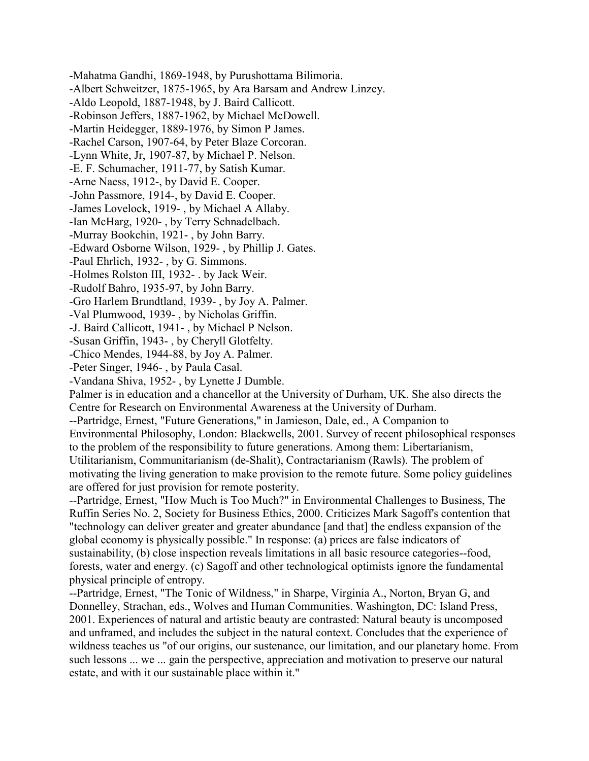-Mahatma Gandhi, 1869-1948, by Purushottama Bilimoria.
-Albert Schweitzer, 1875-1965, by Ara Barsam and Andrew Linzey.
-Aldo Leopold, 1887-1948, by J. Baird Callicott.
-Robinson Jeffers, 1887-1962, by Michael McDowell.
-Martin Heidegger, 1889-1976, by Simon P James.
-Rachel Carson, 1907-64, by Peter Blaze Corcoran.
-Lynn White, Jr, 1907-87, by Michael P. Nelson.
-E. F. Schumacher, 1911-77, by Satish Kumar.
-Arne Naess, 1912-, by David E. Cooper.
-John Passmore, 1914-, by David E. Cooper.
-James Lovelock, 1919- , by Michael A Allaby.
-Ian McHarg, 1920- , by Terry Schnadelbach.
-Murray Bookchin, 1921- , by John Barry.
-Edward Osborne Wilson, 1929- , by Phillip J. Gates.
-Paul Ehrlich, 1932- , by G. Simmons.
-Holmes Rolston III, 1932- . by Jack Weir.
-Rudolf Bahro, 1935-97, by John Barry.
-Gro Harlem Brundtland, 1939- , by Joy A. Palmer.
-Val Plumwood, 1939- , by Nicholas Griffin.
-J. Baird Callicott, 1941- , by Michael P Nelson.
-Susan Griffin, 1943- , by Cheryll Glotfelty.
-Chico Mendes, 1944-88, by Joy A. Palmer.
-Peter Singer, 1946- , by Paula Casal.
-Vandana Shiva, 1952- , by Lynette J Dumble.

Palmer is in education and a chancellor at the University of Durham, UK. She also directs the Centre for Research on Environmental Awareness at the University of Durham.

--Partridge, Ernest, "Future Generations," in Jamieson, Dale, ed., A Companion to Environmental Philosophy, London: Blackwells, 2001. Survey of recent philosophical responses to the problem of the responsibility to future generations. Among them: Libertarianism, Utilitarianism, Communitarianism (de-Shalit), Contractarianism (Rawls). The problem of motivating the living generation to make provision to the remote future. Some policy guidelines are offered for just provision for remote posterity.

--Partridge, Ernest, "How Much is Too Much?" in Environmental Challenges to Business, The Ruffin Series No. 2, Society for Business Ethics, 2000. Criticizes Mark Sagoff's contention that "technology can deliver greater and greater abundance [and that] the endless expansion of the global economy is physically possible." In response: (a) prices are false indicators of sustainability, (b) close inspection reveals limitations in all basic resource categories--food, forests, water and energy. (c) Sagoff and other technological optimists ignore the fundamental physical principle of entropy.

--Partridge, Ernest, "The Tonic of Wildness," in Sharpe, Virginia A., Norton, Bryan G, and Donnelley, Strachan, eds., Wolves and Human Communities. Washington, DC: Island Press, 2001. Experiences of natural and artistic beauty are contrasted: Natural beauty is uncomposed and unframed, and includes the subject in the natural context. Concludes that the experience of wildness teaches us "of our origins, our sustenance, our limitation, and our planetary home. From such lessons ... we ... gain the perspective, appreciation and motivation to preserve our natural estate, and with it our sustainable place within it."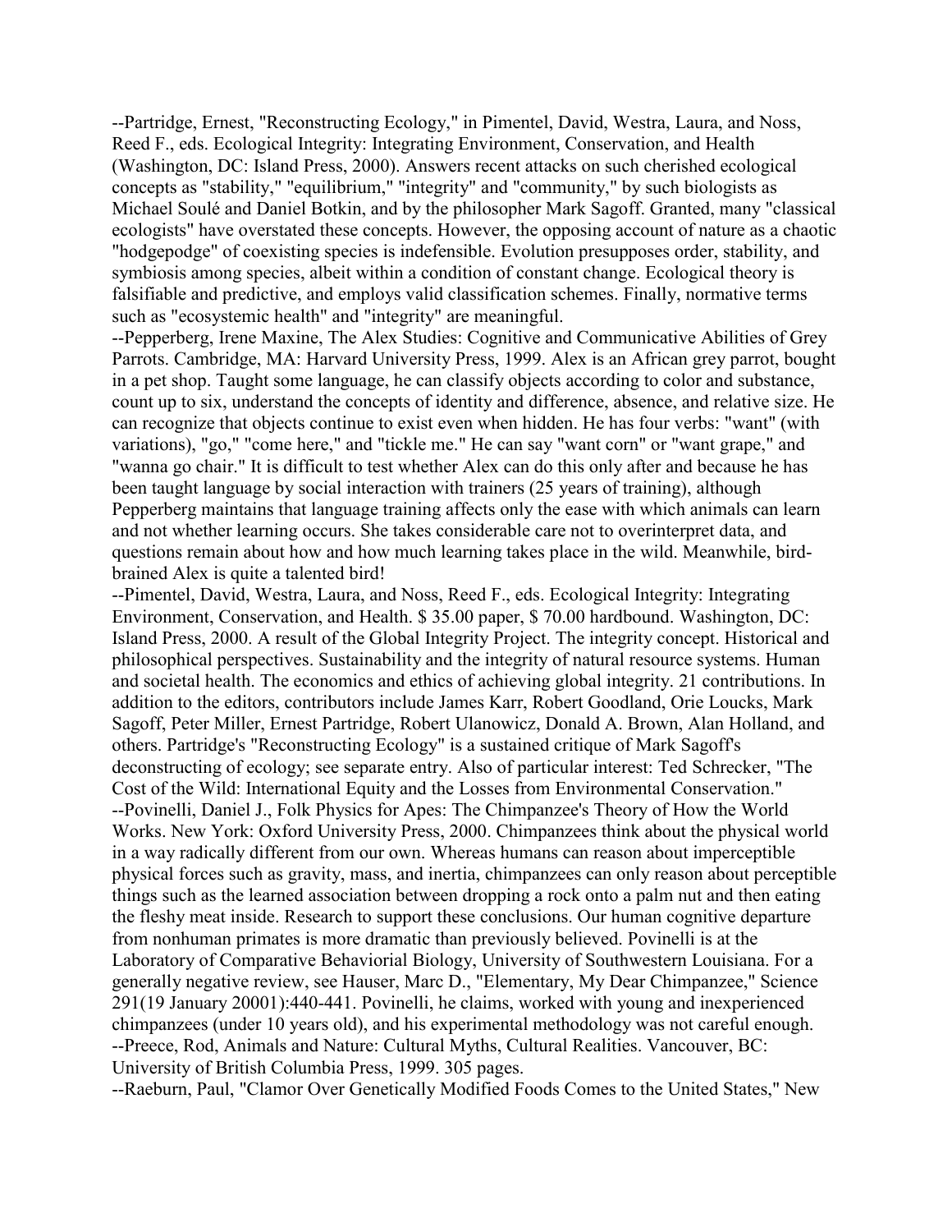--Partridge, Ernest, "Reconstructing Ecology," in Pimentel, David, Westra, Laura, and Noss, Reed F., eds. Ecological Integrity: Integrating Environment, Conservation, and Health (Washington, DC: Island Press, 2000). Answers recent attacks on such cherished ecological concepts as "stability," "equilibrium," "integrity" and "community," by such biologists as Michael Soulé and Daniel Botkin, and by the philosopher Mark Sagoff. Granted, many "classical ecologists" have overstated these concepts. However, the opposing account of nature as a chaotic "hodgepodge" of coexisting species is indefensible. Evolution presupposes order, stability, and symbiosis among species, albeit within a condition of constant change. Ecological theory is falsifiable and predictive, and employs valid classification schemes. Finally, normative terms such as "ecosystemic health" and "integrity" are meaningful.

--Pepperberg, Irene Maxine, The Alex Studies: Cognitive and Communicative Abilities of Grey Parrots. Cambridge, MA: Harvard University Press, 1999. Alex is an African grey parrot, bought in a pet shop. Taught some language, he can classify objects according to color and substance, count up to six, understand the concepts of identity and difference, absence, and relative size. He can recognize that objects continue to exist even when hidden. He has four verbs: "want" (with variations), "go," "come here," and "tickle me." He can say "want corn" or "want grape," and "wanna go chair." It is difficult to test whether Alex can do this only after and because he has been taught language by social interaction with trainers (25 years of training), although Pepperberg maintains that language training affects only the ease with which animals can learn and not whether learning occurs. She takes considerable care not to overinterpret data, and questions remain about how and how much learning takes place in the wild. Meanwhile, bird-brained Alex is quite a talented bird!

--Pimentel, David, Westra, Laura, and Noss, Reed F., eds. Ecological Integrity: Integrating Environment, Conservation, and Health. $ 35.00 paper, $ 70.00 hardbound. Washington, DC: Island Press, 2000. A result of the Global Integrity Project. The integrity concept. Historical and philosophical perspectives. Sustainability and the integrity of natural resource systems. Human and societal health. The economics and ethics of achieving global integrity. 21 contributions. In addition to the editors, contributors include James Karr, Robert Goodland, Orie Loucks, Mark Sagoff, Peter Miller, Ernest Partridge, Robert Ulanowicz, Donald A. Brown, Alan Holland, and others. Partridge's "Reconstructing Ecology" is a sustained critique of Mark Sagoff's deconstructing of ecology; see separate entry. Also of particular interest: Ted Schrecker, "The Cost of the Wild: International Equity and the Losses from Environmental Conservation."

--Povinelli, Daniel J., Folk Physics for Apes: The Chimpanzee's Theory of How the World Works. New York: Oxford University Press, 2000. Chimpanzees think about the physical world in a way radically different from our own. Whereas humans can reason about imperceptible physical forces such as gravity, mass, and inertia, chimpanzees can only reason about perceptible things such as the learned association between dropping a rock onto a palm nut and then eating the fleshy meat inside. Research to support these conclusions. Our human cognitive departure from nonhuman primates is more dramatic than previously believed. Povinelli is at the Laboratory of Comparative Behaviorial Biology, University of Southwestern Louisiana. For a generally negative review, see Hauser, Marc D., "Elementary, My Dear Chimpanzee," Science 291(19 January 20001):440-441. Povinelli, he claims, worked with young and inexperienced chimpanzees (under 10 years old), and his experimental methodology was not careful enough.

--Preece, Rod, Animals and Nature: Cultural Myths, Cultural Realities. Vancouver, BC: University of British Columbia Press, 1999. 305 pages.

--Raeburn, Paul, "Clamor Over Genetically Modified Foods Comes to the United States," New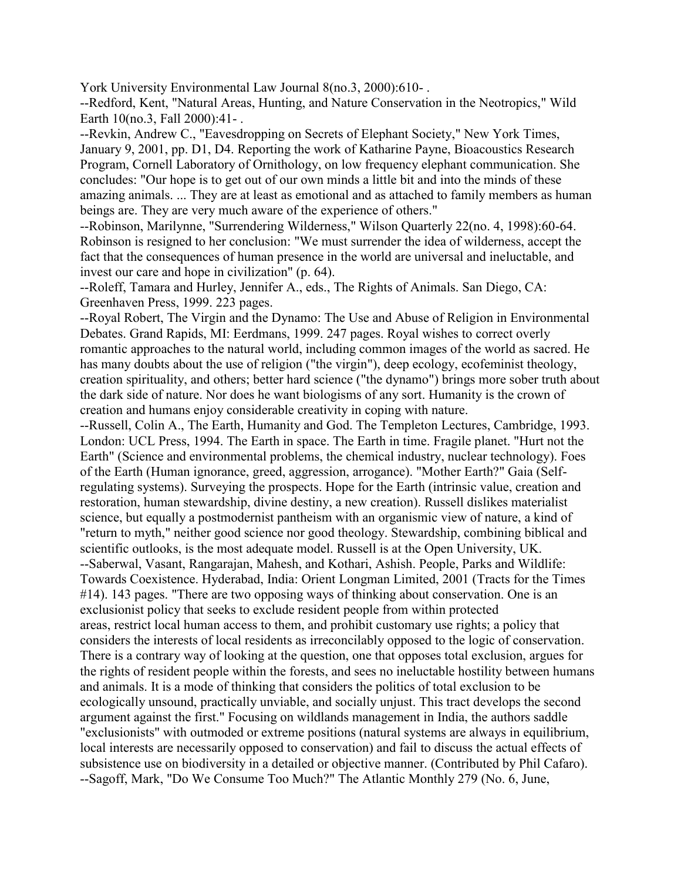York University Environmental Law Journal 8(no.3, 2000):610- .

--Redford, Kent, "Natural Areas, Hunting, and Nature Conservation in the Neotropics," Wild Earth 10(no.3, Fall 2000):41- .

--Revkin, Andrew C., "Eavesdropping on Secrets of Elephant Society," New York Times, January 9, 2001, pp. D1, D4. Reporting the work of Katharine Payne, Bioacoustics Research Program, Cornell Laboratory of Ornithology, on low frequency elephant communication. She concludes: "Our hope is to get out of our own minds a little bit and into the minds of these amazing animals. ... They are at least as emotional and as attached to family members as human beings are. They are very much aware of the experience of others."

--Robinson, Marilynne, "Surrendering Wilderness," Wilson Quarterly 22(no. 4, 1998):60-64. Robinson is resigned to her conclusion: "We must surrender the idea of wilderness, accept the fact that the consequences of human presence in the world are universal and ineluctable, and invest our care and hope in civilization" (p. 64).

--Roleff, Tamara and Hurley, Jennifer A., eds., The Rights of Animals. San Diego, CA: Greenhaven Press, 1999. 223 pages.

--Royal Robert, The Virgin and the Dynamo: The Use and Abuse of Religion in Environmental Debates. Grand Rapids, MI: Eerdmans, 1999. 247 pages. Royal wishes to correct overly romantic approaches to the natural world, including common images of the world as sacred. He has many doubts about the use of religion ("the virgin"), deep ecology, ecofeminist theology, creation spirituality, and others; better hard science ("the dynamo") brings more sober truth about the dark side of nature. Nor does he want biologisms of any sort. Humanity is the crown of creation and humans enjoy considerable creativity in coping with nature.

--Russell, Colin A., The Earth, Humanity and God. The Templeton Lectures, Cambridge, 1993. London: UCL Press, 1994. The Earth in space. The Earth in time. Fragile planet. "Hurt not the Earth" (Science and environmental problems, the chemical industry, nuclear technology). Foes of the Earth (Human ignorance, greed, aggression, arrogance). "Mother Earth?" Gaia (Self-regulating systems). Surveying the prospects. Hope for the Earth (intrinsic value, creation and restoration, human stewardship, divine destiny, a new creation). Russell dislikes materialist science, but equally a postmodernist pantheism with an organismic view of nature, a kind of "return to myth," neither good science nor good theology. Stewardship, combining biblical and scientific outlooks, is the most adequate model. Russell is at the Open University, UK.

--Saberwal, Vasant, Rangarajan, Mahesh, and Kothari, Ashish. People, Parks and Wildlife: Towards Coexistence. Hyderabad, India: Orient Longman Limited, 2001 (Tracts for the Times #14). 143 pages. "There are two opposing ways of thinking about conservation. One is an exclusionist policy that seeks to exclude resident people from within protected areas, restrict local human access to them, and prohibit customary use rights; a policy that considers the interests of local residents as irreconcilably opposed to the logic of conservation. There is a contrary way of looking at the question, one that opposes total exclusion, argues for the rights of resident people within the forests, and sees no ineluctable hostility between humans and animals. It is a mode of thinking that considers the politics of total exclusion to be ecologically unsound, practically unviable, and socially unjust. This tract develops the second argument against the first." Focusing on wildlands management in India, the authors saddle "exclusionists" with outmoded or extreme positions (natural systems are always in equilibrium, local interests are necessarily opposed to conservation) and fail to discuss the actual effects of subsistence use on biodiversity in a detailed or objective manner. (Contributed by Phil Cafaro).

--Sagoff, Mark, "Do We Consume Too Much?" The Atlantic Monthly 279 (No. 6, June,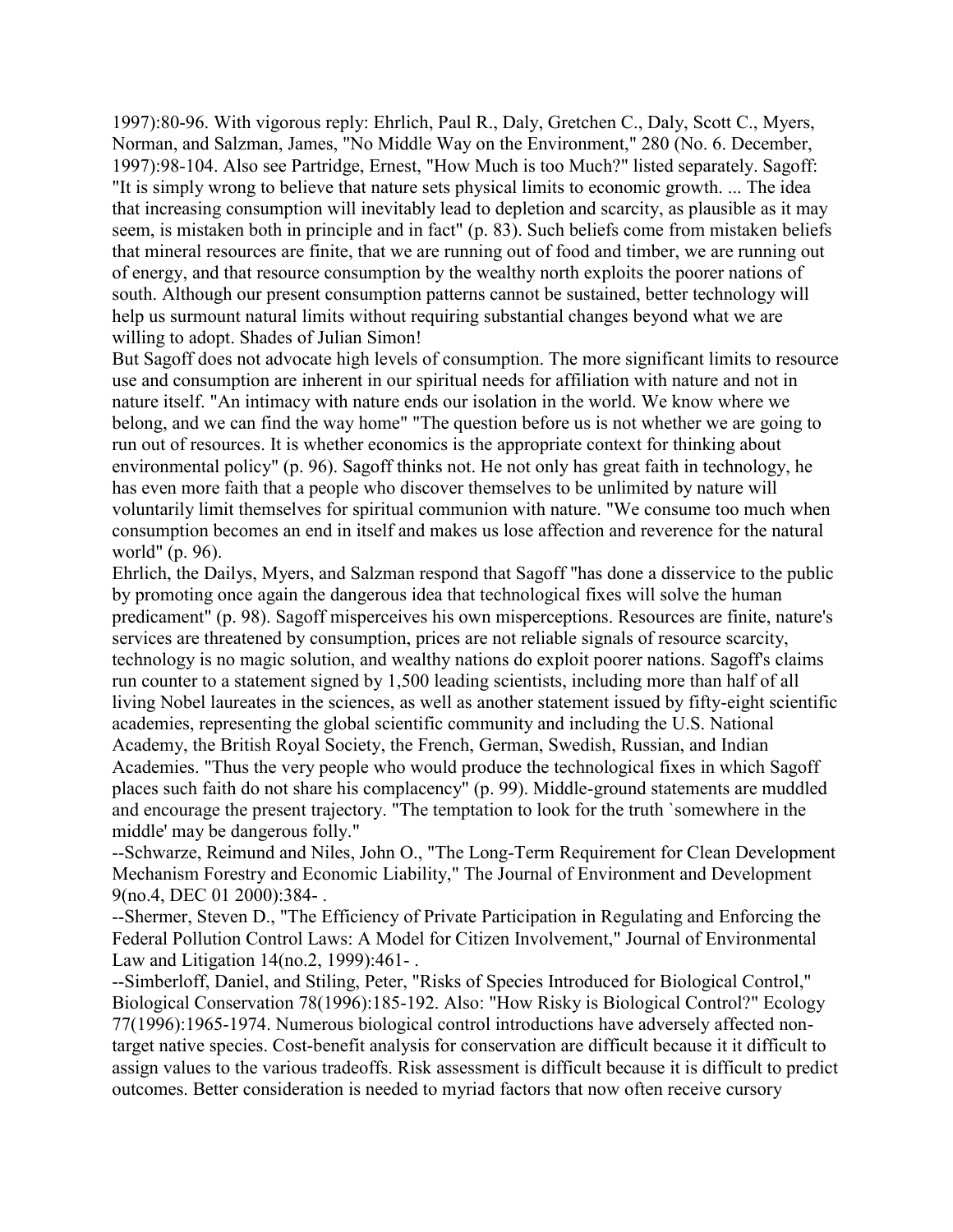1997):80-96. With vigorous reply: Ehrlich, Paul R., Daly, Gretchen C., Daly, Scott C., Myers, Norman, and Salzman, James, "No Middle Way on the Environment," 280 (No. 6. December, 1997):98-104. Also see Partridge, Ernest, "How Much is too Much?" listed separately. Sagoff: "It is simply wrong to believe that nature sets physical limits to economic growth. ... The idea that increasing consumption will inevitably lead to depletion and scarcity, as plausible as it may seem, is mistaken both in principle and in fact" (p. 83). Such beliefs come from mistaken beliefs that mineral resources are finite, that we are running out of food and timber, we are running out of energy, and that resource consumption by the wealthy north exploits the poorer nations of south. Although our present consumption patterns cannot be sustained, better technology will help us surmount natural limits without requiring substantial changes beyond what we are willing to adopt. Shades of Julian Simon!

But Sagoff does not advocate high levels of consumption. The more significant limits to resource use and consumption are inherent in our spiritual needs for affiliation with nature and not in nature itself. "An intimacy with nature ends our isolation in the world. We know where we belong, and we can find the way home" "The question before us is not whether we are going to run out of resources. It is whether economics is the appropriate context for thinking about environmental policy" (p. 96). Sagoff thinks not. He not only has great faith in technology, he has even more faith that a people who discover themselves to be unlimited by nature will voluntarily limit themselves for spiritual communion with nature. "We consume too much when consumption becomes an end in itself and makes us lose affection and reverence for the natural world" (p. 96).

Ehrlich, the Dailys, Myers, and Salzman respond that Sagoff "has done a disservice to the public by promoting once again the dangerous idea that technological fixes will solve the human predicament" (p. 98). Sagoff misperceives his own misperceptions. Resources are finite, nature's services are threatened by consumption, prices are not reliable signals of resource scarcity, technology is no magic solution, and wealthy nations do exploit poorer nations. Sagoff's claims run counter to a statement signed by 1,500 leading scientists, including more than half of all living Nobel laureates in the sciences, as well as another statement issued by fifty-eight scientific academies, representing the global scientific community and including the U.S. National Academy, the British Royal Society, the French, German, Swedish, Russian, and Indian Academies. "Thus the very people who would produce the technological fixes in which Sagoff places such faith do not share his complacency" (p. 99). Middle-ground statements are muddled and encourage the present trajectory. "The temptation to look for the truth `somewhere in the middle' may be dangerous folly."

--Schwarze, Reimund and Niles, John O., "The Long-Term Requirement for Clean Development Mechanism Forestry and Economic Liability," The Journal of Environment and Development 9(no.4, DEC 01 2000):384- .

--Shermer, Steven D., "The Efficiency of Private Participation in Regulating and Enforcing the Federal Pollution Control Laws: A Model for Citizen Involvement," Journal of Environmental Law and Litigation 14(no.2, 1999):461- .

--Simberloff, Daniel, and Stiling, Peter, "Risks of Species Introduced for Biological Control," Biological Conservation 78(1996):185-192. Also: "How Risky is Biological Control?" Ecology 77(1996):1965-1974. Numerous biological control introductions have adversely affected non-target native species. Cost-benefit analysis for conservation are difficult because it it difficult to assign values to the various tradeoffs. Risk assessment is difficult because it is difficult to predict outcomes. Better consideration is needed to myriad factors that now often receive cursory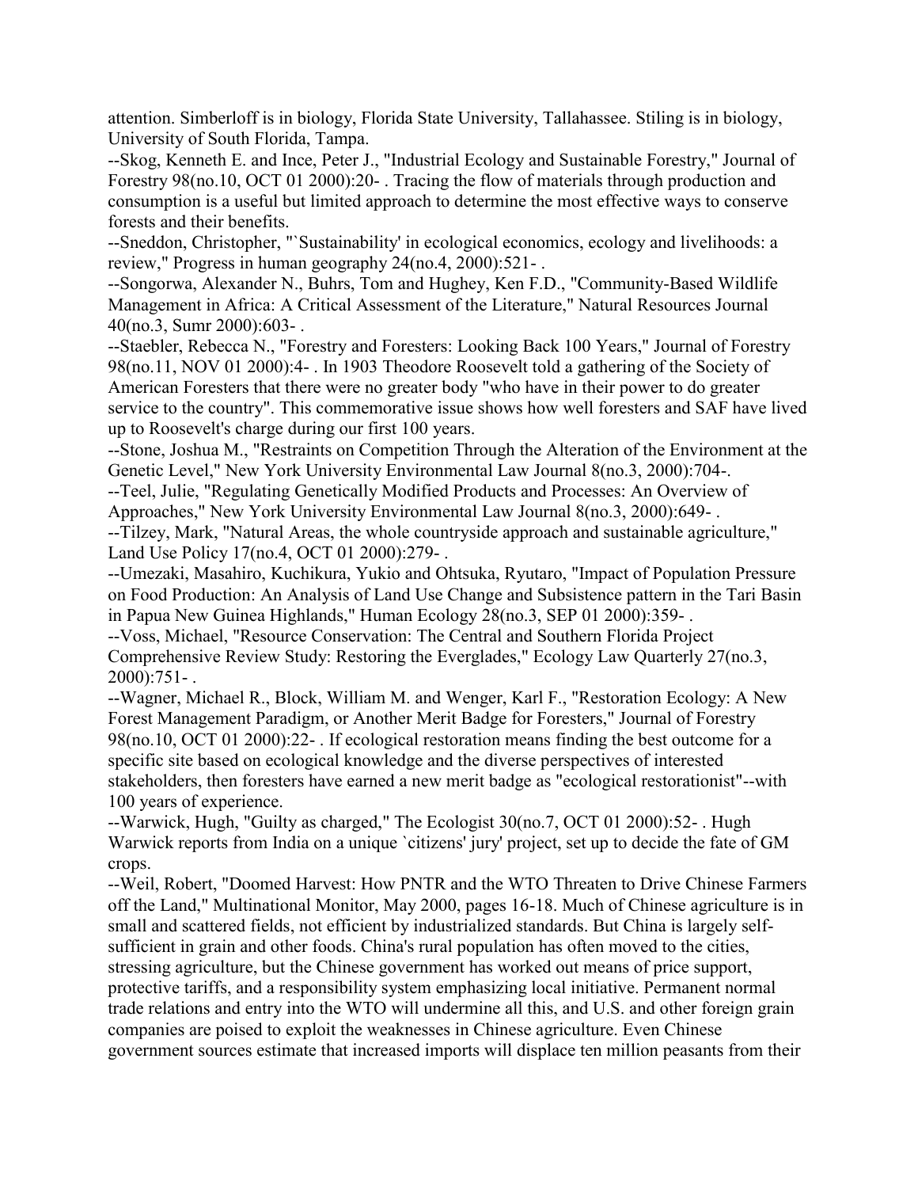attention. Simberloff is in biology, Florida State University, Tallahassee. Stiling is in biology, University of South Florida, Tampa.

--Skog, Kenneth E. and Ince, Peter J., "Industrial Ecology and Sustainable Forestry," Journal of Forestry 98(no.10, OCT 01 2000):20- . Tracing the flow of materials through production and consumption is a useful but limited approach to determine the most effective ways to conserve forests and their benefits.

--Sneddon, Christopher, "`Sustainability' in ecological economics, ecology and livelihoods: a review," Progress in human geography 24(no.4, 2000):521- .

--Songorwa, Alexander N., Buhrs, Tom and Hughey, Ken F.D., "Community-Based Wildlife Management in Africa: A Critical Assessment of the Literature," Natural Resources Journal 40(no.3, Sumr 2000):603- .

--Staebler, Rebecca N., "Forestry and Foresters: Looking Back 100 Years," Journal of Forestry 98(no.11, NOV 01 2000):4- . In 1903 Theodore Roosevelt told a gathering of the Society of American Foresters that there were no greater body "who have in their power to do greater service to the country". This commemorative issue shows how well foresters and SAF have lived up to Roosevelt's charge during our first 100 years.

--Stone, Joshua M., "Restraints on Competition Through the Alteration of the Environment at the Genetic Level," New York University Environmental Law Journal 8(no.3, 2000):704-.

--Teel, Julie, "Regulating Genetically Modified Products and Processes: An Overview of Approaches," New York University Environmental Law Journal 8(no.3, 2000):649- .

--Tilzey, Mark, "Natural Areas, the whole countryside approach and sustainable agriculture," Land Use Policy 17(no.4, OCT 01 2000):279- .

--Umezaki, Masahiro, Kuchikura, Yukio and Ohtsuka, Ryutaro, "Impact of Population Pressure on Food Production: An Analysis of Land Use Change and Subsistence pattern in the Tari Basin in Papua New Guinea Highlands," Human Ecology 28(no.3, SEP 01 2000):359- .

--Voss, Michael, "Resource Conservation: The Central and Southern Florida Project Comprehensive Review Study: Restoring the Everglades," Ecology Law Quarterly 27(no.3, 2000):751- .

--Wagner, Michael R., Block, William M. and Wenger, Karl F., "Restoration Ecology: A New Forest Management Paradigm, or Another Merit Badge for Foresters," Journal of Forestry 98(no.10, OCT 01 2000):22- . If ecological restoration means finding the best outcome for a specific site based on ecological knowledge and the diverse perspectives of interested stakeholders, then foresters have earned a new merit badge as "ecological restorationist"--with 100 years of experience.

--Warwick, Hugh, "Guilty as charged," The Ecologist 30(no.7, OCT 01 2000):52- . Hugh Warwick reports from India on a unique `citizens' jury' project, set up to decide the fate of GM crops.

--Weil, Robert, "Doomed Harvest: How PNTR and the WTO Threaten to Drive Chinese Farmers off the Land," Multinational Monitor, May 2000, pages 16-18. Much of Chinese agriculture is in small and scattered fields, not efficient by industrialized standards. But China is largely self-sufficient in grain and other foods. China's rural population has often moved to the cities, stressing agriculture, but the Chinese government has worked out means of price support, protective tariffs, and a responsibility system emphasizing local initiative. Permanent normal trade relations and entry into the WTO will undermine all this, and U.S. and other foreign grain companies are poised to exploit the weaknesses in Chinese agriculture. Even Chinese government sources estimate that increased imports will displace ten million peasants from their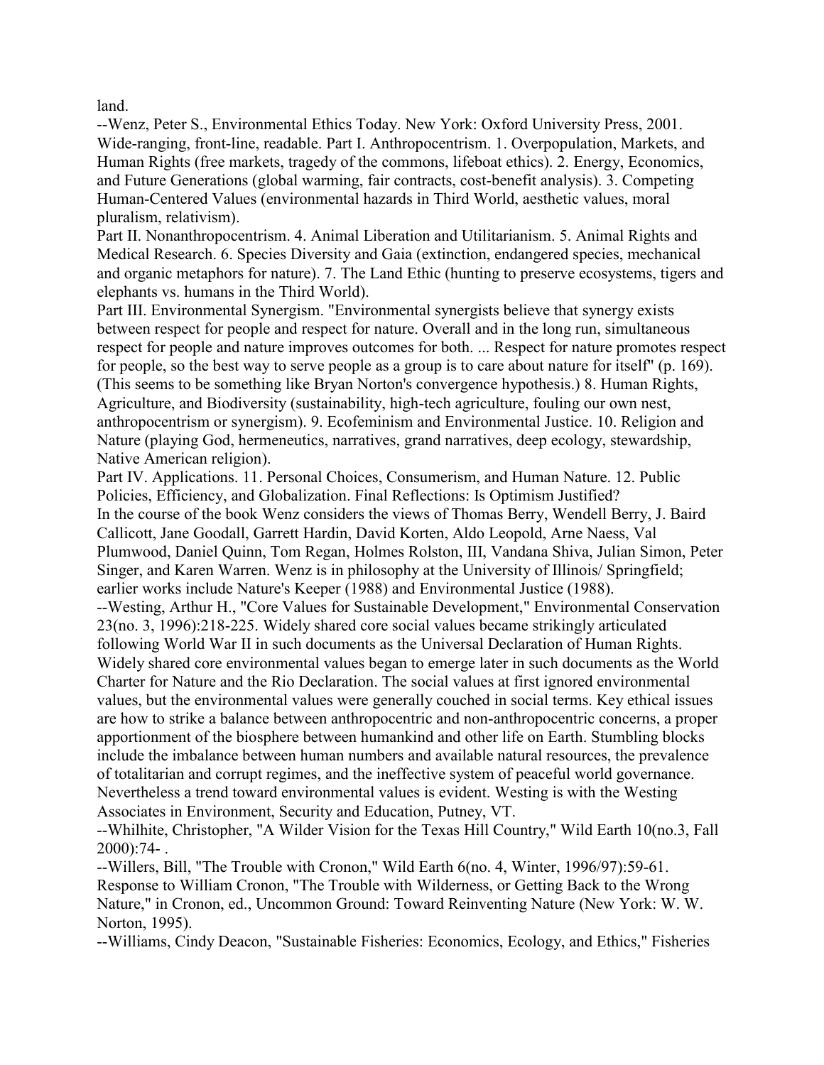land.

--Wenz, Peter S., Environmental Ethics Today. New York: Oxford University Press, 2001. Wide-ranging, front-line, readable. Part I. Anthropocentrism. 1. Overpopulation, Markets, and Human Rights (free markets, tragedy of the commons, lifeboat ethics). 2. Energy, Economics, and Future Generations (global warming, fair contracts, cost-benefit analysis). 3. Competing Human-Centered Values (environmental hazards in Third World, aesthetic values, moral pluralism, relativism).

Part II. Nonanthropocentrism. 4. Animal Liberation and Utilitarianism. 5. Animal Rights and Medical Research. 6. Species Diversity and Gaia (extinction, endangered species, mechanical and organic metaphors for nature). 7. The Land Ethic (hunting to preserve ecosystems, tigers and elephants vs. humans in the Third World).

Part III. Environmental Synergism. "Environmental synergists believe that synergy exists between respect for people and respect for nature. Overall and in the long run, simultaneous respect for people and nature improves outcomes for both. ... Respect for nature promotes respect for people, so the best way to serve people as a group is to care about nature for itself" (p. 169). (This seems to be something like Bryan Norton's convergence hypothesis.) 8. Human Rights, Agriculture, and Biodiversity (sustainability, high-tech agriculture, fouling our own nest, anthropocentrism or synergism). 9. Ecofeminism and Environmental Justice. 10. Religion and Nature (playing God, hermeneutics, narratives, grand narratives, deep ecology, stewardship, Native American religion).

Part IV. Applications. 11. Personal Choices, Consumerism, and Human Nature. 12. Public Policies, Efficiency, and Globalization. Final Reflections: Is Optimism Justified?

In the course of the book Wenz considers the views of Thomas Berry, Wendell Berry, J. Baird Callicott, Jane Goodall, Garrett Hardin, David Korten, Aldo Leopold, Arne Naess, Val Plumwood, Daniel Quinn, Tom Regan, Holmes Rolston, III, Vandana Shiva, Julian Simon, Peter Singer, and Karen Warren. Wenz is in philosophy at the University of Illinois/ Springfield; earlier works include Nature's Keeper (1988) and Environmental Justice (1988).

--Westing, Arthur H., "Core Values for Sustainable Development," Environmental Conservation 23(no. 3, 1996):218-225. Widely shared core social values became strikingly articulated following World War II in such documents as the Universal Declaration of Human Rights. Widely shared core environmental values began to emerge later in such documents as the World Charter for Nature and the Rio Declaration. The social values at first ignored environmental values, but the environmental values were generally couched in social terms. Key ethical issues are how to strike a balance between anthropocentric and non-anthropocentric concerns, a proper apportionment of the biosphere between humankind and other life on Earth. Stumbling blocks include the imbalance between human numbers and available natural resources, the prevalence of totalitarian and corrupt regimes, and the ineffective system of peaceful world governance. Nevertheless a trend toward environmental values is evident. Westing is with the Westing Associates in Environment, Security and Education, Putney, VT.

--Whilhite, Christopher, "A Wilder Vision for the Texas Hill Country," Wild Earth 10(no.3, Fall 2000):74- .

--Willers, Bill, "The Trouble with Cronon," Wild Earth 6(no. 4, Winter, 1996/97):59-61. Response to William Cronon, "The Trouble with Wilderness, or Getting Back to the Wrong Nature," in Cronon, ed., Uncommon Ground: Toward Reinventing Nature (New York: W. W. Norton, 1995).

--Williams, Cindy Deacon, "Sustainable Fisheries: Economics, Ecology, and Ethics," Fisheries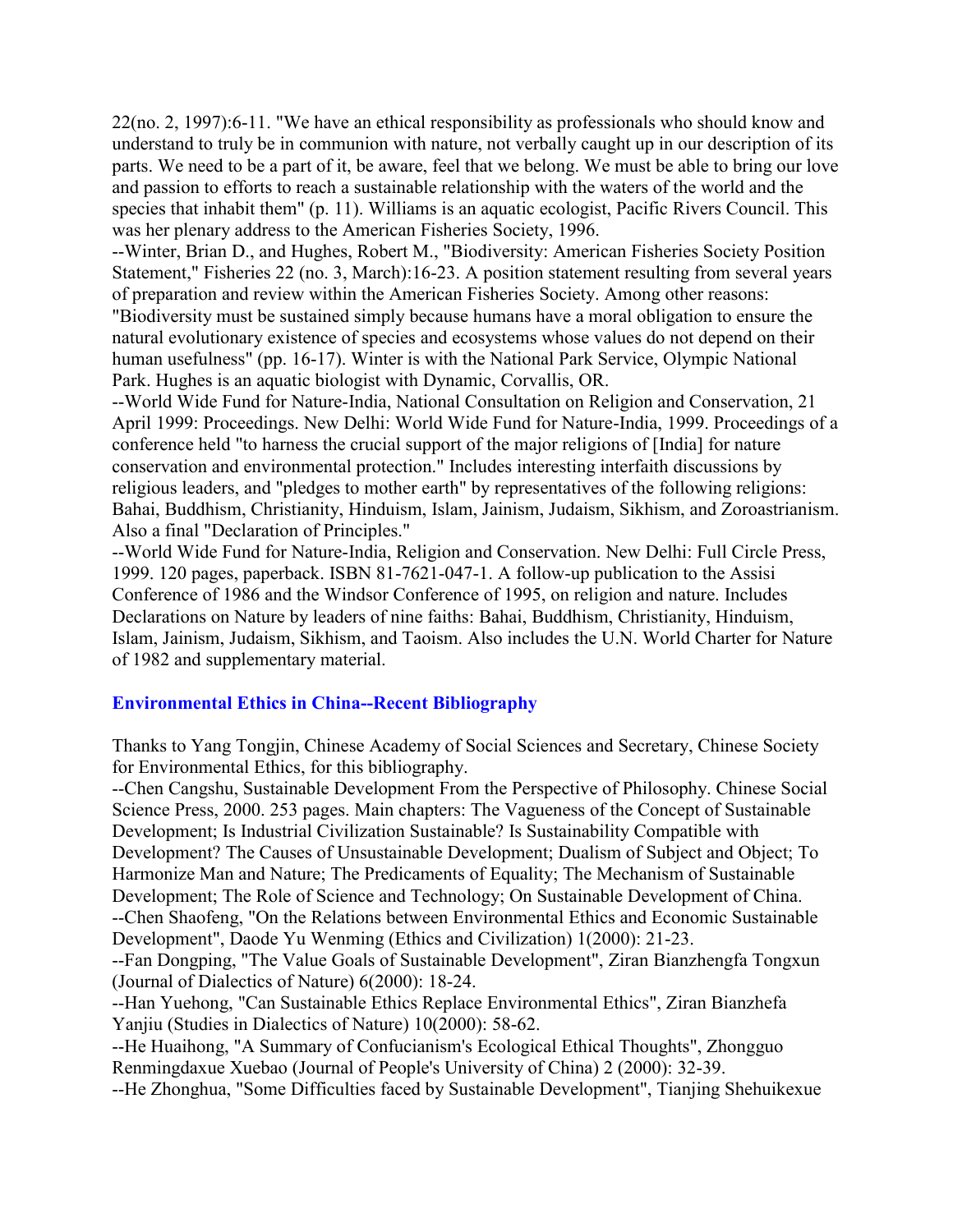22(no. 2, 1997):6-11. "We have an ethical responsibility as professionals who should know and understand to truly be in communion with nature, not verbally caught up in our description of its parts. We need to be a part of it, be aware, feel that we belong. We must be able to bring our love and passion to efforts to reach a sustainable relationship with the waters of the world and the species that inhabit them" (p. 11). Williams is an aquatic ecologist, Pacific Rivers Council. This was her plenary address to the American Fisheries Society, 1996.

--Winter, Brian D., and Hughes, Robert M., "Biodiversity: American Fisheries Society Position Statement," Fisheries 22 (no. 3, March):16-23. A position statement resulting from several years of preparation and review within the American Fisheries Society. Among other reasons: "Biodiversity must be sustained simply because humans have a moral obligation to ensure the natural evolutionary existence of species and ecosystems whose values do not depend on their human usefulness" (pp. 16-17). Winter is with the National Park Service, Olympic National Park. Hughes is an aquatic biologist with Dynamic, Corvallis, OR.

--World Wide Fund for Nature-India, National Consultation on Religion and Conservation, 21 April 1999: Proceedings. New Delhi: World Wide Fund for Nature-India, 1999. Proceedings of a conference held "to harness the crucial support of the major religions of [India] for nature conservation and environmental protection." Includes interesting interfaith discussions by religious leaders, and "pledges to mother earth" by representatives of the following religions: Bahai, Buddhism, Christianity, Hinduism, Islam, Jainism, Judaism, Sikhism, and Zoroastrianism. Also a final "Declaration of Principles."

--World Wide Fund for Nature-India, Religion and Conservation. New Delhi: Full Circle Press, 1999. 120 pages, paperback. ISBN 81-7621-047-1. A follow-up publication to the Assisi Conference of 1986 and the Windsor Conference of 1995, on religion and nature. Includes Declarations on Nature by leaders of nine faiths: Bahai, Buddhism, Christianity, Hinduism, Islam, Jainism, Judaism, Sikhism, and Taoism. Also includes the U.N. World Charter for Nature of 1982 and supplementary material.

## Environmental Ethics in China--Recent Bibliography

Thanks to Yang Tongjin, Chinese Academy of Social Sciences and Secretary, Chinese Society for Environmental Ethics, for this bibliography.

--Chen Cangshu, Sustainable Development From the Perspective of Philosophy. Chinese Social Science Press, 2000. 253 pages. Main chapters: The Vagueness of the Concept of Sustainable Development; Is Industrial Civilization Sustainable? Is Sustainability Compatible with Development? The Causes of Unsustainable Development; Dualism of Subject and Object; To Harmonize Man and Nature; The Predicaments of Equality; The Mechanism of Sustainable Development; The Role of Science and Technology; On Sustainable Development of China.

--Chen Shaofeng, "On the Relations between Environmental Ethics and Economic Sustainable Development", Daode Yu Wenming (Ethics and Civilization) 1(2000): 21-23.

--Fan Dongping, "The Value Goals of Sustainable Development", Ziran Bianzhengfa Tongxun (Journal of Dialectics of Nature) 6(2000): 18-24.

--Han Yuehong, "Can Sustainable Ethics Replace Environmental Ethics", Ziran Bianzhefa Yanjiu (Studies in Dialectics of Nature) 10(2000): 58-62.

--He Huaihong, "A Summary of Confucianism's Ecological Ethical Thoughts", Zhongguo Renmingdaxue Xuebao (Journal of People's University of China) 2 (2000): 32-39.

--He Zhonghua, "Some Difficulties faced by Sustainable Development", Tianjing Shehuikexue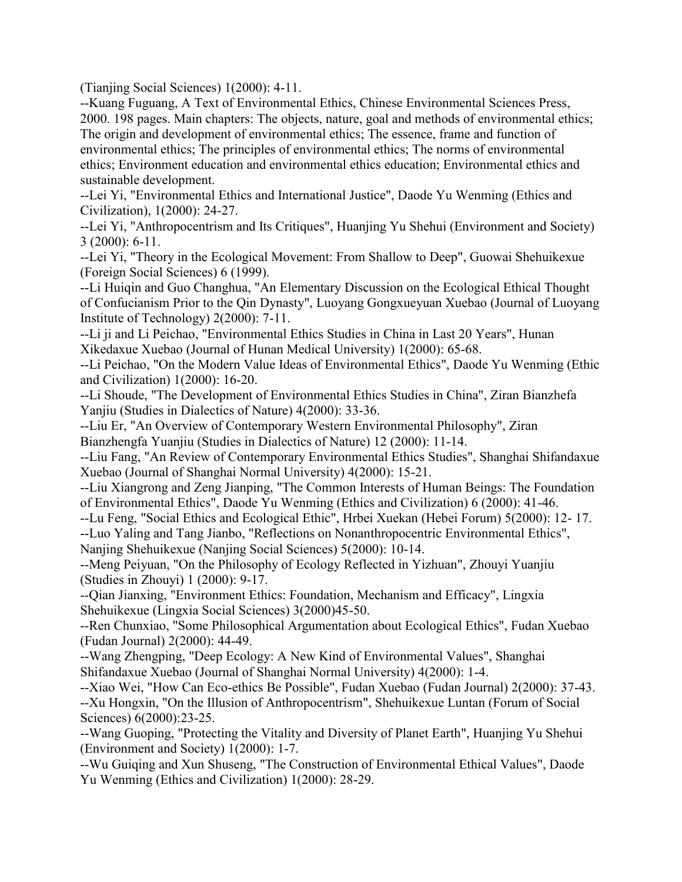(Tianjing Social Sciences) 1(2000): 4-11.

--Kuang Fuguang, A Text of Environmental Ethics, Chinese Environmental Sciences Press, 2000. 198 pages. Main chapters: The objects, nature, goal and methods of environmental ethics; The origin and development of environmental ethics; The essence, frame and function of environmental ethics; The principles of environmental ethics; The norms of environmental ethics; Environment education and environmental ethics education; Environmental ethics and sustainable development.

--Lei Yi, "Environmental Ethics and International Justice", Daode Yu Wenming (Ethics and Civilization), 1(2000): 24-27.

--Lei Yi, "Anthropocentrism and Its Critiques", Huanjing Yu Shehui (Environment and Society) 3 (2000): 6-11.

--Lei Yi, "Theory in the Ecological Movement: From Shallow to Deep", Guowai Shehuikexue (Foreign Social Sciences) 6 (1999).

--Li Huiqin and Guo Changhua, "An Elementary Discussion on the Ecological Ethical Thought of Confucianism Prior to the Qin Dynasty", Luoyang Gongxueyuan Xuebao (Journal of Luoyang Institute of Technology) 2(2000): 7-11.

--Li ji and Li Peichao, "Environmental Ethics Studies in China in Last 20 Years", Hunan Xikedaxue Xuebao (Journal of Hunan Medical University) 1(2000): 65-68.

--Li Peichao, "On the Modern Value Ideas of Environmental Ethics", Daode Yu Wenming (Ethic and Civilization) 1(2000): 16-20.

--Li Shoude, "The Development of Environmental Ethics Studies in China", Ziran Bianzhefa Yanjiu (Studies in Dialectics of Nature) 4(2000): 33-36.

--Liu Er, "An Overview of Contemporary Western Environmental Philosophy", Ziran Bianzhengfa Yuanjiu (Studies in Dialectics of Nature) 12 (2000): 11-14.

--Liu Fang, "An Review of Contemporary Environmental Ethics Studies", Shanghai Shifandaxue Xuebao (Journal of Shanghai Normal University) 4(2000): 15-21.

--Liu Xiangrong and Zeng Jianping, "The Common Interests of Human Beings: The Foundation of Environmental Ethics", Daode Yu Wenming (Ethics and Civilization) 6 (2000): 41-46.

--Lu Feng, "Social Ethics and Ecological Ethic", Hrbei Xuekan (Hebei Forum) 5(2000): 12- 17.

--Luo Yaling and Tang Jianbo, "Reflections on Nonanthropocentric Environmental Ethics", Nanjing Shehuikexue (Nanjing Social Sciences) 5(2000): 10-14.

--Meng Peiyuan, "On the Philosophy of Ecology Reflected in Yizhuan", Zhouyi Yuanjiu (Studies in Zhouyi) 1 (2000): 9-17.

--Qian Jianxing, "Environment Ethics: Foundation, Mechanism and Efficacy", Lingxia Shehuikexue (Lingxia Social Sciences) 3(2000)45-50.

--Ren Chunxiao, "Some Philosophical Argumentation about Ecological Ethics", Fudan Xuebao (Fudan Journal) 2(2000): 44-49.

--Wang Zhengping, "Deep Ecology: A New Kind of Environmental Values", Shanghai Shifandaxue Xuebao (Journal of Shanghai Normal University) 4(2000): 1-4.

--Xiao Wei, "How Can Eco-ethics Be Possible", Fudan Xuebao (Fudan Journal) 2(2000): 37-43.

--Xu Hongxin, "On the Illusion of Anthropocentrism", Shehuikexue Luntan (Forum of Social Sciences) 6(2000):23-25.

--Wang Guoping, "Protecting the Vitality and Diversity of Planet Earth", Huanjing Yu Shehui (Environment and Society) 1(2000): 1-7.

--Wu Guiqing and Xun Shuseng, "The Construction of Environmental Ethical Values", Daode Yu Wenming (Ethics and Civilization) 1(2000): 28-29.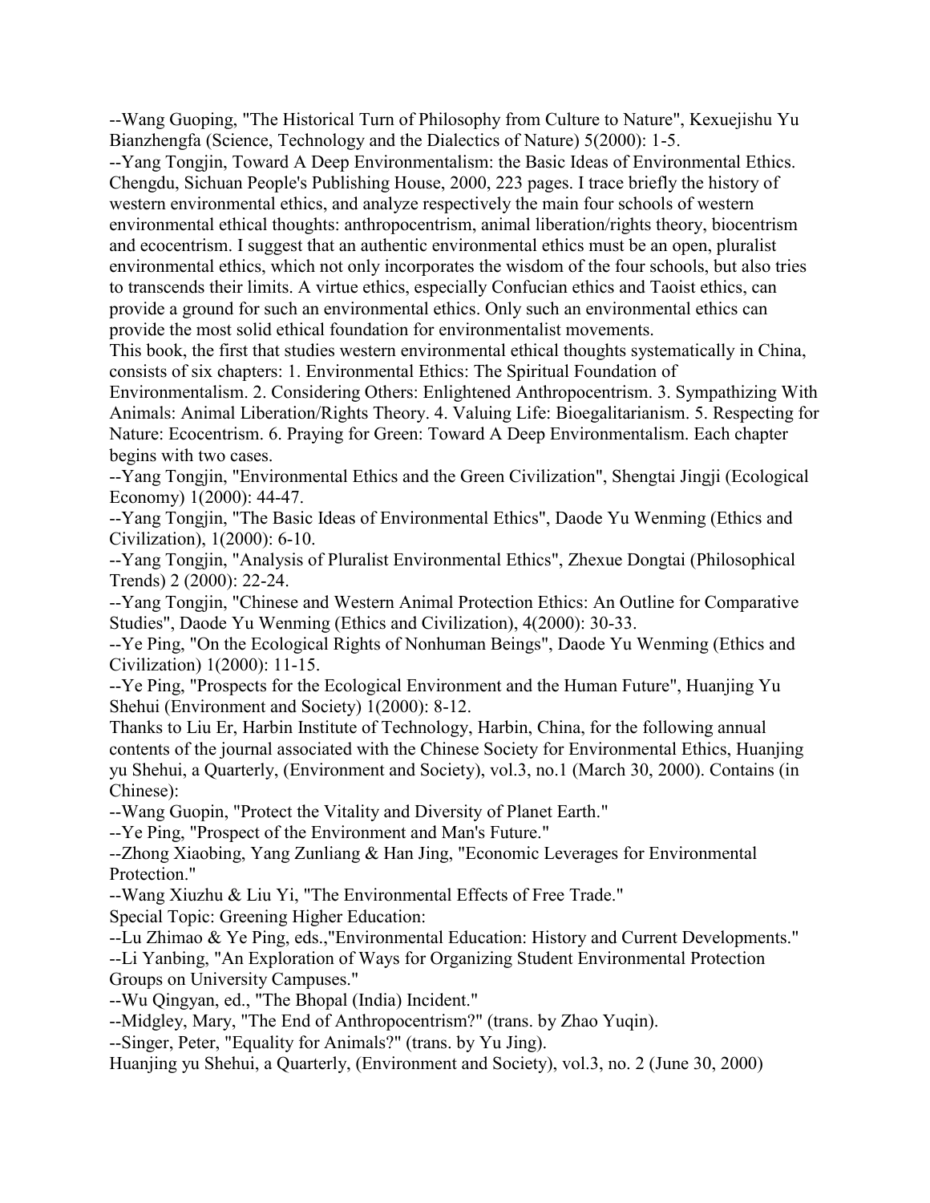--Wang Guoping, "The Historical Turn of Philosophy from Culture to Nature", Kexuejishu Yu Bianzhengfa (Science, Technology and the Dialectics of Nature) 5(2000): 1-5.

--Yang Tongjin, Toward A Deep Environmentalism: the Basic Ideas of Environmental Ethics. Chengdu, Sichuan People's Publishing House, 2000, 223 pages. I trace briefly the history of western environmental ethics, and analyze respectively the main four schools of western environmental ethical thoughts: anthropocentrism, animal liberation/rights theory, biocentrism and ecocentrism. I suggest that an authentic environmental ethics must be an open, pluralist environmental ethics, which not only incorporates the wisdom of the four schools, but also tries to transcends their limits. A virtue ethics, especially Confucian ethics and Taoist ethics, can provide a ground for such an environmental ethics. Only such an environmental ethics can provide the most solid ethical foundation for environmentalist movements.

This book, the first that studies western environmental ethical thoughts systematically in China, consists of six chapters: 1. Environmental Ethics: The Spiritual Foundation of Environmentalism. 2. Considering Others: Enlightened Anthropocentrism. 3. Sympathizing With Animals: Animal Liberation/Rights Theory. 4. Valuing Life: Bioegalitarianism. 5. Respecting for Nature: Ecocentrism. 6. Praying for Green: Toward A Deep Environmentalism. Each chapter begins with two cases.

--Yang Tongjin, "Environmental Ethics and the Green Civilization", Shengtai Jingji (Ecological Economy) 1(2000): 44-47.

--Yang Tongjin, "The Basic Ideas of Environmental Ethics", Daode Yu Wenming (Ethics and Civilization), 1(2000): 6-10.

--Yang Tongjin, "Analysis of Pluralist Environmental Ethics", Zhexue Dongtai (Philosophical Trends) 2 (2000): 22-24.

--Yang Tongjin, "Chinese and Western Animal Protection Ethics: An Outline for Comparative Studies", Daode Yu Wenming (Ethics and Civilization), 4(2000): 30-33.

--Ye Ping, "On the Ecological Rights of Nonhuman Beings", Daode Yu Wenming (Ethics and Civilization) 1(2000): 11-15.

--Ye Ping, "Prospects for the Ecological Environment and the Human Future", Huanjing Yu Shehui (Environment and Society) 1(2000): 8-12.

Thanks to Liu Er, Harbin Institute of Technology, Harbin, China, for the following annual contents of the journal associated with the Chinese Society for Environmental Ethics, Huanjing yu Shehui, a Quarterly, (Environment and Society), vol.3, no.1 (March 30, 2000). Contains (in Chinese):

--Wang Guopin, "Protect the Vitality and Diversity of Planet Earth."

--Ye Ping, "Prospect of the Environment and Man's Future."

--Zhong Xiaobing, Yang Zunliang & Han Jing, "Economic Leverages for Environmental Protection."

--Wang Xiuzhu & Liu Yi, "The Environmental Effects of Free Trade."

Special Topic: Greening Higher Education:

--Lu Zhimao & Ye Ping, eds.,"Environmental Education: History and Current Developments."

--Li Yanbing, "An Exploration of Ways for Organizing Student Environmental Protection Groups on University Campuses."

--Wu Qingyan, ed., "The Bhopal (India) Incident."

--Midgley, Mary, "The End of Anthropocentrism?" (trans. by Zhao Yuqin).

--Singer, Peter, "Equality for Animals?" (trans. by Yu Jing).

Huanjing yu Shehui, a Quarterly, (Environment and Society), vol.3, no. 2 (June 30, 2000)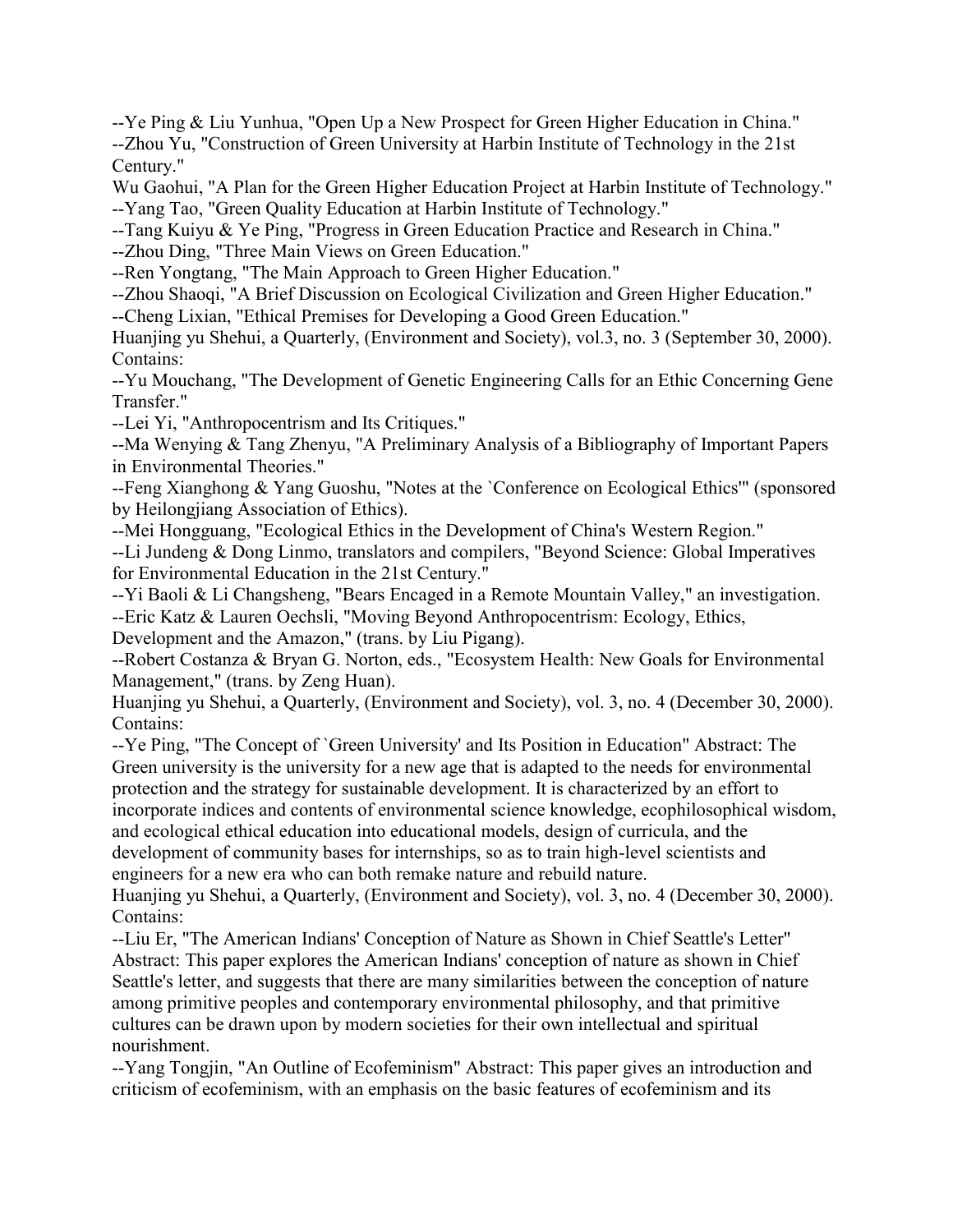--Ye Ping & Liu Yunhua, "Open Up a New Prospect for Green Higher Education in China."
--Zhou Yu, "Construction of Green University at Harbin Institute of Technology in the 21st Century."
Wu Gaohui, "A Plan for the Green Higher Education Project at Harbin Institute of Technology."
--Yang Tao, "Green Quality Education at Harbin Institute of Technology."
--Tang Kuiyu & Ye Ping, "Progress in Green Education Practice and Research in China."
--Zhou Ding, "Three Main Views on Green Education."
--Ren Yongtang, "The Main Approach to Green Higher Education."
--Zhou Shaoqi, "A Brief Discussion on Ecological Civilization and Green Higher Education."
--Cheng Lixian, "Ethical Premises for Developing a Good Green Education."

Huanjing yu Shehui, a Quarterly, (Environment and Society), vol.3, no. 3 (September 30, 2000). Contains:
--Yu Mouchang, "The Development of Genetic Engineering Calls for an Ethic Concerning Gene Transfer."
--Lei Yi, "Anthropocentrism and Its Critiques."
--Ma Wenying & Tang Zhenyu, "A Preliminary Analysis of a Bibliography of Important Papers in Environmental Theories."
--Feng Xianghong & Yang Guoshu, "Notes at the `Conference on Ecological Ethics'" (sponsored by Heilongjiang Association of Ethics).
--Mei Hongguang, "Ecological Ethics in the Development of China's Western Region."
--Li Jundeng & Dong Linmo, translators and compilers, "Beyond Science: Global Imperatives for Environmental Education in the 21st Century."
--Yi Baoli & Li Changsheng, "Bears Encaged in a Remote Mountain Valley," an investigation.
--Eric Katz & Lauren Oechsli, "Moving Beyond Anthropocentrism: Ecology, Ethics, Development and the Amazon," (trans. by Liu Pigang).
--Robert Costanza & Bryan G. Norton, eds., "Ecosystem Health: New Goals for Environmental Management," (trans. by Zeng Huan).

Huanjing yu Shehui, a Quarterly, (Environment and Society), vol. 3, no. 4 (December 30, 2000). Contains:
--Ye Ping, "The Concept of `Green University' and Its Position in Education" Abstract: The Green university is the university for a new age that is adapted to the needs for environmental protection and the strategy for sustainable development. It is characterized by an effort to incorporate indices and contents of environmental science knowledge, ecophilosophical wisdom, and ecological ethical education into educational models, design of curricula, and the development of community bases for internships, so as to train high-level scientists and engineers for a new era who can both remake nature and rebuild nature.

Huanjing yu Shehui, a Quarterly, (Environment and Society), vol. 3, no. 4 (December 30, 2000). Contains:
--Liu Er, "The American Indians' Conception of Nature as Shown in Chief Seattle's Letter" Abstract: This paper explores the American Indians' conception of nature as shown in Chief Seattle's letter, and suggests that there are many similarities between the conception of nature among primitive peoples and contemporary environmental philosophy, and that primitive cultures can be drawn upon by modern societies for their own intellectual and spiritual nourishment.
--Yang Tongjin, "An Outline of Ecofeminism" Abstract: This paper gives an introduction and criticism of ecofeminism, with an emphasis on the basic features of ecofeminism and its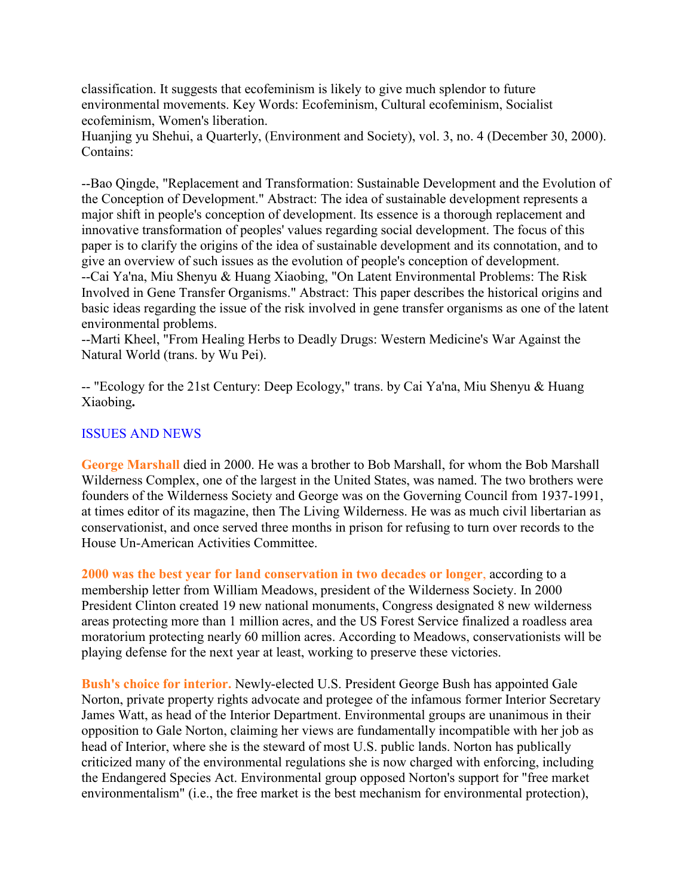classification. It suggests that ecofeminism is likely to give much splendor to future environmental movements. Key Words: Ecofeminism, Cultural ecofeminism, Socialist ecofeminism, Women's liberation.

Huanjing yu Shehui, a Quarterly, (Environment and Society), vol. 3, no. 4 (December 30, 2000). Contains:

--Bao Qingde, "Replacement and Transformation: Sustainable Development and the Evolution of the Conception of Development." Abstract: The idea of sustainable development represents a major shift in people's conception of development. Its essence is a thorough replacement and innovative transformation of peoples' values regarding social development. The focus of this paper is to clarify the origins of the idea of sustainable development and its connotation, and to give an overview of such issues as the evolution of people's conception of development.
--Cai Ya'na, Miu Shenyu & Huang Xiaobing, "On Latent Environmental Problems: The Risk Involved in Gene Transfer Organisms." Abstract: This paper describes the historical origins and basic ideas regarding the issue of the risk involved in gene transfer organisms as one of the latent environmental problems.
--Marti Kheel, "From Healing Herbs to Deadly Drugs: Western Medicine's War Against the Natural World (trans. by Wu Pei).

-- "Ecology for the 21st Century: Deep Ecology," trans. by Cai Ya'na, Miu Shenyu & Huang Xiaobing**.**

## ISSUES AND NEWS

**George Marshall** died in 2000. He was a brother to Bob Marshall, for whom the Bob Marshall Wilderness Complex, one of the largest in the United States, was named. The two brothers were founders of the Wilderness Society and George was on the Governing Council from 1937-1991, at times editor of its magazine, then The Living Wilderness. He was as much civil libertarian as conservationist, and once served three months in prison for refusing to turn over records to the House Un-American Activities Committee.

**2000 was the best year for land conservation in two decades or longer,** according to a membership letter from William Meadows, president of the Wilderness Society. In 2000 President Clinton created 19 new national monuments, Congress designated 8 new wilderness areas protecting more than 1 million acres, and the US Forest Service finalized a roadless area moratorium protecting nearly 60 million acres. According to Meadows, conservationists will be playing defense for the next year at least, working to preserve these victories.

**Bush's choice for interior.** Newly-elected U.S. President George Bush has appointed Gale Norton, private property rights advocate and protegee of the infamous former Interior Secretary James Watt, as head of the Interior Department. Environmental groups are unanimous in their opposition to Gale Norton, claiming her views are fundamentally incompatible with her job as head of Interior, where she is the steward of most U.S. public lands. Norton has publically criticized many of the environmental regulations she is now charged with enforcing, including the Endangered Species Act. Environmental group opposed Norton's support for "free market environmentalism" (i.e., the free market is the best mechanism for environmental protection),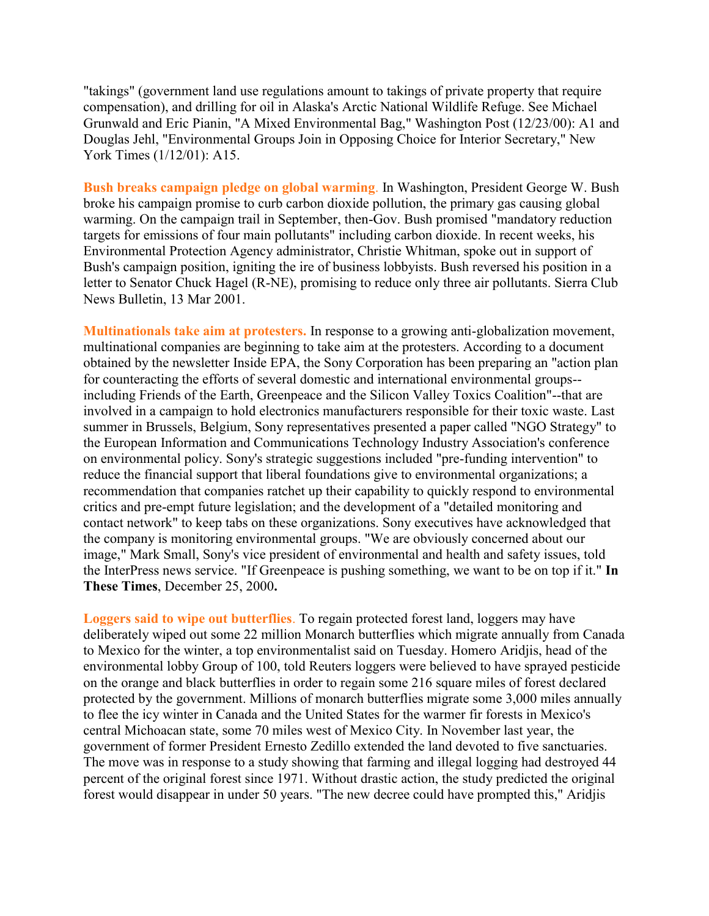"takings" (government land use regulations amount to takings of private property that require compensation), and drilling for oil in Alaska's Arctic National Wildlife Refuge. See Michael Grunwald and Eric Pianin, "A Mixed Environmental Bag," Washington Post (12/23/00): A1 and Douglas Jehl, "Environmental Groups Join in Opposing Choice for Interior Secretary," New York Times (1/12/01): A15.

**Bush breaks campaign pledge on global warming**. In Washington, President George W. Bush broke his campaign promise to curb carbon dioxide pollution, the primary gas causing global warming. On the campaign trail in September, then-Gov. Bush promised "mandatory reduction targets for emissions of four main pollutants" including carbon dioxide. In recent weeks, his Environmental Protection Agency administrator, Christie Whitman, spoke out in support of Bush's campaign position, igniting the ire of business lobbyists. Bush reversed his position in a letter to Senator Chuck Hagel (R-NE), promising to reduce only three air pollutants. Sierra Club News Bulletin, 13 Mar 2001.

**Multinationals take aim at protesters.** In response to a growing anti-globalization movement, multinational companies are beginning to take aim at the protesters. According to a document obtained by the newsletter Inside EPA, the Sony Corporation has been preparing an "action plan for counteracting the efforts of several domestic and international environmental groups--including Friends of the Earth, Greenpeace and the Silicon Valley Toxics Coalition"--that are involved in a campaign to hold electronics manufacturers responsible for their toxic waste. Last summer in Brussels, Belgium, Sony representatives presented a paper called "NGO Strategy" to the European Information and Communications Technology Industry Association's conference on environmental policy. Sony's strategic suggestions included "pre-funding intervention" to reduce the financial support that liberal foundations give to environmental organizations; a recommendation that companies ratchet up their capability to quickly respond to environmental critics and pre-empt future legislation; and the development of a "detailed monitoring and contact network" to keep tabs on these organizations. Sony executives have acknowledged that the company is monitoring environmental groups. "We are obviously concerned about our image," Mark Small, Sony's vice president of environmental and health and safety issues, told the InterPress news service. "If Greenpeace is pushing something, we want to be on top if it." **In These Times**, December 25, 2000**.**

**Loggers said to wipe out butterflies**. To regain protected forest land, loggers may have deliberately wiped out some 22 million Monarch butterflies which migrate annually from Canada to Mexico for the winter, a top environmentalist said on Tuesday. Homero Aridjis, head of the environmental lobby Group of 100, told Reuters loggers were believed to have sprayed pesticide on the orange and black butterflies in order to regain some 216 square miles of forest declared protected by the government. Millions of monarch butterflies migrate some 3,000 miles annually to flee the icy winter in Canada and the United States for the warmer fir forests in Mexico's central Michoacan state, some 70 miles west of Mexico City. In November last year, the government of former President Ernesto Zedillo extended the land devoted to five sanctuaries. The move was in response to a study showing that farming and illegal logging had destroyed 44 percent of the original forest since 1971. Without drastic action, the study predicted the original forest would disappear in under 50 years. "The new decree could have prompted this," Aridjis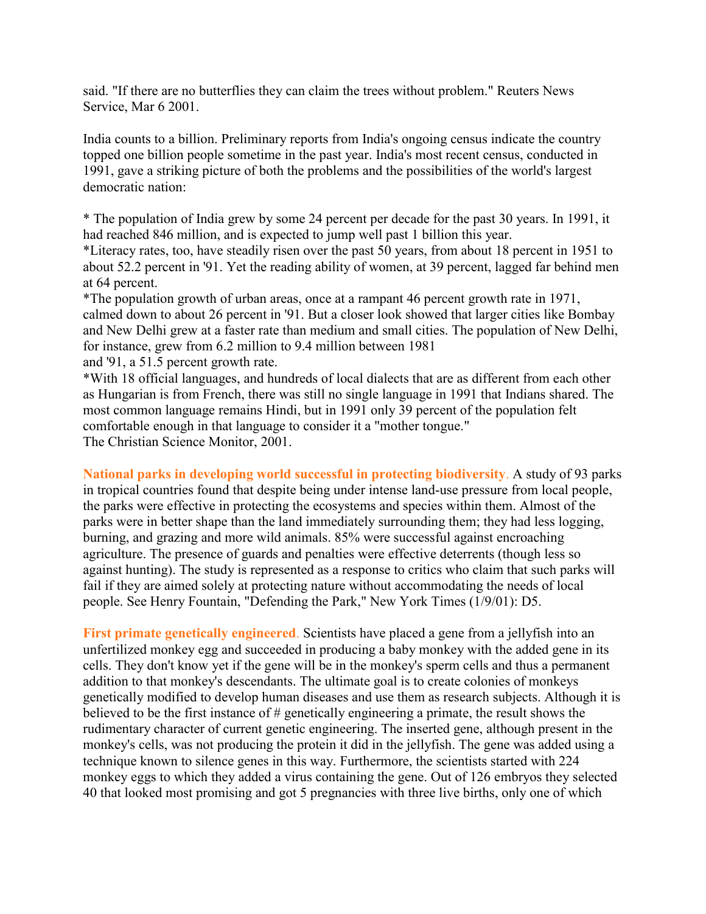said. "If there are no butterflies they can claim the trees without problem." Reuters News Service, Mar 6 2001.

India counts to a billion. Preliminary reports from India's ongoing census indicate the country topped one billion people sometime in the past year. India's most recent census, conducted in 1991, gave a striking picture of both the problems and the possibilities of the world's largest democratic nation:

* The population of India grew by some 24 percent per decade for the past 30 years. In 1991, it had reached 846 million, and is expected to jump well past 1 billion this year.
*Literacy rates, too, have steadily risen over the past 50 years, from about 18 percent in 1951 to about 52.2 percent in '91. Yet the reading ability of women, at 39 percent, lagged far behind men at 64 percent.
*The population growth of urban areas, once at a rampant 46 percent growth rate in 1971, calmed down to about 26 percent in '91. But a closer look showed that larger cities like Bombay and New Delhi grew at a faster rate than medium and small cities. The population of New Delhi, for instance, grew from 6.2 million to 9.4 million between 1981
and '91, a 51.5 percent growth rate.
*With 18 official languages, and hundreds of local dialects that are as different from each other as Hungarian is from French, there was still no single language in 1991 that Indians shared. The most common language remains Hindi, but in 1991 only 39 percent of the population felt comfortable enough in that language to consider it a "mother tongue."
The Christian Science Monitor, 2001.

**National parks in developing world successful in protecting biodiversity**. A study of 93 parks in tropical countries found that despite being under intense land-use pressure from local people, the parks were effective in protecting the ecosystems and species within them. Almost of the parks were in better shape than the land immediately surrounding them; they had less logging, burning, and grazing and more wild animals. 85% were successful against encroaching agriculture. The presence of guards and penalties were effective deterrents (though less so against hunting). The study is represented as a response to critics who claim that such parks will fail if they are aimed solely at protecting nature without accommodating the needs of local people. See Henry Fountain, "Defending the Park," New York Times (1/9/01): D5.

**First primate genetically engineered**. Scientists have placed a gene from a jellyfish into an unfertilized monkey egg and succeeded in producing a baby monkey with the added gene in its cells. They don't know yet if the gene will be in the monkey's sperm cells and thus a permanent addition to that monkey's descendants. The ultimate goal is to create colonies of monkeys genetically modified to develop human diseases and use them as research subjects. Although it is believed to be the first instance of # genetically engineering a primate, the result shows the rudimentary character of current genetic engineering. The inserted gene, although present in the monkey's cells, was not producing the protein it did in the jellyfish. The gene was added using a technique known to silence genes in this way. Furthermore, the scientists started with 224 monkey eggs to which they added a virus containing the gene. Out of 126 embryos they selected 40 that looked most promising and got 5 pregnancies with three live births, only one of which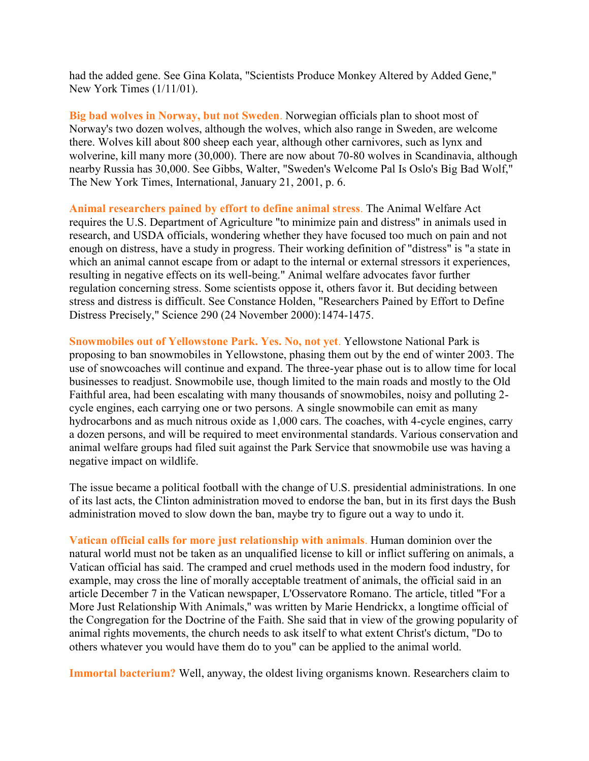had the added gene. See Gina Kolata, "Scientists Produce Monkey Altered by Added Gene," New York Times (1/11/01).

**Big bad wolves in Norway, but not Sweden**. Norwegian officials plan to shoot most of Norway's two dozen wolves, although the wolves, which also range in Sweden, are welcome there. Wolves kill about 800 sheep each year, although other carnivores, such as lynx and wolverine, kill many more (30,000). There are now about 70-80 wolves in Scandinavia, although nearby Russia has 30,000. See Gibbs, Walter, "Sweden's Welcome Pal Is Oslo's Big Bad Wolf," The New York Times, International, January 21, 2001, p. 6.

**Animal researchers pained by effort to define animal stress**. The Animal Welfare Act requires the U.S. Department of Agriculture "to minimize pain and distress" in animals used in research, and USDA officials, wondering whether they have focused too much on pain and not enough on distress, have a study in progress. Their working definition of "distress" is "a state in which an animal cannot escape from or adapt to the internal or external stressors it experiences, resulting in negative effects on its well-being." Animal welfare advocates favor further regulation concerning stress. Some scientists oppose it, others favor it. But deciding between stress and distress is difficult. See Constance Holden, "Researchers Pained by Effort to Define Distress Precisely," Science 290 (24 November 2000):1474-1475.

**Snowmobiles out of Yellowstone Park. Yes. No, not yet**. Yellowstone National Park is proposing to ban snowmobiles in Yellowstone, phasing them out by the end of winter 2003. The use of snowcoaches will continue and expand. The three-year phase out is to allow time for local businesses to readjust. Snowmobile use, though limited to the main roads and mostly to the Old Faithful area, had been escalating with many thousands of snowmobiles, noisy and polluting 2-cycle engines, each carrying one or two persons. A single snowmobile can emit as many hydrocarbons and as much nitrous oxide as 1,000 cars. The coaches, with 4-cycle engines, carry a dozen persons, and will be required to meet environmental standards. Various conservation and animal welfare groups had filed suit against the Park Service that snowmobile use was having a negative impact on wildlife.

The issue became a political football with the change of U.S. presidential administrations. In one of its last acts, the Clinton administration moved to endorse the ban, but in its first days the Bush administration moved to slow down the ban, maybe try to figure out a way to undo it.

**Vatican official calls for more just relationship with animals**. Human dominion over the natural world must not be taken as an unqualified license to kill or inflict suffering on animals, a Vatican official has said. The cramped and cruel methods used in the modern food industry, for example, may cross the line of morally acceptable treatment of animals, the official said in an article December 7 in the Vatican newspaper, L'Osservatore Romano. The article, titled "For a More Just Relationship With Animals," was written by Marie Hendrickx, a longtime official of the Congregation for the Doctrine of the Faith. She said that in view of the growing popularity of animal rights movements, the church needs to ask itself to what extent Christ's dictum, "Do to others whatever you would have them do to you" can be applied to the animal world.

**Immortal bacterium?** Well, anyway, the oldest living organisms known. Researchers claim to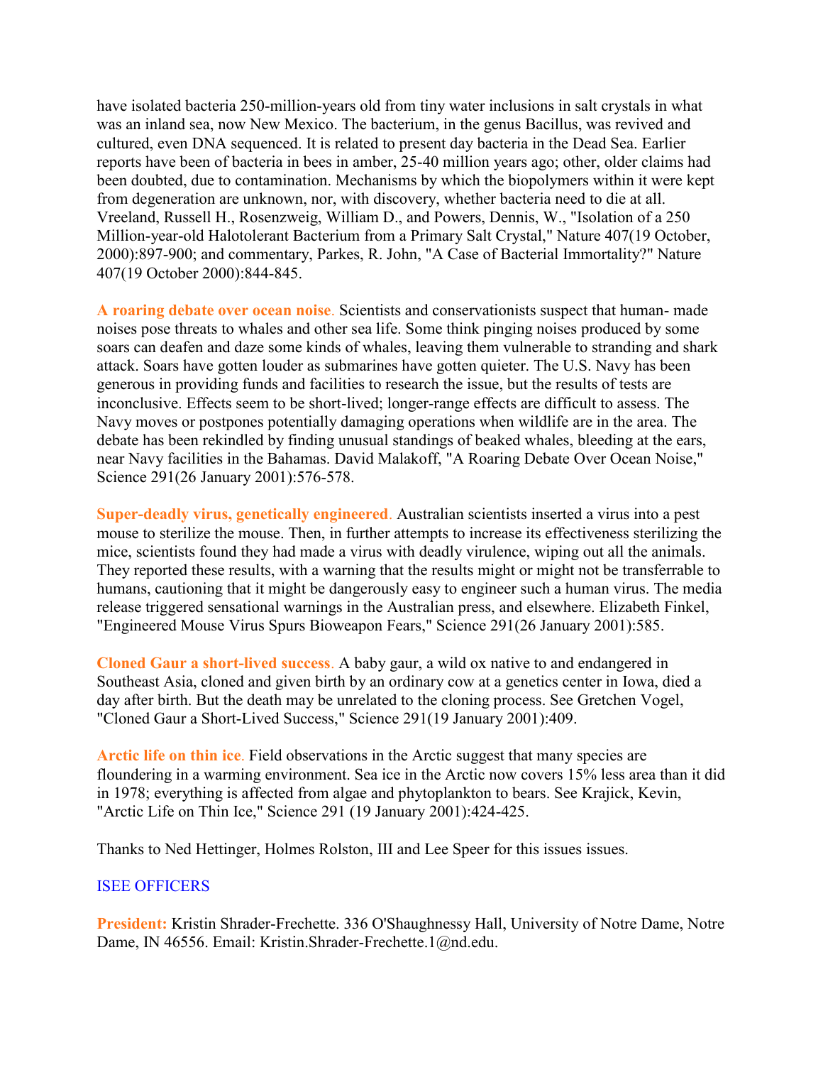have isolated bacteria 250-million-years old from tiny water inclusions in salt crystals in what was an inland sea, now New Mexico. The bacterium, in the genus Bacillus, was revived and cultured, even DNA sequenced. It is related to present day bacteria in the Dead Sea. Earlier reports have been of bacteria in bees in amber, 25-40 million years ago; other, older claims had been doubted, due to contamination. Mechanisms by which the biopolymers within it were kept from degeneration are unknown, nor, with discovery, whether bacteria need to die at all. Vreeland, Russell H., Rosenzweig, William D., and Powers, Dennis, W., "Isolation of a 250 Million-year-old Halotolerant Bacterium from a Primary Salt Crystal," Nature 407(19 October, 2000):897-900; and commentary, Parkes, R. John, "A Case of Bacterial Immortality?" Nature 407(19 October 2000):844-845.

**A roaring debate over ocean noise**. Scientists and conservationists suspect that human- made noises pose threats to whales and other sea life. Some think pinging noises produced by some soars can deafen and daze some kinds of whales, leaving them vulnerable to stranding and shark attack. Soars have gotten louder as submarines have gotten quieter. The U.S. Navy has been generous in providing funds and facilities to research the issue, but the results of tests are inconclusive. Effects seem to be short-lived; longer-range effects are difficult to assess. The Navy moves or postpones potentially damaging operations when wildlife are in the area. The debate has been rekindled by finding unusual standings of beaked whales, bleeding at the ears, near Navy facilities in the Bahamas. David Malakoff, "A Roaring Debate Over Ocean Noise," Science 291(26 January 2001):576-578.

**Super-deadly virus, genetically engineered**. Australian scientists inserted a virus into a pest mouse to sterilize the mouse. Then, in further attempts to increase its effectiveness sterilizing the mice, scientists found they had made a virus with deadly virulence, wiping out all the animals. They reported these results, with a warning that the results might or might not be transferrable to humans, cautioning that it might be dangerously easy to engineer such a human virus. The media release triggered sensational warnings in the Australian press, and elsewhere. Elizabeth Finkel, "Engineered Mouse Virus Spurs Bioweapon Fears," Science 291(26 January 2001):585.

**Cloned Gaur a short-lived success**. A baby gaur, a wild ox native to and endangered in Southeast Asia, cloned and given birth by an ordinary cow at a genetics center in Iowa, died a day after birth. But the death may be unrelated to the cloning process. See Gretchen Vogel, "Cloned Gaur a Short-Lived Success," Science 291(19 January 2001):409.

**Arctic life on thin ice**. Field observations in the Arctic suggest that many species are floundering in a warming environment. Sea ice in the Arctic now covers 15% less area than it did in 1978; everything is affected from algae and phytoplankton to bears. See Krajick, Kevin, "Arctic Life on Thin Ice," Science 291 (19 January 2001):424-425.

Thanks to Ned Hettinger, Holmes Rolston, III and Lee Speer for this issues issues.

## ISEE OFFICERS

**President:** Kristin Shrader-Frechette. 336 O'Shaughnessy Hall, University of Notre Dame, Notre Dame, IN 46556. Email: Kristin.Shrader-Frechette.1@nd.edu.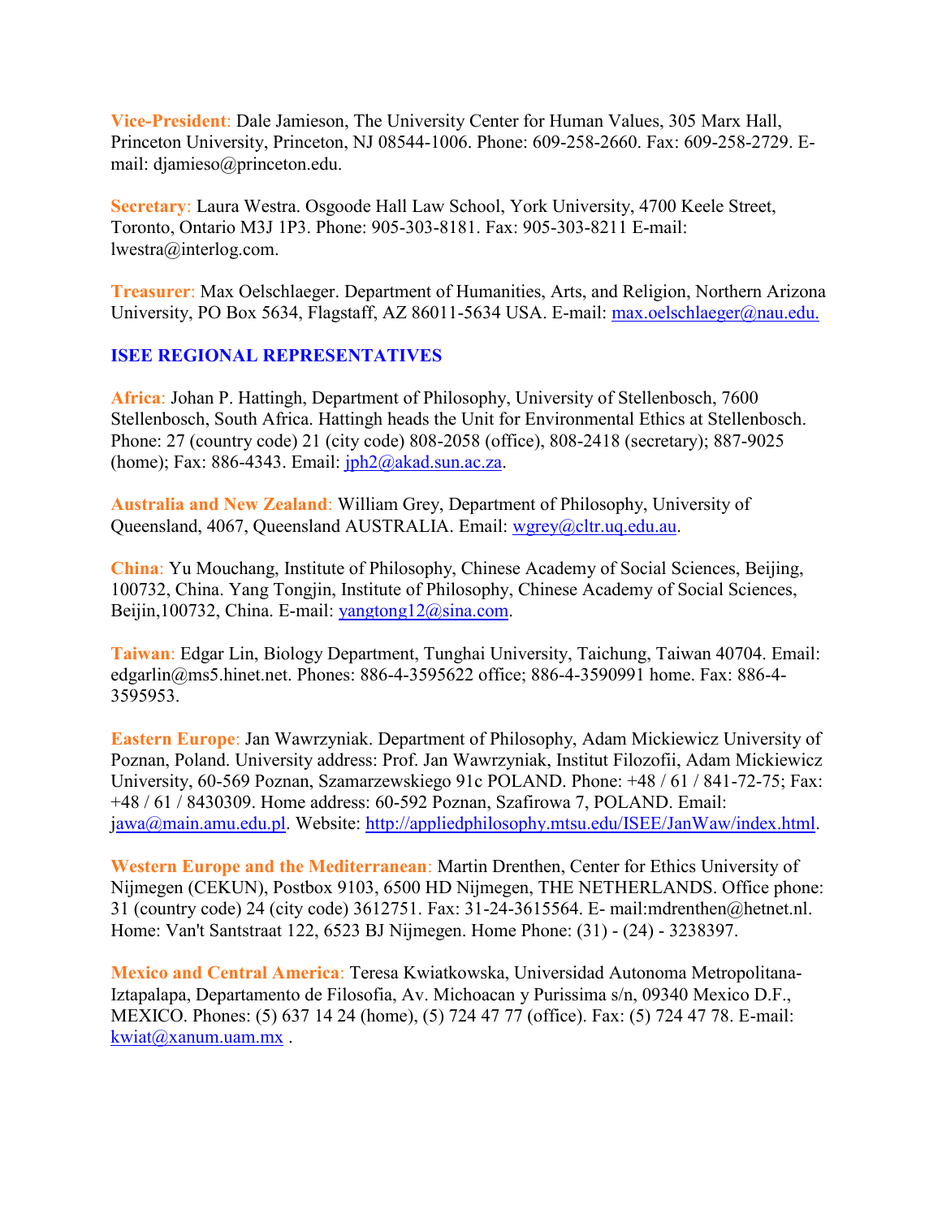**Vice-President**: Dale Jamieson, The University Center for Human Values, 305 Marx Hall, Princeton University, Princeton, NJ 08544-1006. Phone: 609-258-2660. Fax: 609-258-2729. E-mail: djamieso@princeton.edu.

**Secretary**: Laura Westra. Osgoode Hall Law School, York University, 4700 Keele Street, Toronto, Ontario M3J 1P3. Phone: 905-303-8181. Fax: 905-303-8211 E-mail: lwestra@interlog.com.

**Treasurer**: Max Oelschlaeger. Department of Humanities, Arts, and Religion, Northern Arizona University, PO Box 5634, Flagstaff, AZ 86011-5634 USA. E-mail: max.oelschlaeger@nau.edu.

## ISEE REGIONAL REPRESENTATIVES

**Africa**: Johan P. Hattingh, Department of Philosophy, University of Stellenbosch, 7600 Stellenbosch, South Africa. Hattingh heads the Unit for Environmental Ethics at Stellenbosch. Phone: 27 (country code) 21 (city code) 808-2058 (office), 808-2418 (secretary); 887-9025 (home); Fax: 886-4343. Email: jph2@akad.sun.ac.za.

**Australia and New Zealand**: William Grey, Department of Philosophy, University of Queensland, 4067, Queensland AUSTRALIA. Email: wgrey@cltr.uq.edu.au.

**China**: Yu Mouchang, Institute of Philosophy, Chinese Academy of Social Sciences, Beijing, 100732, China. Yang Tongjin, Institute of Philosophy, Chinese Academy of Social Sciences, Beijin,100732, China. E-mail: yangtong12@sina.com.

**Taiwan**: Edgar Lin, Biology Department, Tunghai University, Taichung, Taiwan 40704. Email: edgarlin@ms5.hinet.net. Phones: 886-4-3595622 office; 886-4-3590991 home. Fax: 886-4-3595953.

**Eastern Europe**: Jan Wawrzyniak. Department of Philosophy, Adam Mickiewicz University of Poznan, Poland. University address: Prof. Jan Wawrzyniak, Institut Filozofii, Adam Mickiewicz University, 60-569 Poznan, Szamarzewskiego 91c POLAND. Phone: +48 / 61 / 841-72-75; Fax: +48 / 61 / 8430309. Home address: 60-592 Poznan, Szafirowa 7, POLAND. Email: jawa@main.amu.edu.pl. Website: http://appliedphilosophy.mtsu.edu/ISEE/JanWaw/index.html.

**Western Europe and the Mediterranean**: Martin Drenthen, Center for Ethics University of Nijmegen (CEKUN), Postbox 9103, 6500 HD Nijmegen, THE NETHERLANDS. Office phone: 31 (country code) 24 (city code) 3612751. Fax: 31-24-3615564. E- mail:mdrenthen@hetnet.nl. Home: Van't Santstraat 122, 6523 BJ Nijmegen. Home Phone: (31) - (24) - 3238397.

**Mexico and Central America**: Teresa Kwiatkowska, Universidad Autonoma Metropolitana-Iztapalapa, Departamento de Filosofia, Av. Michoacan y Purissima s/n, 09340 Mexico D.F., MEXICO. Phones: (5) 637 14 24 (home), (5) 724 47 77 (office). Fax: (5) 724 47 78. E-mail: kwiat@xanum.uam.mx .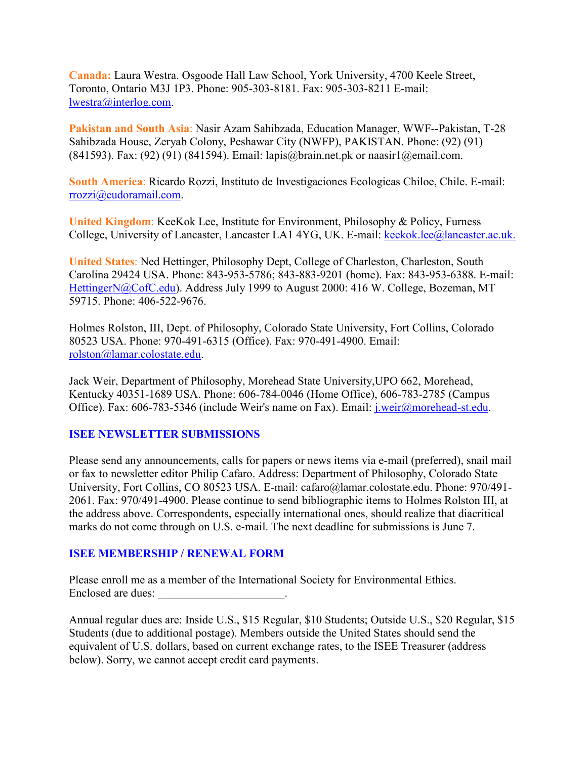**Canada:** Laura Westra. Osgoode Hall Law School, York University, 4700 Keele Street, Toronto, Ontario M3J 1P3. Phone: 905-303-8181. Fax: 905-303-8211 E-mail: lwestra@interlog.com.

**Pakistan and South Asia**: Nasir Azam Sahibzada, Education Manager, WWF--Pakistan, T-28 Sahibzada House, Zeryab Colony, Peshawar City (NWFP), PAKISTAN. Phone: (92) (91) (841593). Fax: (92) (91) (841594). Email: lapis@brain.net.pk or naasir1@email.com.

**South America**: Ricardo Rozzi, Instituto de Investigaciones Ecologicas Chiloe, Chile. E-mail: rrozzi@eudoramail.com.

**United Kingdom**: KeeKok Lee, Institute for Environment, Philosophy & Policy, Furness College, University of Lancaster, Lancaster LA1 4YG, UK. E-mail: keekok.lee@lancaster.ac.uk.

**United States**: Ned Hettinger, Philosophy Dept, College of Charleston, Charleston, South Carolina 29424 USA. Phone: 843-953-5786; 843-883-9201 (home). Fax: 843-953-6388. E-mail: HettingerN@CofC.edu). Address July 1999 to August 2000: 416 W. College, Bozeman, MT 59715. Phone: 406-522-9676.

Holmes Rolston, III, Dept. of Philosophy, Colorado State University, Fort Collins, Colorado 80523 USA. Phone: 970-491-6315 (Office). Fax: 970-491-4900. Email: rolston@lamar.colostate.edu.

Jack Weir, Department of Philosophy, Morehead State University,UPO 662, Morehead, Kentucky 40351-1689 USA. Phone: 606-784-0046 (Home Office), 606-783-2785 (Campus Office). Fax: 606-783-5346 (include Weir's name on Fax). Email: j.weir@morehead-st.edu.

## ISEE NEWSLETTER SUBMISSIONS

Please send any announcements, calls for papers or news items via e-mail (preferred), snail mail or fax to newsletter editor Philip Cafaro. Address: Department of Philosophy, Colorado State University, Fort Collins, CO 80523 USA. E-mail: cafaro@lamar.colostate.edu. Phone: 970/491-2061. Fax: 970/491-4900. Please continue to send bibliographic items to Holmes Rolston III, at the address above. Correspondents, especially international ones, should realize that diacritical marks do not come through on U.S. e-mail. The next deadline for submissions is June 7.

## ISEE MEMBERSHIP / RENEWAL FORM

Please enroll me as a member of the International Society for Environmental Ethics. Enclosed are dues: ______________________.

Annual regular dues are: Inside U.S., $15 Regular, $10 Students; Outside U.S., $20 Regular, $15 Students (due to additional postage). Members outside the United States should send the equivalent of U.S. dollars, based on current exchange rates, to the ISEE Treasurer (address below). Sorry, we cannot accept credit card payments.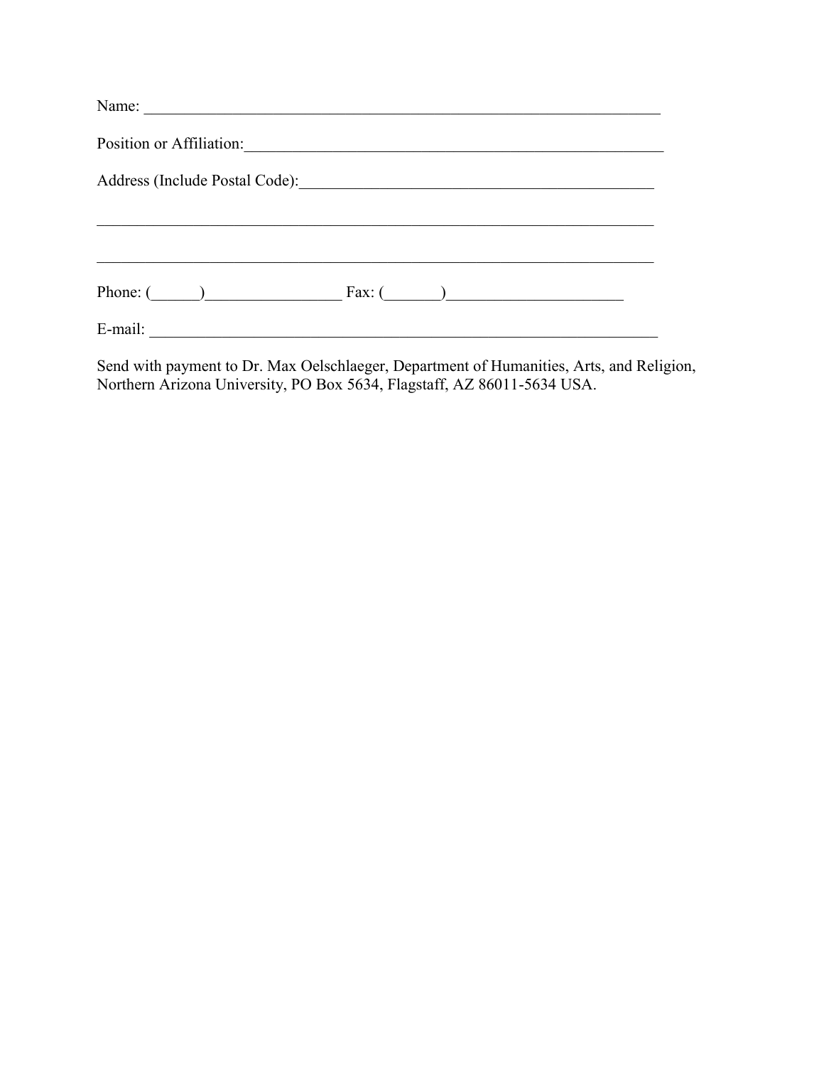Name: ____________________________________________________________________

Position or Affiliation:______________________________________________________

Address (Include Postal Code):_____________________________________________

__________________________________________________________________________

__________________________________________________________________________

Phone: (______)_________________ Fax: (_______)______________________

E-mail: ___________________________________________________________________

Send with payment to Dr. Max Oelschlaeger, Department of Humanities, Arts, and Religion, Northern Arizona University, PO Box 5634, Flagstaff, AZ 86011-5634 USA.